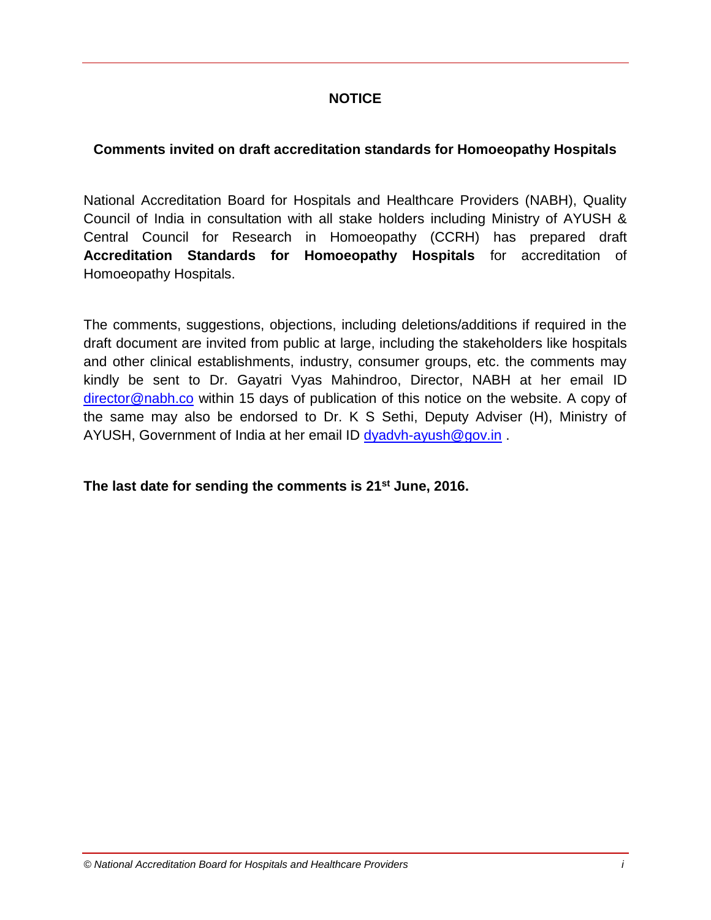# NOTICE

## Comments invited on draft accreditation standards for Homoeopathy Hospitals

National Accreditation Board for Hospitals and Healthcare Providers (NABH), Quality Council of India in consultation with all stake holders including Ministry of AYUSH & Central Council for Research in Homoeopathy (CCRH) has prepared draft **Accreditation Standards for Homoeopathy Hospitals** for accreditation of Homoeopathy Hospitals.

The comments, suggestions, objections, including deletions/additions if required in the draft document are invited from public at large, including the stakeholders like hospitals and other clinical establishments, industry, consumer groups, etc. the comments may kindly be sent to Dr. Gayatri Vyas Mahindroo, Director, NABH at her email ID director@nabh.co within 15 days of publication of this notice on the website. A copy of the same may also be endorsed to Dr. K S Sethi, Deputy Adviser (H), Ministry of AYUSH, Government of India at her email ID dyadvh-ayush@gov.in .

**The last date for sending the comments is 21st June, 2016.**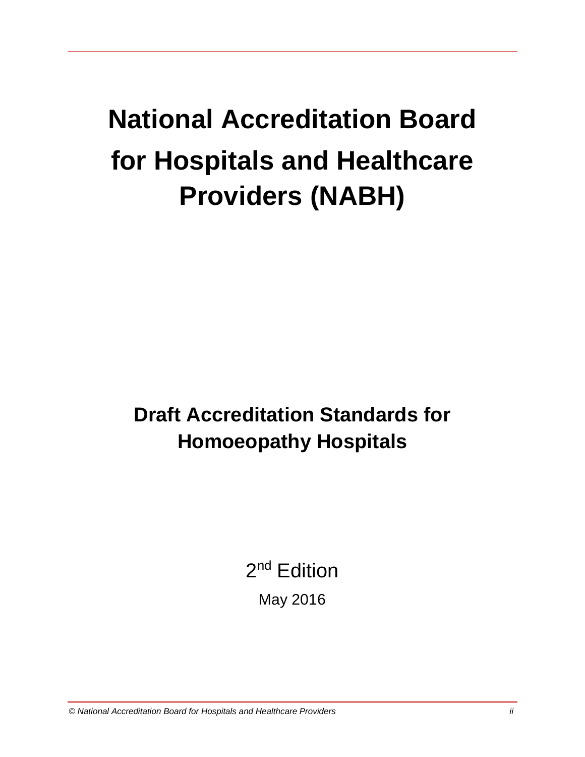# National Accreditation Board for Hospitals and Healthcare Providers (NABH)

## Draft Accreditation Standards for Homoeopathy Hospitals

2nd Edition

May 2016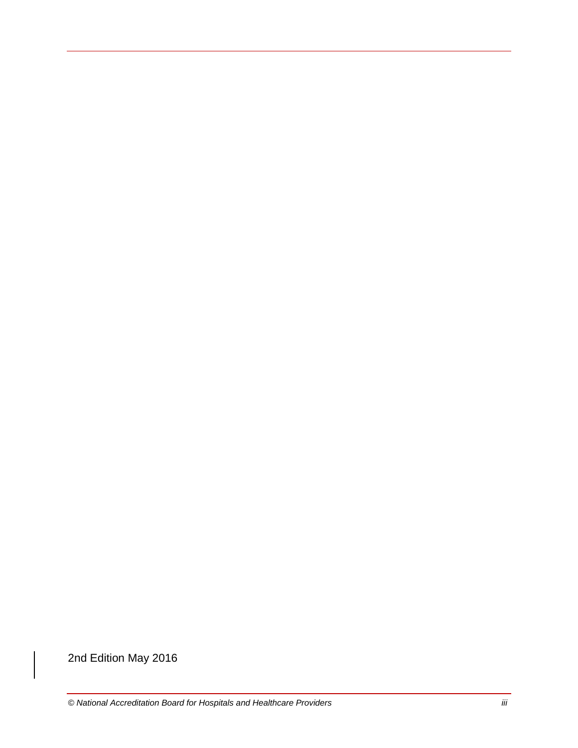2nd Edition May 2016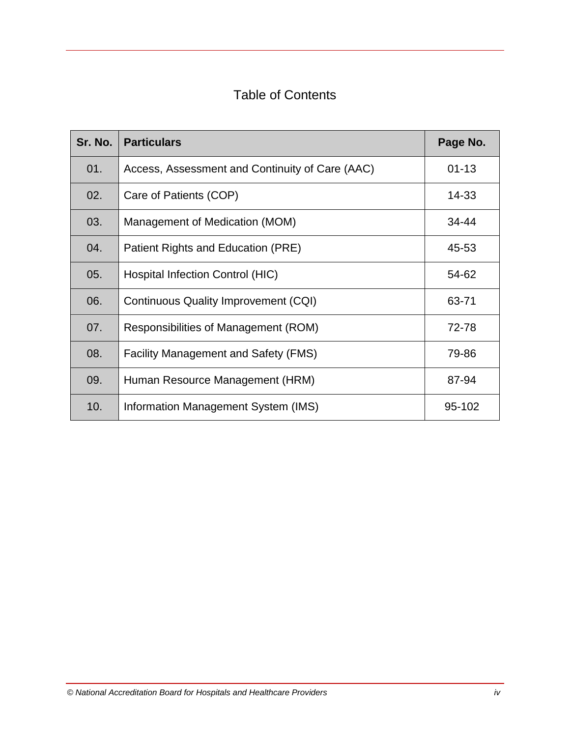# Table of Contents

| Sr. No. | Particulars | Page No. |
|---|---|---|
| 01. | Access, Assessment and Continuity of Care (AAC) | 01-13 |
| 02. | Care of Patients (COP) | 14-33 |
| 03. | Management of Medication (MOM) | 34-44 |
| 04. | Patient Rights and Education (PRE) | 45-53 |
| 05. | Hospital Infection Control (HIC) | 54-62 |
| 06. | Continuous Quality Improvement (CQI) | 63-71 |
| 07. | Responsibilities of Management (ROM) | 72-78 |
| 08. | Facility Management and Safety (FMS) | 79-86 |
| 09. | Human Resource Management (HRM) | 87-94 |
| 10. | Information Management System (IMS) | 95-102 |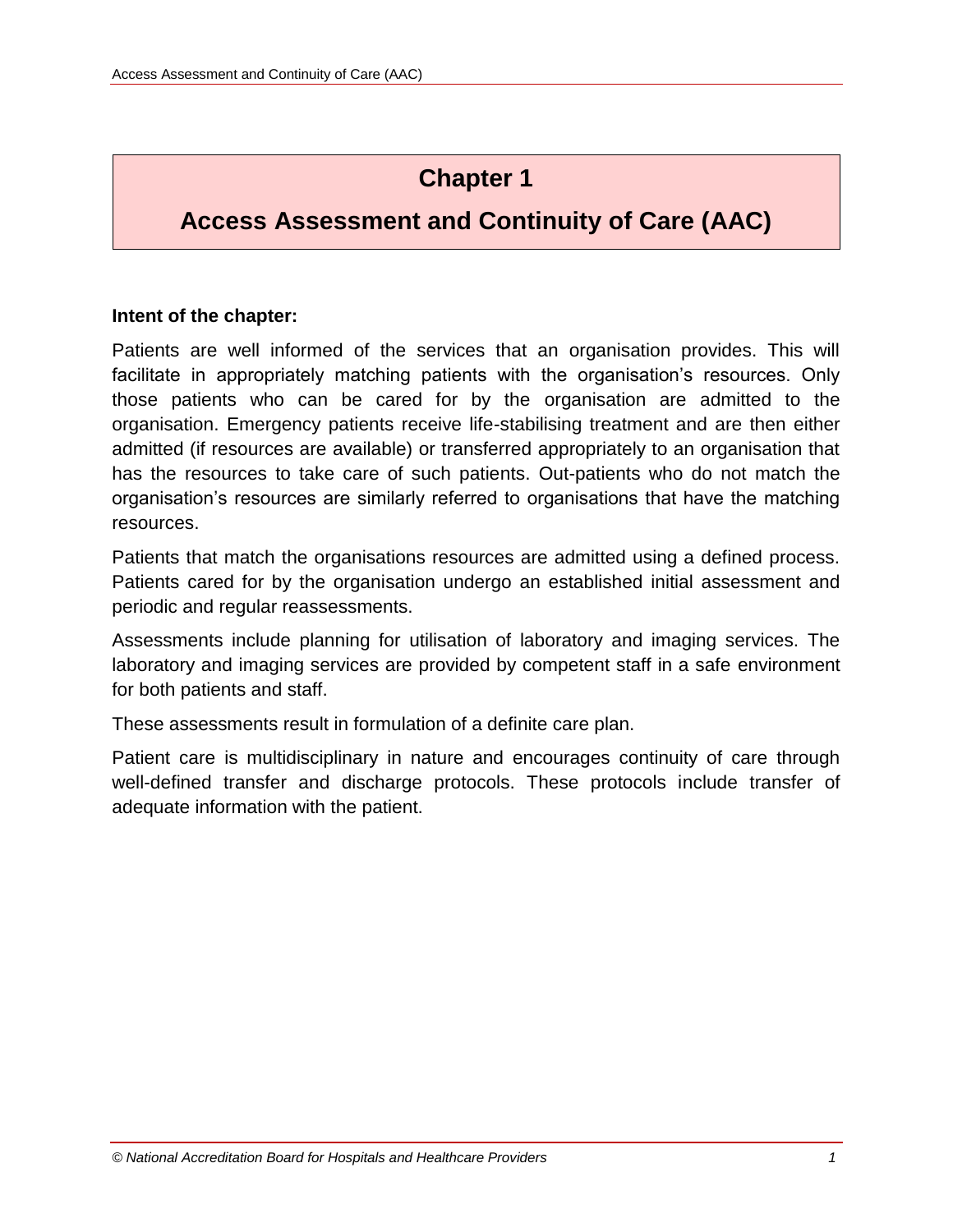# Chapter 1

# Access Assessment and Continuity of Care (AAC)

**Intent of the chapter:**

Patients are well informed of the services that an organisation provides. This will facilitate in appropriately matching patients with the organisation's resources. Only those patients who can be cared for by the organisation are admitted to the organisation. Emergency patients receive life-stabilising treatment and are then either admitted (if resources are available) or transferred appropriately to an organisation that has the resources to take care of such patients. Out-patients who do not match the organisation's resources are similarly referred to organisations that have the matching resources.

Patients that match the organisations resources are admitted using a defined process. Patients cared for by the organisation undergo an established initial assessment and periodic and regular reassessments.

Assessments include planning for utilisation of laboratory and imaging services. The laboratory and imaging services are provided by competent staff in a safe environment for both patients and staff.

These assessments result in formulation of a definite care plan.

Patient care is multidisciplinary in nature and encourages continuity of care through well-defined transfer and discharge protocols. These protocols include transfer of adequate information with the patient.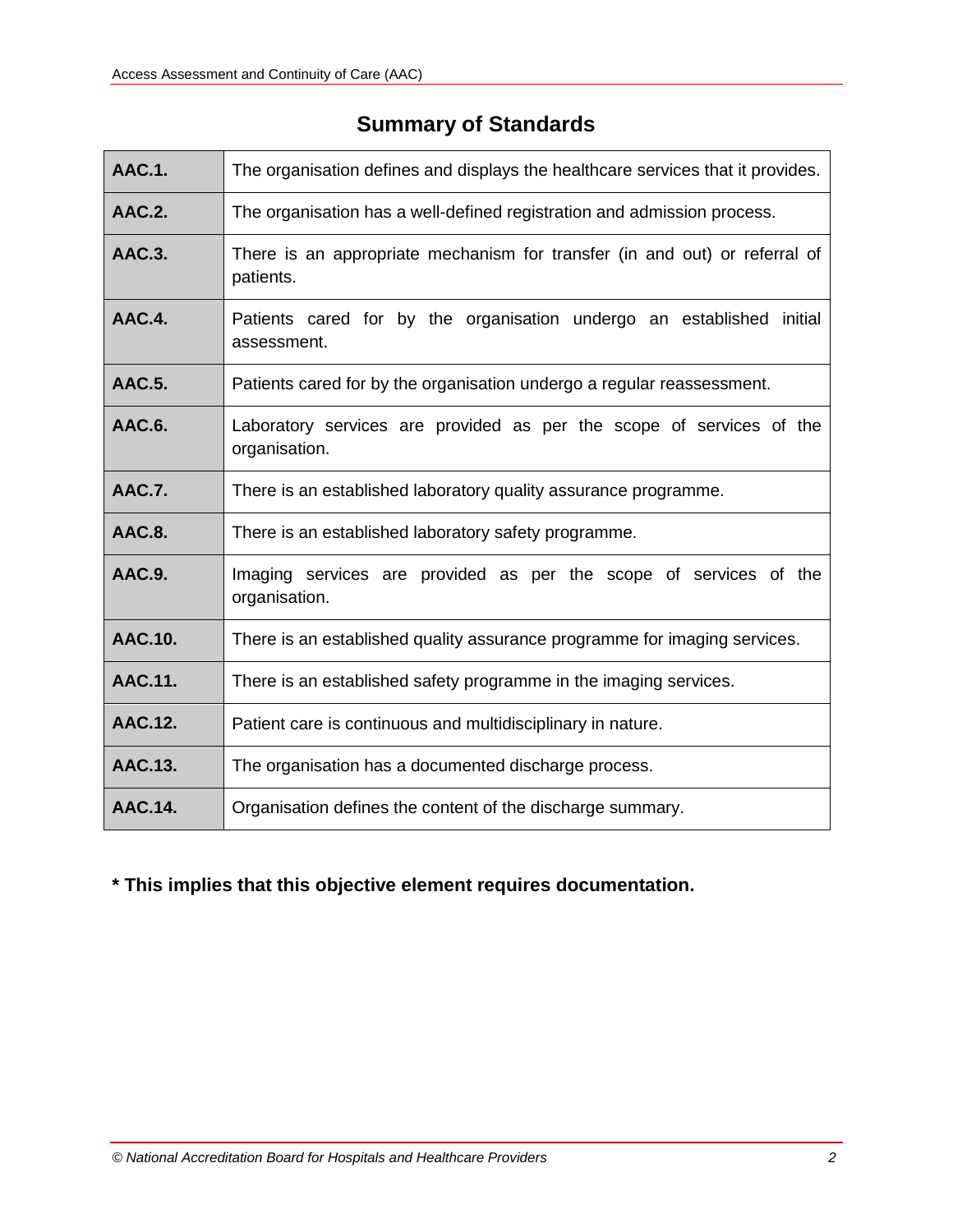## Summary of Standards

| | |
|---|---|
| **AAC.1.** | The organisation defines and displays the healthcare services that it provides. |
| **AAC.2.** | The organisation has a well-defined registration and admission process. |
| **AAC.3.** | There is an appropriate mechanism for transfer (in and out) or referral of patients. |
| **AAC.4.** | Patients cared for by the organisation undergo an established initial assessment. |
| **AAC.5.** | Patients cared for by the organisation undergo a regular reassessment. |
| **AAC.6.** | Laboratory services are provided as per the scope of services of the organisation. |
| **AAC.7.** | There is an established laboratory quality assurance programme. |
| **AAC.8.** | There is an established laboratory safety programme. |
| **AAC.9.** | Imaging services are provided as per the scope of services of the organisation. |
| **AAC.10.** | There is an established quality assurance programme for imaging services. |
| **AAC.11.** | There is an established safety programme in the imaging services. |
| **AAC.12.** | Patient care is continuous and multidisciplinary in nature. |
| **AAC.13.** | The organisation has a documented discharge process. |
| **AAC.14.** | Organisation defines the content of the discharge summary. |

**\* This implies that this objective element requires documentation.**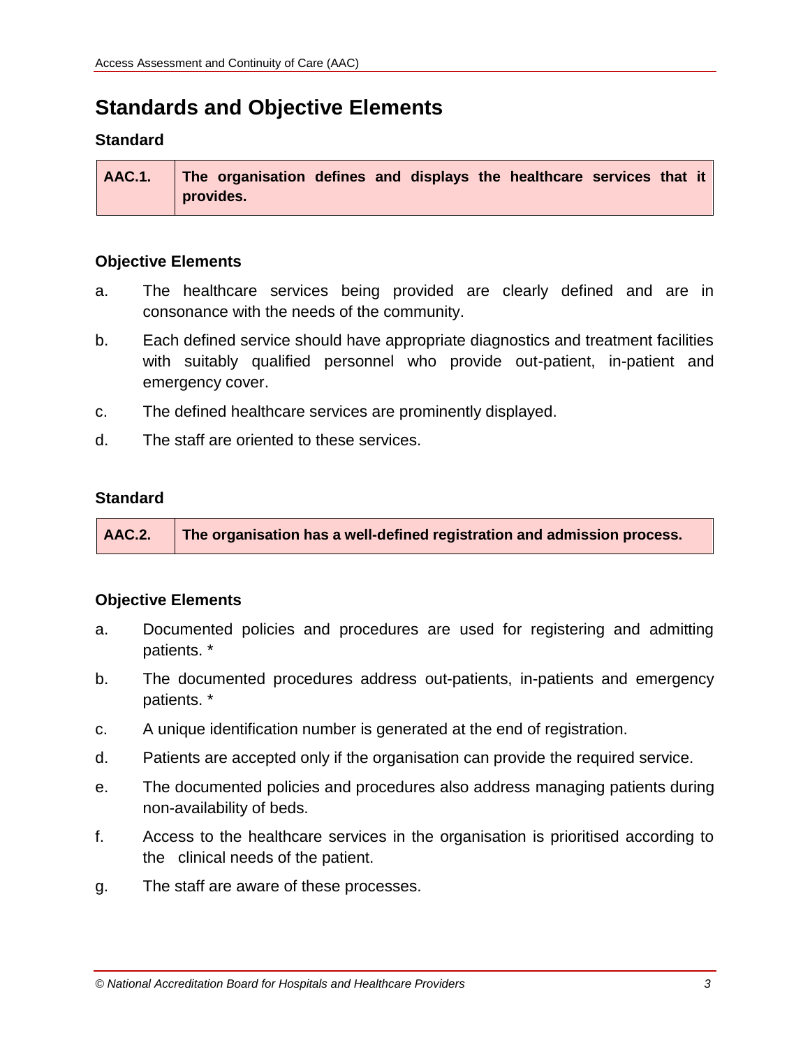## Standards and Objective Elements

### Standard

| AAC.1. | The organisation defines and displays the healthcare services that it provides. |
|---|---|

### Objective Elements

a. The healthcare services being provided are clearly defined and are in consonance with the needs of the community.

b. Each defined service should have appropriate diagnostics and treatment facilities with suitably qualified personnel who provide out-patient, in-patient and emergency cover.

c. The defined healthcare services are prominently displayed.

d. The staff are oriented to these services.

### Standard

| AAC.2. | The organisation has a well-defined registration and admission process. |
|---|---|

### Objective Elements

a. Documented policies and procedures are used for registering and admitting patients. *

b. The documented procedures address out-patients, in-patients and emergency patients. *

c. A unique identification number is generated at the end of registration.

d. Patients are accepted only if the organisation can provide the required service.

e. The documented policies and procedures also address managing patients during non-availability of beds.

f. Access to the healthcare services in the organisation is prioritised according to the clinical needs of the patient.

g. The staff are aware of these processes.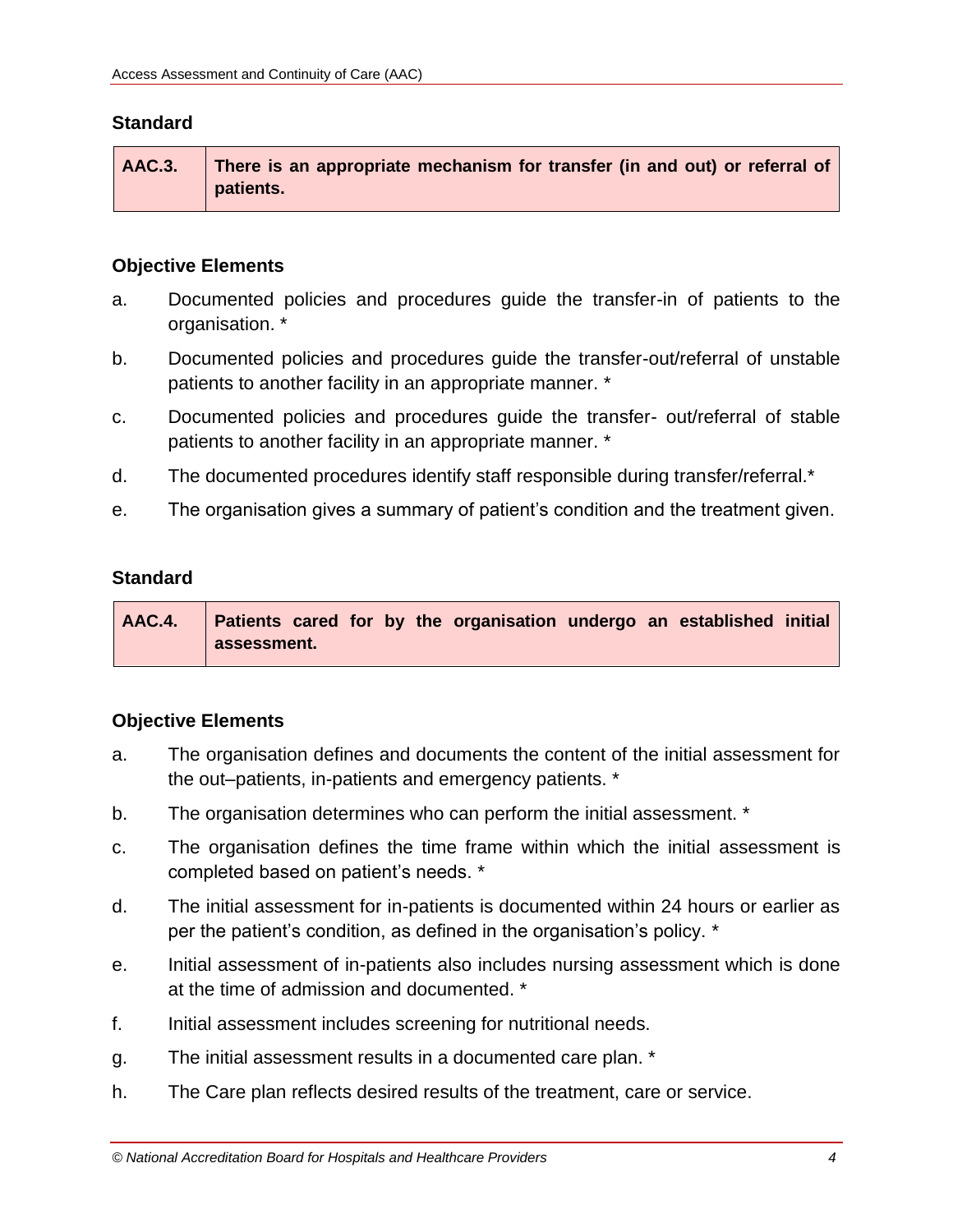### Standard

| AAC.3. | There is an appropriate mechanism for transfer (in and out) or referral of patients. |
|---|---|

### Objective Elements

a. Documented policies and procedures guide the transfer-in of patients to the organisation. *

b. Documented policies and procedures guide the transfer-out/referral of unstable patients to another facility in an appropriate manner. *

c. Documented policies and procedures guide the transfer- out/referral of stable patients to another facility in an appropriate manner. *

d. The documented procedures identify staff responsible during transfer/referral.*

e. The organisation gives a summary of patient's condition and the treatment given.

### Standard

| AAC.4. | Patients cared for by the organisation undergo an established initial assessment. |
|---|---|

### Objective Elements

a. The organisation defines and documents the content of the initial assessment for the out–patients, in-patients and emergency patients. *

b. The organisation determines who can perform the initial assessment. *

c. The organisation defines the time frame within which the initial assessment is completed based on patient's needs. *

d. The initial assessment for in-patients is documented within 24 hours or earlier as per the patient's condition, as defined in the organisation's policy. *

e. Initial assessment of in-patients also includes nursing assessment which is done at the time of admission and documented. *

f. Initial assessment includes screening for nutritional needs.

g. The initial assessment results in a documented care plan. *

h. The Care plan reflects desired results of the treatment, care or service.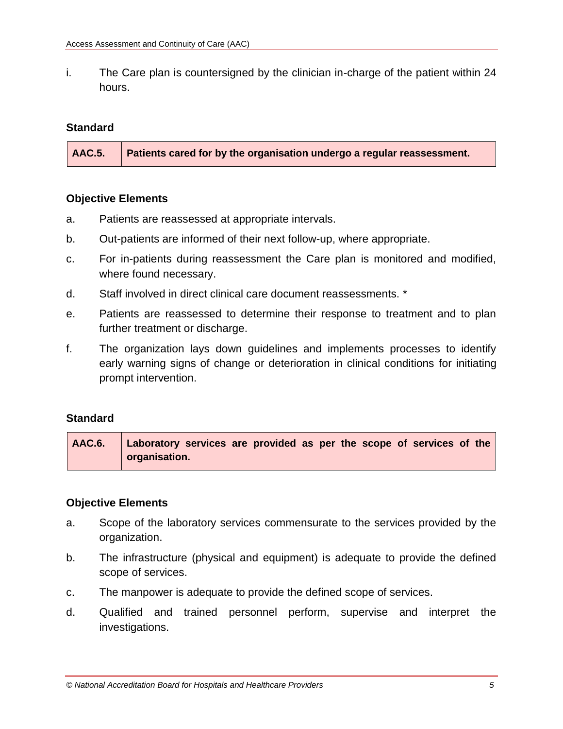i. The Care plan is countersigned by the clinician in-charge of the patient within 24 hours.

**Standard**

| AAC.5. | Patients cared for by the organisation undergo a regular reassessment. |
|---|---|

**Objective Elements**

a. Patients are reassessed at appropriate intervals.

b. Out-patients are informed of their next follow-up, where appropriate.

c. For in-patients during reassessment the Care plan is monitored and modified, where found necessary.

d. Staff involved in direct clinical care document reassessments. *

e. Patients are reassessed to determine their response to treatment and to plan further treatment or discharge.

f. The organization lays down guidelines and implements processes to identify early warning signs of change or deterioration in clinical conditions for initiating prompt intervention.

**Standard**

| AAC.6. | Laboratory services are provided as per the scope of services of the organisation. |
|---|---|

**Objective Elements**

a. Scope of the laboratory services commensurate to the services provided by the organization.

b. The infrastructure (physical and equipment) is adequate to provide the defined scope of services.

c. The manpower is adequate to provide the defined scope of services.

d. Qualified and trained personnel perform, supervise and interpret the investigations.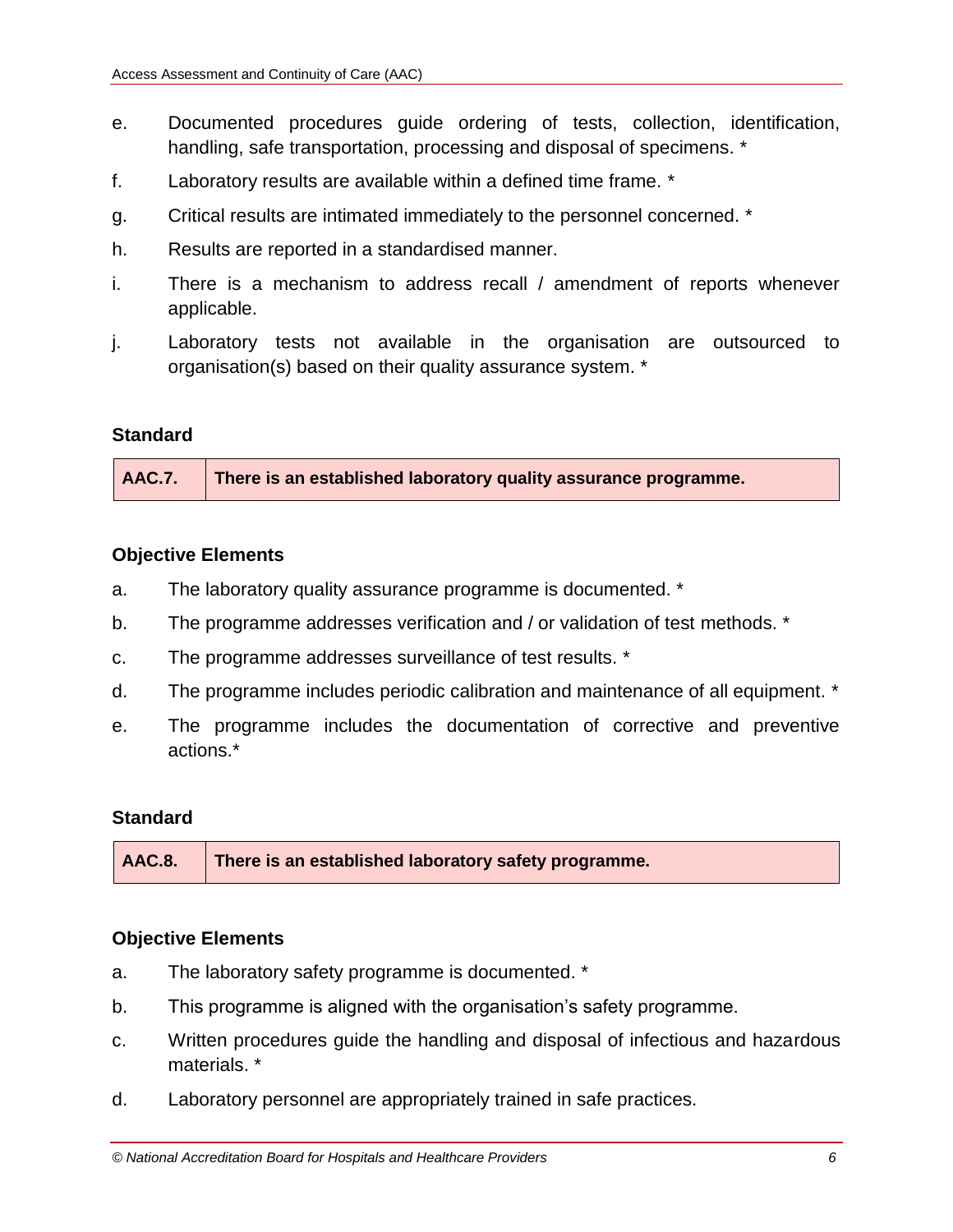e. Documented procedures guide ordering of tests, collection, identification, handling, safe transportation, processing and disposal of specimens. *

f. Laboratory results are available within a defined time frame. *

g. Critical results are intimated immediately to the personnel concerned. *

h. Results are reported in a standardised manner.

i. There is a mechanism to address recall / amendment of reports whenever applicable.

j. Laboratory tests not available in the organisation are outsourced to organisation(s) based on their quality assurance system. *

### Standard

| **AAC.7.** | **There is an established laboratory quality assurance programme.** |
|---|---|

### Objective Elements

a. The laboratory quality assurance programme is documented. *

b. The programme addresses verification and / or validation of test methods. *

c. The programme addresses surveillance of test results. *

d. The programme includes periodic calibration and maintenance of all equipment. *

e. The programme includes the documentation of corrective and preventive actions.*

### Standard

| **AAC.8.** | **There is an established laboratory safety programme.** |
|---|---|

### Objective Elements

a. The laboratory safety programme is documented. *

b. This programme is aligned with the organisation's safety programme.

c. Written procedures guide the handling and disposal of infectious and hazardous materials. *

d. Laboratory personnel are appropriately trained in safe practices.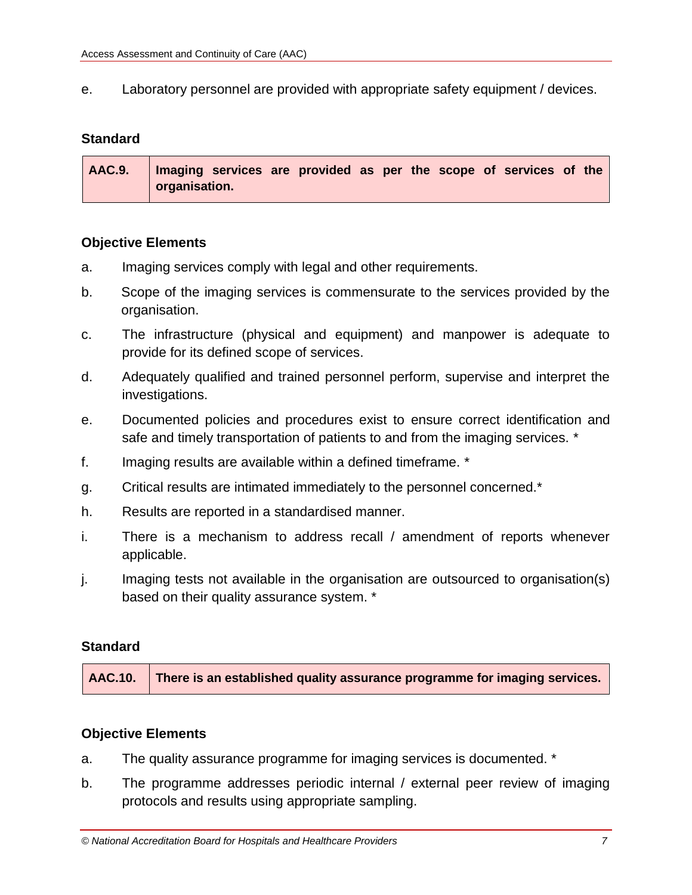e. Laboratory personnel are provided with appropriate safety equipment / devices.

**Standard**

| AAC.9. | Imaging services are provided as per the scope of services of the organisation. |
|---|---|

**Objective Elements**

a. Imaging services comply with legal and other requirements.

b. Scope of the imaging services is commensurate to the services provided by the organisation.

c. The infrastructure (physical and equipment) and manpower is adequate to provide for its defined scope of services.

d. Adequately qualified and trained personnel perform, supervise and interpret the investigations.

e. Documented policies and procedures exist to ensure correct identification and safe and timely transportation of patients to and from the imaging services. *

f. Imaging results are available within a defined timeframe. *

g. Critical results are intimated immediately to the personnel concerned.*

h. Results are reported in a standardised manner.

i. There is a mechanism to address recall / amendment of reports whenever applicable.

j. Imaging tests not available in the organisation are outsourced to organisation(s) based on their quality assurance system. *

**Standard**

| AAC.10. | There is an established quality assurance programme for imaging services. |
|---|---|

**Objective Elements**

a. The quality assurance programme for imaging services is documented. *

b. The programme addresses periodic internal / external peer review of imaging protocols and results using appropriate sampling.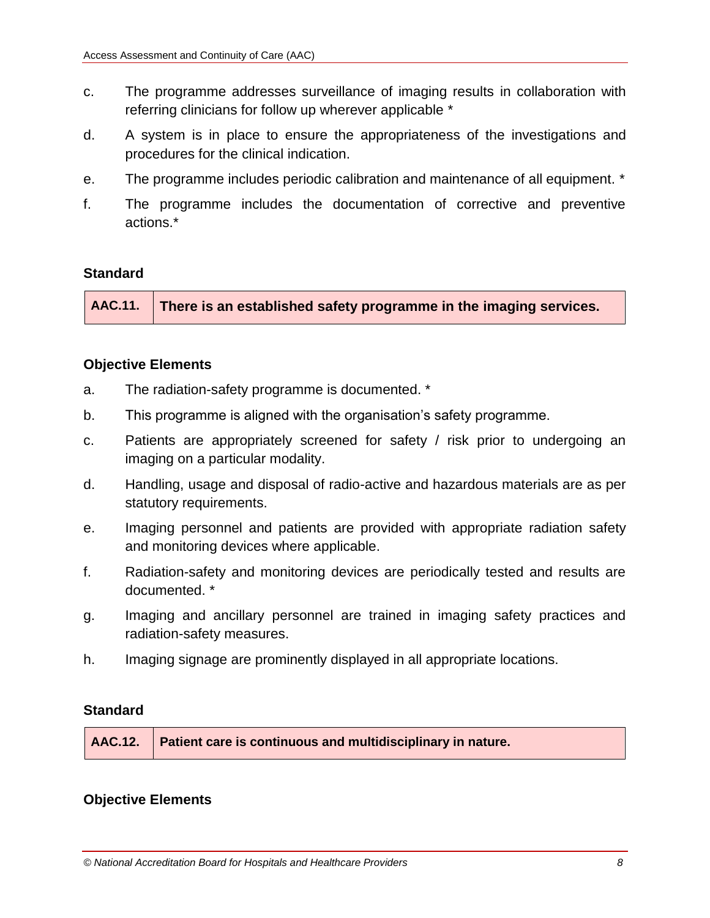c. The programme addresses surveillance of imaging results in collaboration with referring clinicians for follow up wherever applicable *

d. A system is in place to ensure the appropriateness of the investigations and procedures for the clinical indication.

e. The programme includes periodic calibration and maintenance of all equipment. *

f. The programme includes the documentation of corrective and preventive actions.*

### Standard

| AAC.11. | There is an established safety programme in the imaging services. |
|---|---|

### Objective Elements

a. The radiation-safety programme is documented. *

b. This programme is aligned with the organisation’s safety programme.

c. Patients are appropriately screened for safety / risk prior to undergoing an imaging on a particular modality.

d. Handling, usage and disposal of radio-active and hazardous materials are as per statutory requirements.

e. Imaging personnel and patients are provided with appropriate radiation safety and monitoring devices where applicable.

f. Radiation-safety and monitoring devices are periodically tested and results are documented. *

g. Imaging and ancillary personnel are trained in imaging safety practices and radiation-safety measures.

h. Imaging signage are prominently displayed in all appropriate locations.

### Standard

| AAC.12. | Patient care is continuous and multidisciplinary in nature. |
|---|---|

### Objective Elements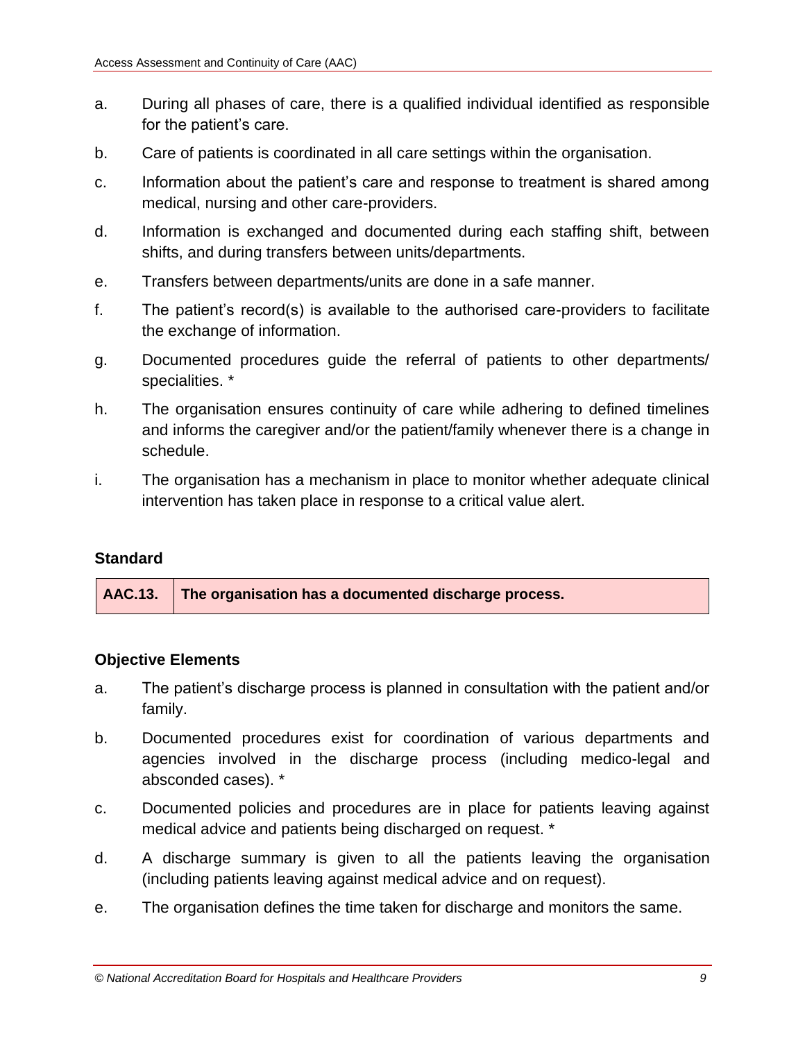a. During all phases of care, there is a qualified individual identified as responsible for the patient's care.

b. Care of patients is coordinated in all care settings within the organisation.

c. Information about the patient's care and response to treatment is shared among medical, nursing and other care-providers.

d. Information is exchanged and documented during each staffing shift, between shifts, and during transfers between units/departments.

e. Transfers between departments/units are done in a safe manner.

f. The patient's record(s) is available to the authorised care-providers to facilitate the exchange of information.

g. Documented procedures guide the referral of patients to other departments/ specialities. *

h. The organisation ensures continuity of care while adhering to defined timelines and informs the caregiver and/or the patient/family whenever there is a change in schedule.

i. The organisation has a mechanism in place to monitor whether adequate clinical intervention has taken place in response to a critical value alert.

### Standard

| AAC.13. | The organisation has a documented discharge process. |
|---|---|

### Objective Elements

a. The patient's discharge process is planned in consultation with the patient and/or family.

b. Documented procedures exist for coordination of various departments and agencies involved in the discharge process (including medico-legal and absconded cases). *

c. Documented policies and procedures are in place for patients leaving against medical advice and patients being discharged on request. *

d. A discharge summary is given to all the patients leaving the organisation (including patients leaving against medical advice and on request).

e. The organisation defines the time taken for discharge and monitors the same.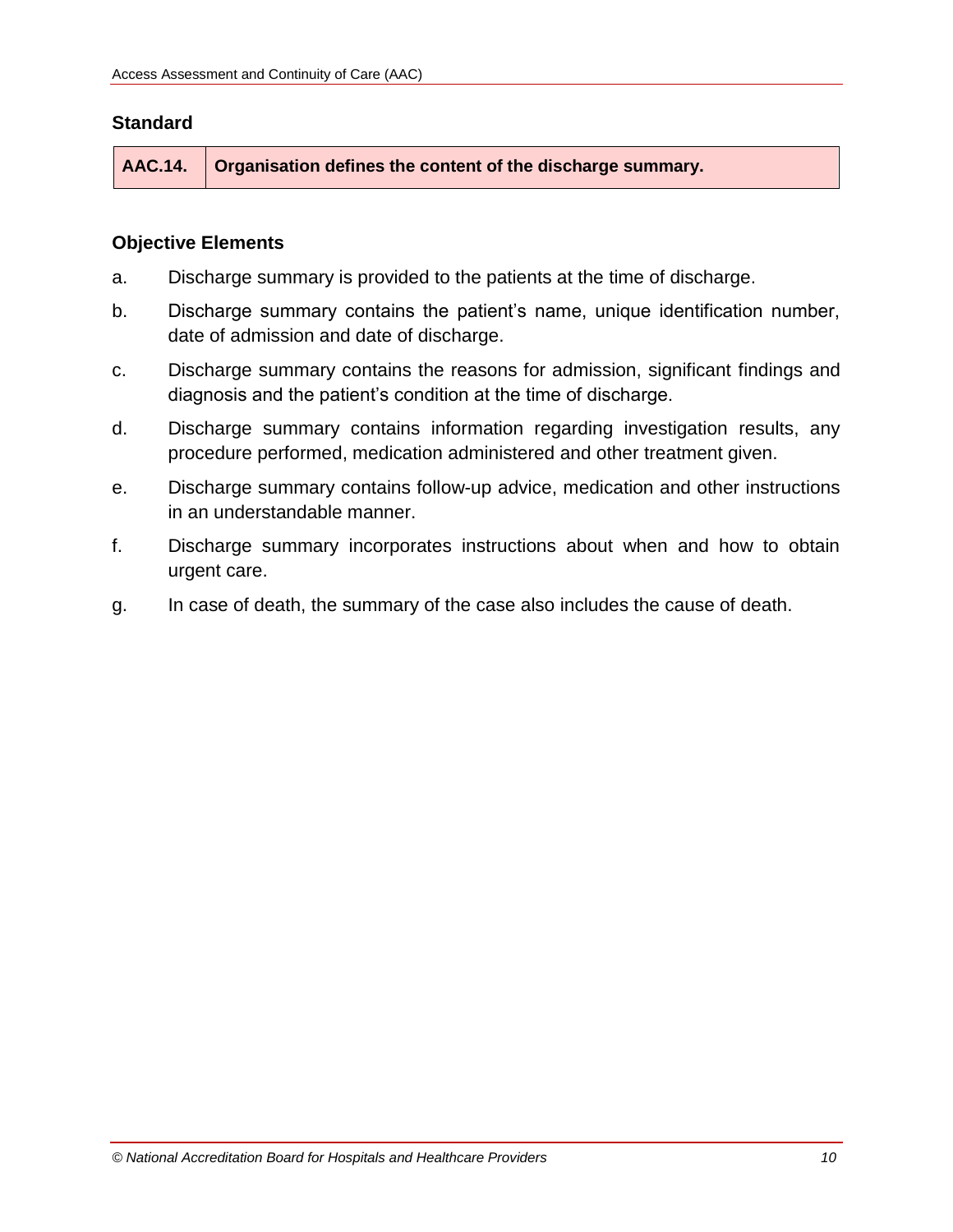### Standard

| AAC.14. | Organisation defines the content of the discharge summary. |
|---|---|

### Objective Elements

a. Discharge summary is provided to the patients at the time of discharge.

b. Discharge summary contains the patient's name, unique identification number, date of admission and date of discharge.

c. Discharge summary contains the reasons for admission, significant findings and diagnosis and the patient's condition at the time of discharge.

d. Discharge summary contains information regarding investigation results, any procedure performed, medication administered and other treatment given.

e. Discharge summary contains follow-up advice, medication and other instructions in an understandable manner.

f. Discharge summary incorporates instructions about when and how to obtain urgent care.

g. In case of death, the summary of the case also includes the cause of death.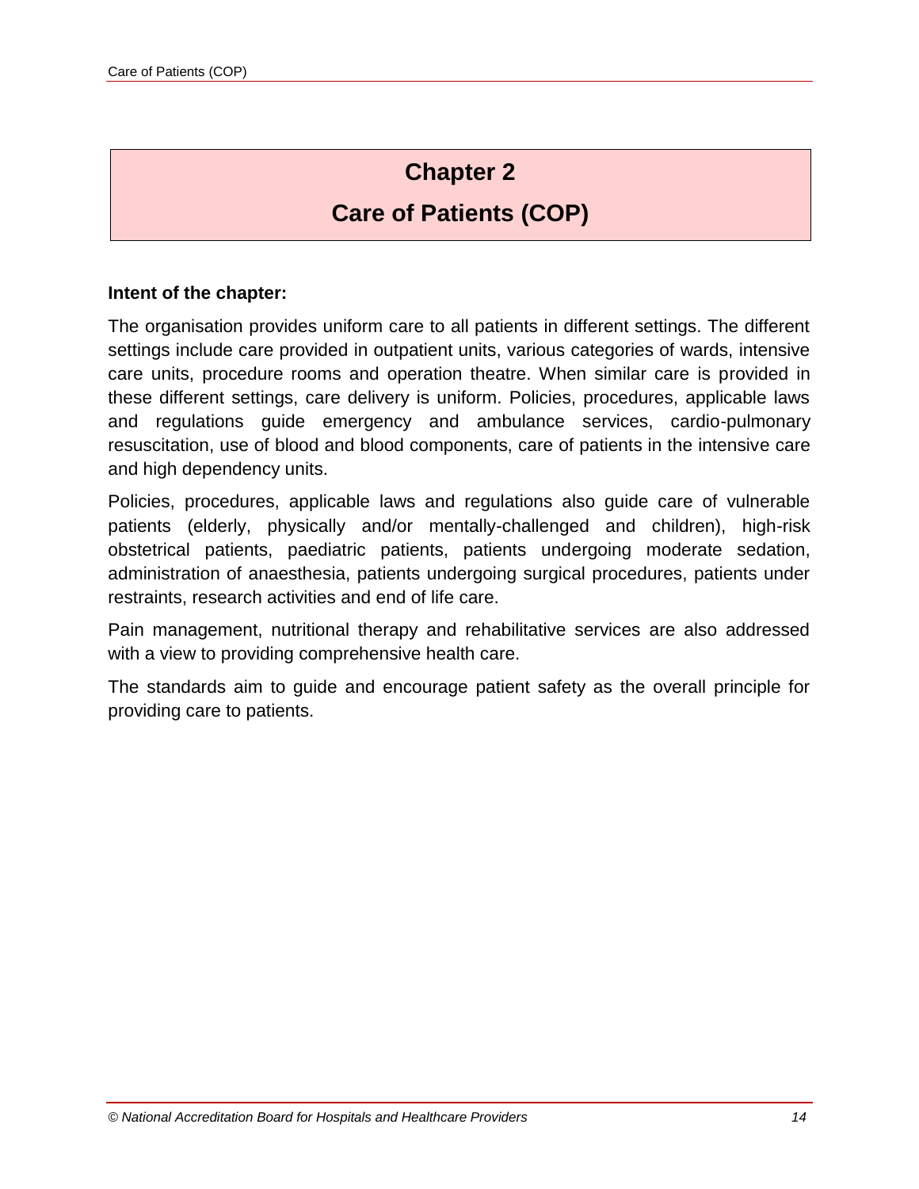# Chapter 2

# Care of Patients (COP)

**Intent of the chapter:**

The organisation provides uniform care to all patients in different settings. The different settings include care provided in outpatient units, various categories of wards, intensive care units, procedure rooms and operation theatre. When similar care is provided in these different settings, care delivery is uniform. Policies, procedures, applicable laws and regulations guide emergency and ambulance services, cardio-pulmonary resuscitation, use of blood and blood components, care of patients in the intensive care and high dependency units.

Policies, procedures, applicable laws and regulations also guide care of vulnerable patients (elderly, physically and/or mentally-challenged and children), high-risk obstetrical patients, paediatric patients, patients undergoing moderate sedation, administration of anaesthesia, patients undergoing surgical procedures, patients under restraints, research activities and end of life care.

Pain management, nutritional therapy and rehabilitative services are also addressed with a view to providing comprehensive health care.

The standards aim to guide and encourage patient safety as the overall principle for providing care to patients.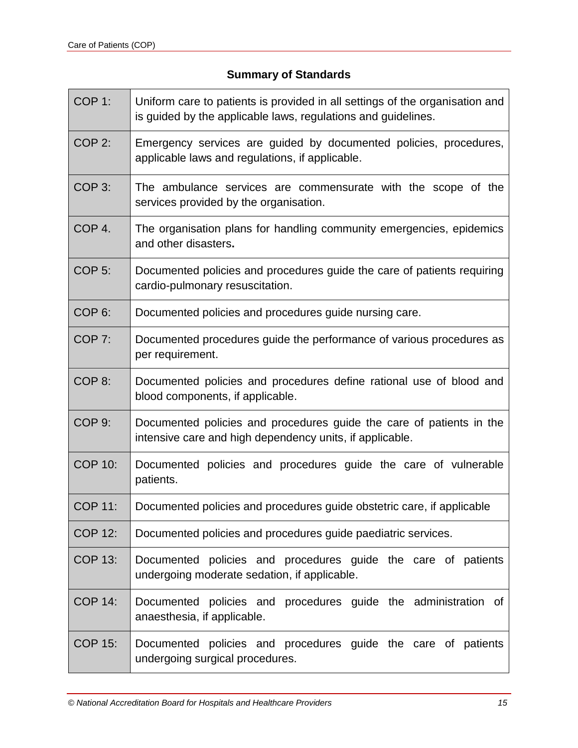## Summary of Standards

| | |
|---|---|
| COP 1: | Uniform care to patients is provided in all settings of the organisation and is guided by the applicable laws, regulations and guidelines. |
| COP 2: | Emergency services are guided by documented policies, procedures, applicable laws and regulations, if applicable. |
| COP 3: | The ambulance services are commensurate with the scope of the services provided by the organisation. |
| COP 4. | The organisation plans for handling community emergencies, epidemics and other disasters**.** |
| COP 5: | Documented policies and procedures guide the care of patients requiring cardio-pulmonary resuscitation. |
| COP 6: | Documented policies and procedures guide nursing care. |
| COP 7: | Documented procedures guide the performance of various procedures as per requirement. |
| COP 8: | Documented policies and procedures define rational use of blood and blood components, if applicable. |
| COP 9: | Documented policies and procedures guide the care of patients in the intensive care and high dependency units, if applicable. |
| COP 10: | Documented policies and procedures guide the care of vulnerable patients. |
| COP 11: | Documented policies and procedures guide obstetric care, if applicable |
| COP 12: | Documented policies and procedures guide paediatric services. |
| COP 13: | Documented policies and procedures guide the care of patients undergoing moderate sedation, if applicable. |
| COP 14: | Documented policies and procedures guide the administration of anaesthesia, if applicable. |
| COP 15: | Documented policies and procedures guide the care of patients undergoing surgical procedures. |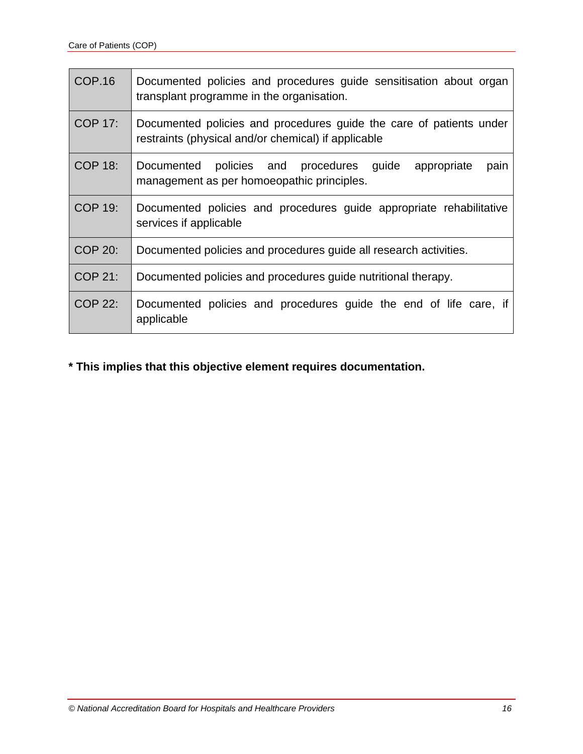| | |
|---|---|
| COP.16 | Documented policies and procedures guide sensitisation about organ transplant programme in the organisation. |
| COP 17: | Documented policies and procedures guide the care of patients under restraints (physical and/or chemical) if applicable |
| COP 18: | Documented policies and procedures guide appropriate pain management as per homoeopathic principles. |
| COP 19: | Documented policies and procedures guide appropriate rehabilitative services if applicable |
| COP 20: | Documented policies and procedures guide all research activities. |
| COP 21: | Documented policies and procedures guide nutritional therapy. |
| COP 22: | Documented policies and procedures guide the end of life care, if applicable |

**\* This implies that this objective element requires documentation.**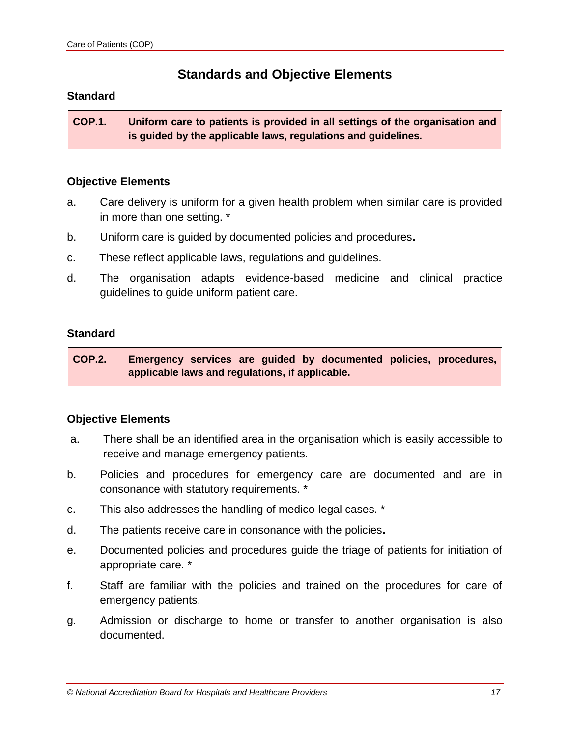## Standards and Objective Elements

### Standard

| COP.1. | Uniform care to patients is provided in all settings of the organisation and is guided by the applicable laws, regulations and guidelines. |
|---|---|

### Objective Elements

a. Care delivery is uniform for a given health problem when similar care is provided in more than one setting. *

b. Uniform care is guided by documented policies and procedures**.**

c. These reflect applicable laws, regulations and guidelines.

d. The organisation adapts evidence-based medicine and clinical practice guidelines to guide uniform patient care.

### Standard

| COP.2. | Emergency services are guided by documented policies, procedures, applicable laws and regulations, if applicable. |
|---|---|

### Objective Elements

a. There shall be an identified area in the organisation which is easily accessible to receive and manage emergency patients.

b. Policies and procedures for emergency care are documented and are in consonance with statutory requirements. *

c. This also addresses the handling of medico-legal cases. *

d. The patients receive care in consonance with the policies**.**

e. Documented policies and procedures guide the triage of patients for initiation of appropriate care. *

f. Staff are familiar with the policies and trained on the procedures for care of emergency patients.

g. Admission or discharge to home or transfer to another organisation is also documented.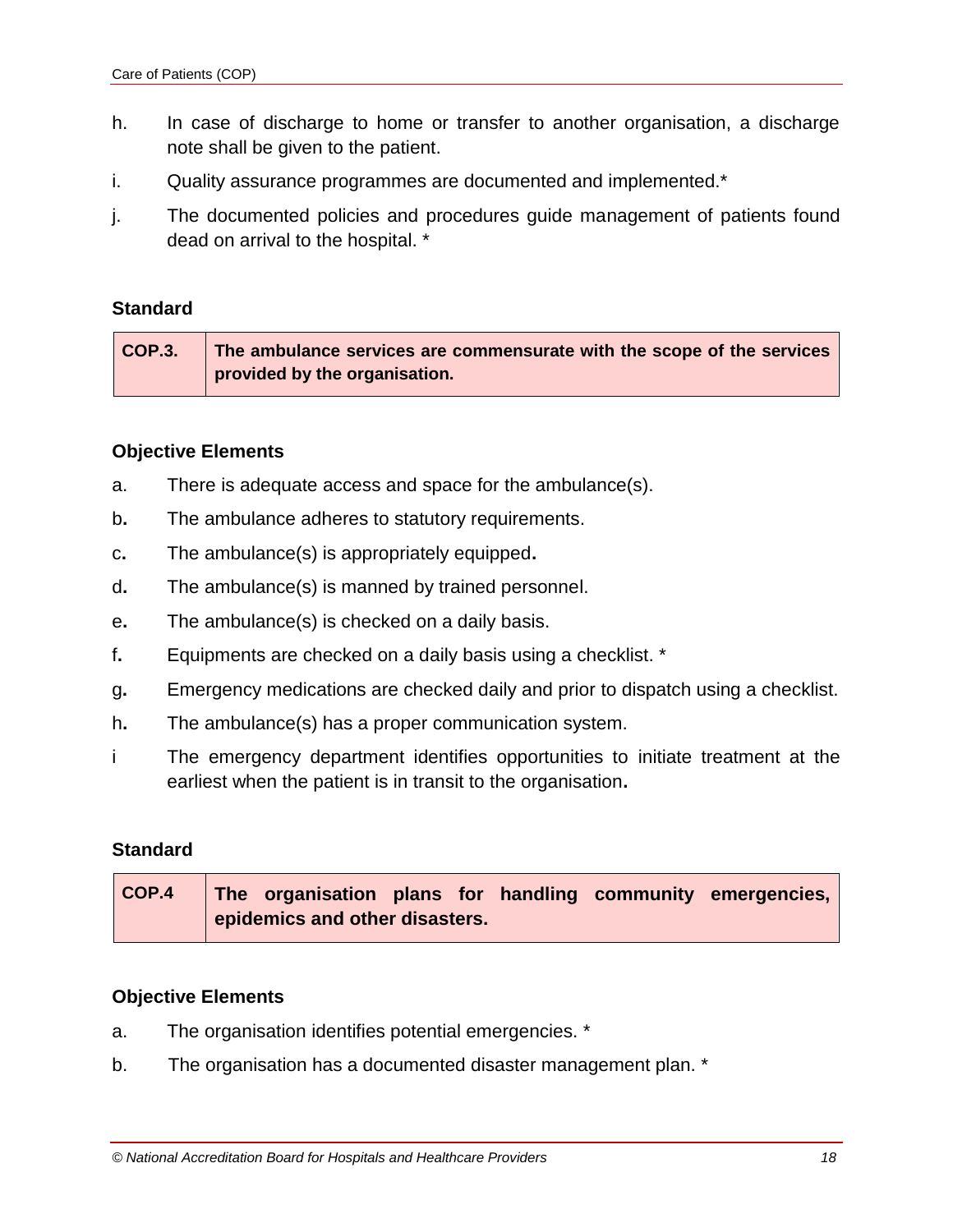h. In case of discharge to home or transfer to another organisation, a discharge note shall be given to the patient.

i. Quality assurance programmes are documented and implemented.*

j. The documented policies and procedures guide management of patients found dead on arrival to the hospital. *

**Standard**

| COP.3. | The ambulance services are commensurate with the scope of the services provided by the organisation. |
|---|---|

**Objective Elements**

a. There is adequate access and space for the ambulance(s).

b. The ambulance adheres to statutory requirements.

c. The ambulance(s) is appropriately equipped.

d. The ambulance(s) is manned by trained personnel.

e. The ambulance(s) is checked on a daily basis.

f. Equipments are checked on a daily basis using a checklist. *

g. Emergency medications are checked daily and prior to dispatch using a checklist.

h. The ambulance(s) has a proper communication system.

i The emergency department identifies opportunities to initiate treatment at the earliest when the patient is in transit to the organisation.

**Standard**

| COP.4 | The organisation plans for handling community emergencies, epidemics and other disasters. |
|---|---|

**Objective Elements**

a. The organisation identifies potential emergencies. *

b. The organisation has a documented disaster management plan. *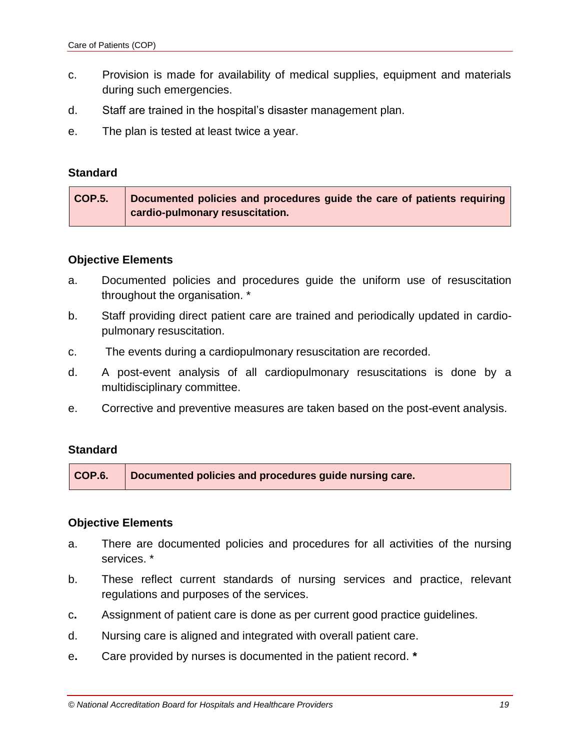c. Provision is made for availability of medical supplies, equipment and materials during such emergencies.

d. Staff are trained in the hospital's disaster management plan.

e. The plan is tested at least twice a year.

**Standard**

| COP.5. | Documented policies and procedures guide the care of patients requiring cardio-pulmonary resuscitation. |
|---|---|

**Objective Elements**

a. Documented policies and procedures guide the uniform use of resuscitation throughout the organisation. *

b. Staff providing direct patient care are trained and periodically updated in cardio-pulmonary resuscitation.

c. The events during a cardiopulmonary resuscitation are recorded.

d. A post-event analysis of all cardiopulmonary resuscitations is done by a multidisciplinary committee.

e. Corrective and preventive measures are taken based on the post-event analysis.

**Standard**

| COP.6. | Documented policies and procedures guide nursing care. |
|---|---|

**Objective Elements**

a. There are documented policies and procedures for all activities of the nursing services. *

b. These reflect current standards of nursing services and practice, relevant regulations and purposes of the services.

c. Assignment of patient care is done as per current good practice guidelines.

d. Nursing care is aligned and integrated with overall patient care.

e. Care provided by nurses is documented in the patient record. *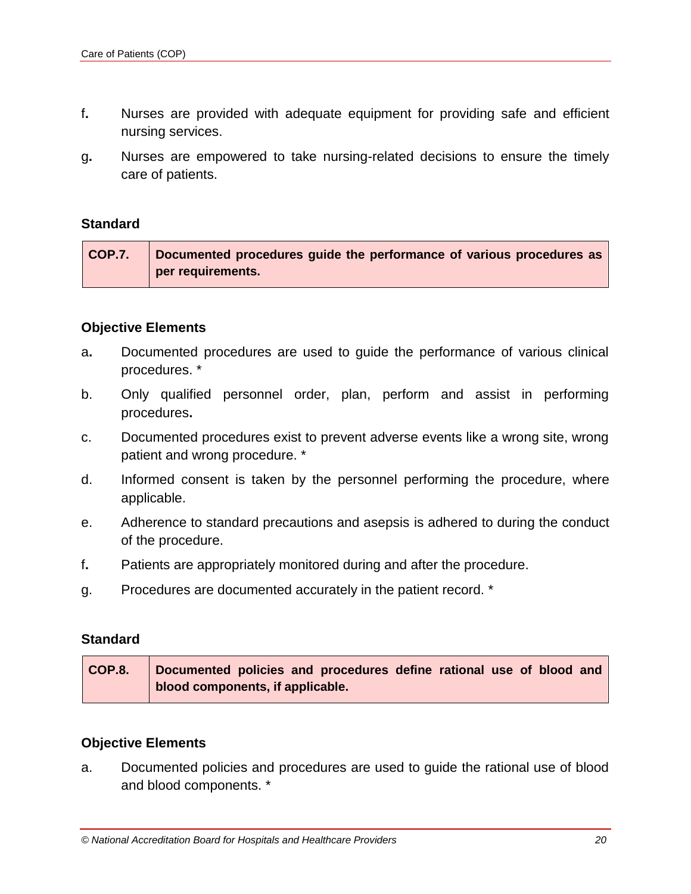f. Nurses are provided with adequate equipment for providing safe and efficient nursing services.

g. Nurses are empowered to take nursing-related decisions to ensure the timely care of patients.

**Standard**

| COP.7. | Documented procedures guide the performance of various procedures as per requirements. |
|---|---|

**Objective Elements**

a. Documented procedures are used to guide the performance of various clinical procedures. *

b. Only qualified personnel order, plan, perform and assist in performing procedures.

c. Documented procedures exist to prevent adverse events like a wrong site, wrong patient and wrong procedure. *

d. Informed consent is taken by the personnel performing the procedure, where applicable.

e. Adherence to standard precautions and asepsis is adhered to during the conduct of the procedure.

f. Patients are appropriately monitored during and after the procedure.

g. Procedures are documented accurately in the patient record. *

**Standard**

| COP.8. | Documented policies and procedures define rational use of blood and blood components, if applicable. |
|---|---|

**Objective Elements**

a. Documented policies and procedures are used to guide the rational use of blood and blood components. *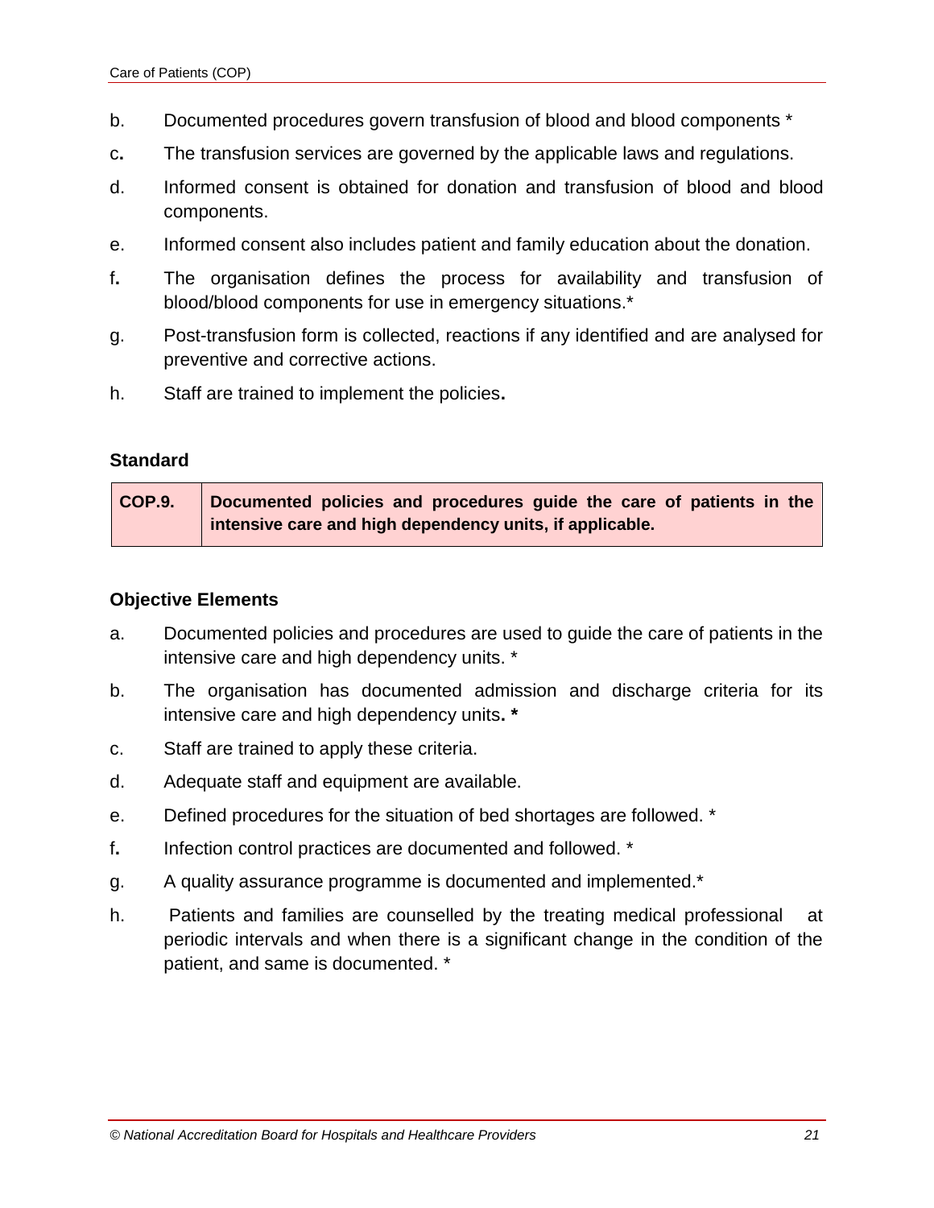b. Documented procedures govern transfusion of blood and blood components *

c. The transfusion services are governed by the applicable laws and regulations.

d. Informed consent is obtained for donation and transfusion of blood and blood components.

e. Informed consent also includes patient and family education about the donation.

f. The organisation defines the process for availability and transfusion of blood/blood components for use in emergency situations.*

g. Post-transfusion form is collected, reactions if any identified and are analysed for preventive and corrective actions.

h. Staff are trained to implement the policies.

**Standard**

| COP.9. | Documented policies and procedures guide the care of patients in the intensive care and high dependency units, if applicable. |
|---|---|

**Objective Elements**

a. Documented policies and procedures are used to guide the care of patients in the intensive care and high dependency units. *

b. The organisation has documented admission and discharge criteria for its intensive care and high dependency units. *

c. Staff are trained to apply these criteria.

d. Adequate staff and equipment are available.

e. Defined procedures for the situation of bed shortages are followed. *

f. Infection control practices are documented and followed. *

g. A quality assurance programme is documented and implemented.*

h. Patients and families are counselled by the treating medical professional at periodic intervals and when there is a significant change in the condition of the patient, and same is documented. *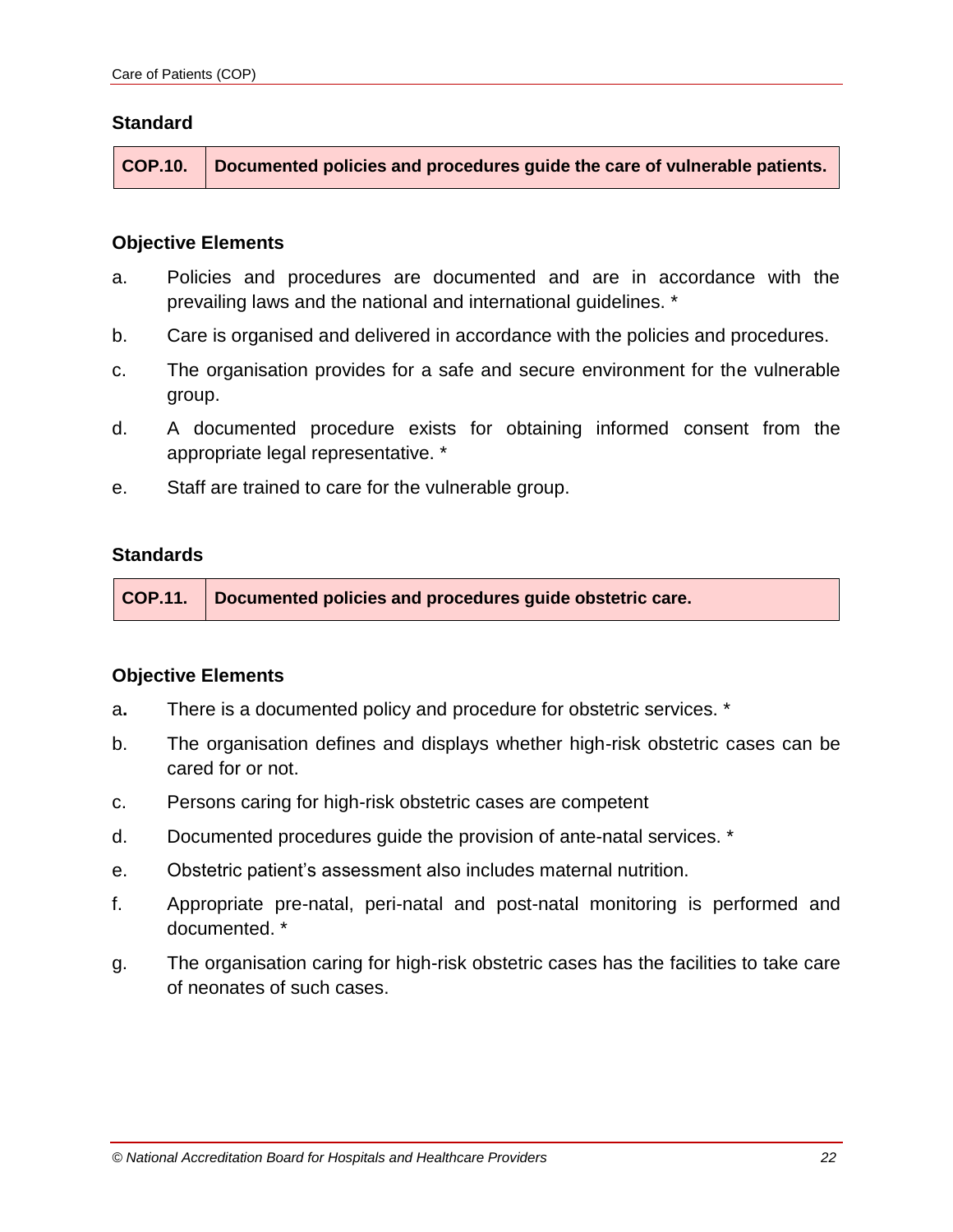### Standard

| COP.10. | Documented policies and procedures guide the care of vulnerable patients. |
|---|---|

#### Objective Elements

a. Policies and procedures are documented and are in accordance with the prevailing laws and the national and international guidelines. *

b. Care is organised and delivered in accordance with the policies and procedures.

c. The organisation provides for a safe and secure environment for the vulnerable group.

d. A documented procedure exists for obtaining informed consent from the appropriate legal representative. *

e. Staff are trained to care for the vulnerable group.

### Standards

| COP.11. | Documented policies and procedures guide obstetric care. |
|---|---|

#### Objective Elements

a. There is a documented policy and procedure for obstetric services. *

b. The organisation defines and displays whether high-risk obstetric cases can be cared for or not.

c. Persons caring for high-risk obstetric cases are competent

d. Documented procedures guide the provision of ante-natal services. *

e. Obstetric patient's assessment also includes maternal nutrition.

f. Appropriate pre-natal, peri-natal and post-natal monitoring is performed and documented. *

g. The organisation caring for high-risk obstetric cases has the facilities to take care of neonates of such cases.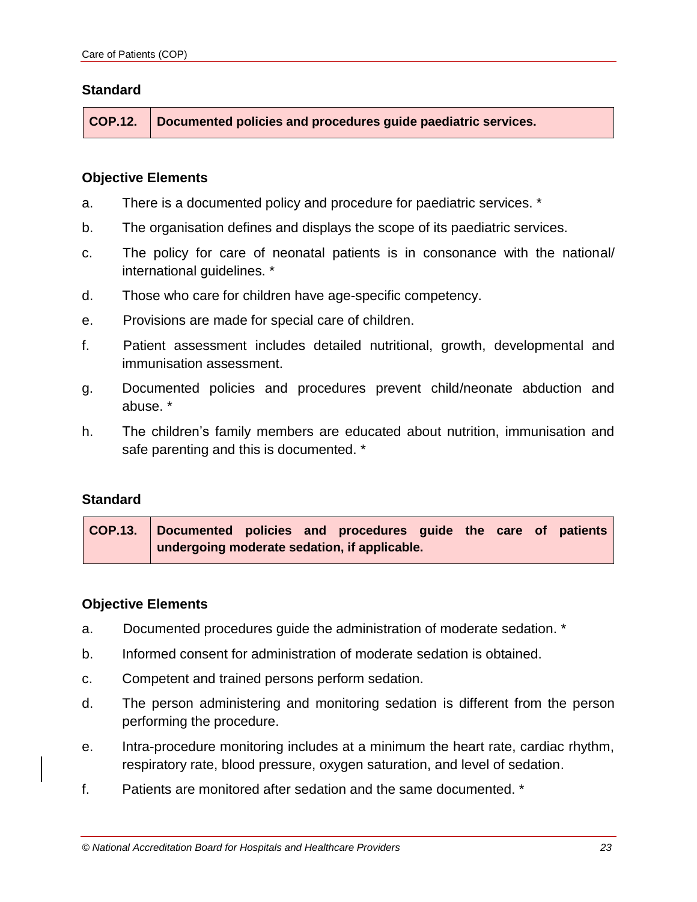### Standard

| COP.12. | Documented policies and procedures guide paediatric services. |
|---|---|

### Objective Elements

a. There is a documented policy and procedure for paediatric services. *

b. The organisation defines and displays the scope of its paediatric services.

c. The policy for care of neonatal patients is in consonance with the national/ international guidelines. *

d. Those who care for children have age-specific competency.

e. Provisions are made for special care of children.

f. Patient assessment includes detailed nutritional, growth, developmental and immunisation assessment.

g. Documented policies and procedures prevent child/neonate abduction and abuse. *

h. The children's family members are educated about nutrition, immunisation and safe parenting and this is documented. *

### Standard

| COP.13. | Documented policies and procedures guide the care of patients undergoing moderate sedation, if applicable. |
|---|---|

### Objective Elements

a. Documented procedures guide the administration of moderate sedation. *

b. Informed consent for administration of moderate sedation is obtained.

c. Competent and trained persons perform sedation.

d. The person administering and monitoring sedation is different from the person performing the procedure.

e. Intra-procedure monitoring includes at a minimum the heart rate, cardiac rhythm, respiratory rate, blood pressure, oxygen saturation, and level of sedation.

f. Patients are monitored after sedation and the same documented. *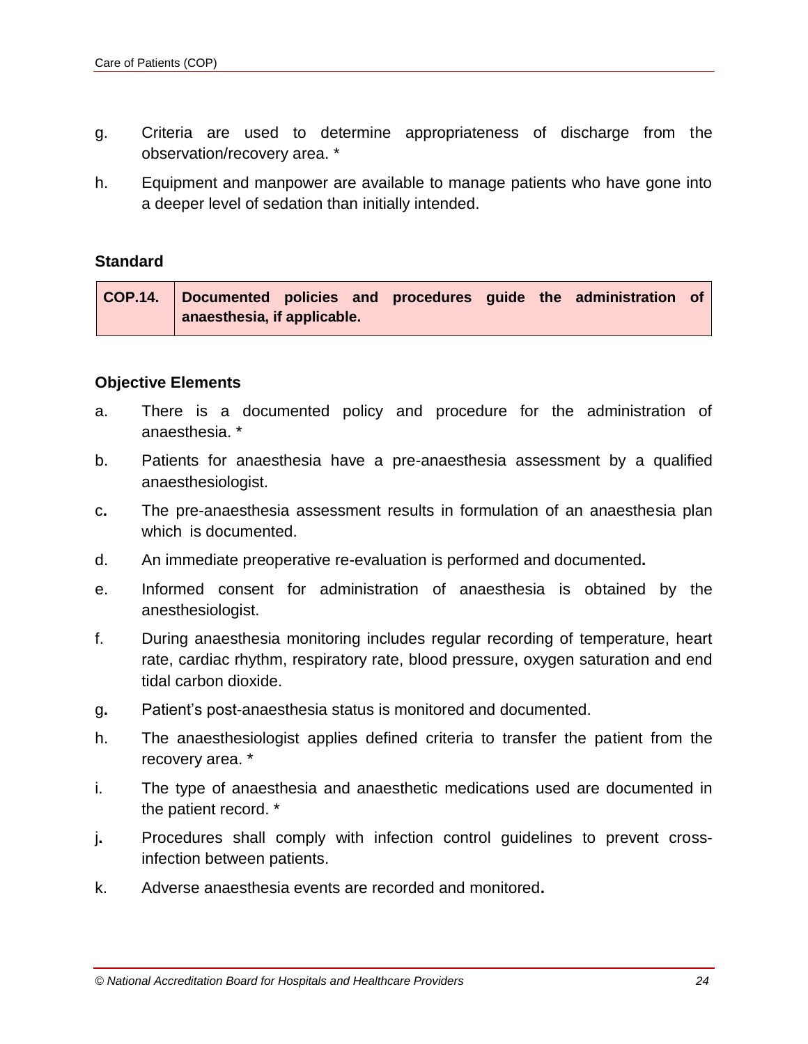g. Criteria are used to determine appropriateness of discharge from the observation/recovery area. *

h. Equipment and manpower are available to manage patients who have gone into a deeper level of sedation than initially intended.

**Standard**

| COP.14. | Documented policies and procedures guide the administration of anaesthesia, if applicable. |
|---|---|

**Objective Elements**

a. There is a documented policy and procedure for the administration of anaesthesia. *

b. Patients for anaesthesia have a pre-anaesthesia assessment by a qualified anaesthesiologist.

c. The pre-anaesthesia assessment results in formulation of an anaesthesia plan which is documented.

d. An immediate preoperative re-evaluation is performed and documented.

e. Informed consent for administration of anaesthesia is obtained by the anesthesiologist.

f. During anaesthesia monitoring includes regular recording of temperature, heart rate, cardiac rhythm, respiratory rate, blood pressure, oxygen saturation and end tidal carbon dioxide.

g. Patient's post-anaesthesia status is monitored and documented.

h. The anaesthesiologist applies defined criteria to transfer the patient from the recovery area. *

i. The type of anaesthesia and anaesthetic medications used are documented in the patient record. *

j. Procedures shall comply with infection control guidelines to prevent cross-infection between patients.

k. Adverse anaesthesia events are recorded and monitored.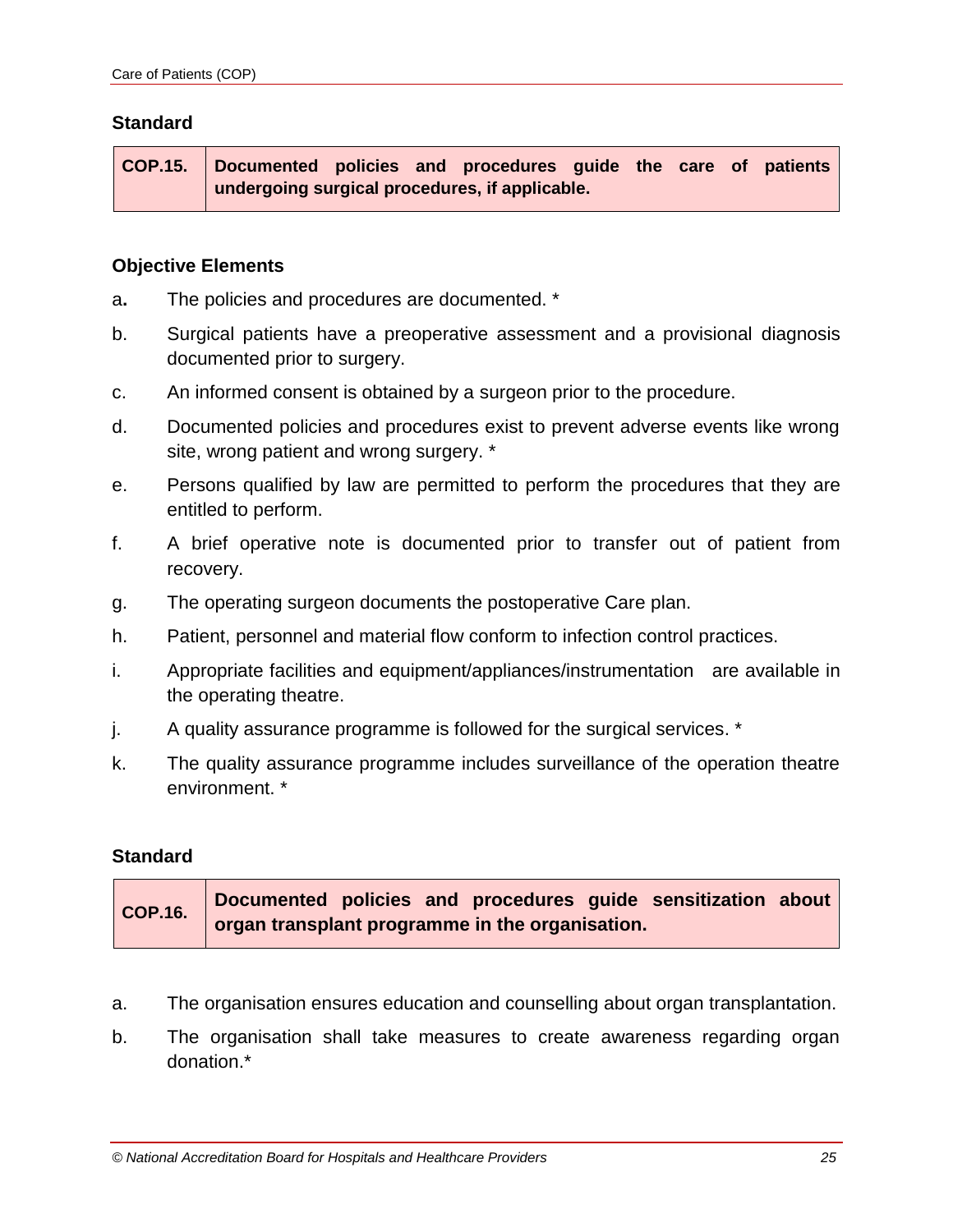### Standard

| COP.15. | Documented policies and procedures guide the care of patients undergoing surgical procedures, if applicable. |
|---|---|

### Objective Elements

a. The policies and procedures are documented. *

b. Surgical patients have a preoperative assessment and a provisional diagnosis documented prior to surgery.

c. An informed consent is obtained by a surgeon prior to the procedure.

d. Documented policies and procedures exist to prevent adverse events like wrong site, wrong patient and wrong surgery. *

e. Persons qualified by law are permitted to perform the procedures that they are entitled to perform.

f. A brief operative note is documented prior to transfer out of patient from recovery.

g. The operating surgeon documents the postoperative Care plan.

h. Patient, personnel and material flow conform to infection control practices.

i. Appropriate facilities and equipment/appliances/instrumentation are available in the operating theatre.

j. A quality assurance programme is followed for the surgical services. *

k. The quality assurance programme includes surveillance of the operation theatre environment. *

### Standard

| COP.16. | Documented policies and procedures guide sensitization about organ transplant programme in the organisation. |
|---|---|

a. The organisation ensures education and counselling about organ transplantation.

b. The organisation shall take measures to create awareness regarding organ donation.*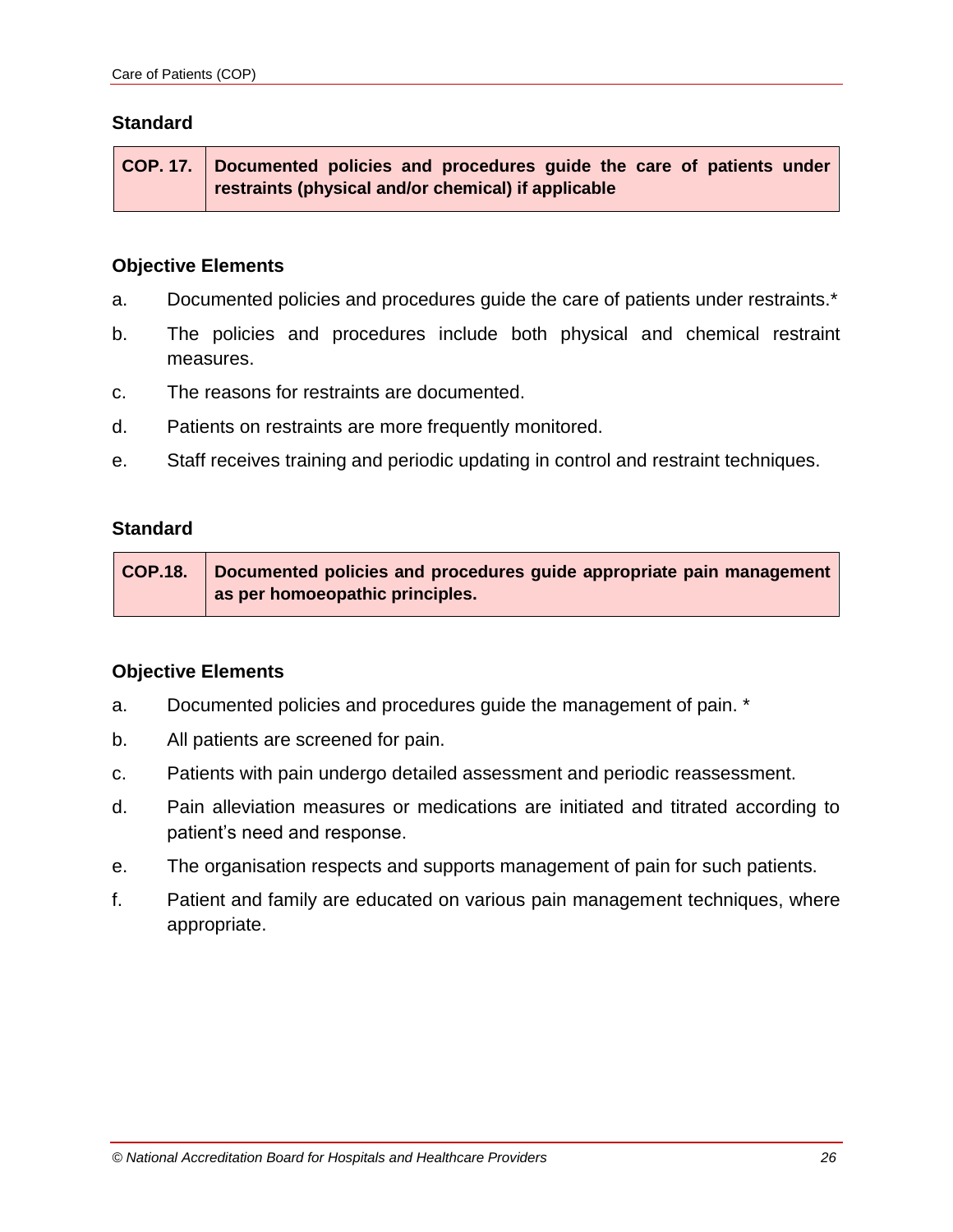### Standard

| COP. 17. | Documented policies and procedures guide the care of patients under restraints (physical and/or chemical) if applicable |
|---|---|

### Objective Elements

a. Documented policies and procedures guide the care of patients under restraints.*

b. The policies and procedures include both physical and chemical restraint measures.

c. The reasons for restraints are documented.

d. Patients on restraints are more frequently monitored.

e. Staff receives training and periodic updating in control and restraint techniques.

### Standard

| COP.18. | Documented policies and procedures guide appropriate pain management as per homoeopathic principles. |
|---|---|

### Objective Elements

a. Documented policies and procedures guide the management of pain. *

b. All patients are screened for pain.

c. Patients with pain undergo detailed assessment and periodic reassessment.

d. Pain alleviation measures or medications are initiated and titrated according to patient's need and response.

e. The organisation respects and supports management of pain for such patients.

f. Patient and family are educated on various pain management techniques, where appropriate.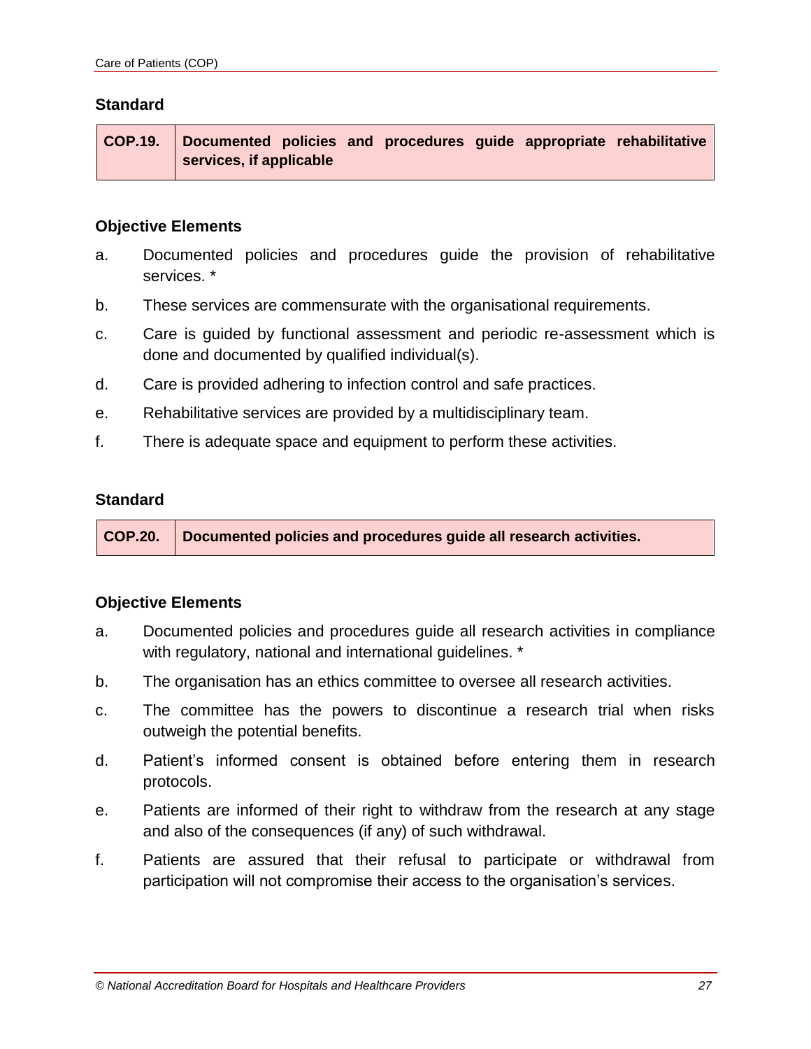### Standard

| COP.19. | Documented policies and procedures guide appropriate rehabilitative services, if applicable |
|---|---|

### Objective Elements

a. Documented policies and procedures guide the provision of rehabilitative services. *

b. These services are commensurate with the organisational requirements.

c. Care is guided by functional assessment and periodic re-assessment which is done and documented by qualified individual(s).

d. Care is provided adhering to infection control and safe practices.

e. Rehabilitative services are provided by a multidisciplinary team.

f. There is adequate space and equipment to perform these activities.

### Standard

| COP.20. | Documented policies and procedures guide all research activities. |
|---|---|

### Objective Elements

a. Documented policies and procedures guide all research activities in compliance with regulatory, national and international guidelines. *

b. The organisation has an ethics committee to oversee all research activities.

c. The committee has the powers to discontinue a research trial when risks outweigh the potential benefits.

d. Patient's informed consent is obtained before entering them in research protocols.

e. Patients are informed of their right to withdraw from the research at any stage and also of the consequences (if any) of such withdrawal.

f. Patients are assured that their refusal to participate or withdrawal from participation will not compromise their access to the organisation's services.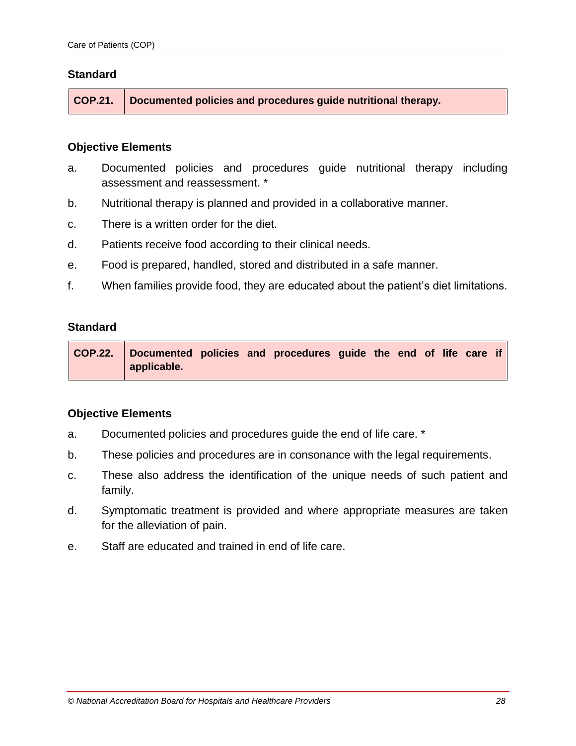### Standard

| COP.21. | Documented policies and procedures guide nutritional therapy. |
| --- | --- |

### Objective Elements

a. Documented policies and procedures guide nutritional therapy including assessment and reassessment. *

b. Nutritional therapy is planned and provided in a collaborative manner.

c. There is a written order for the diet.

d. Patients receive food according to their clinical needs.

e. Food is prepared, handled, stored and distributed in a safe manner.

f. When families provide food, they are educated about the patient's diet limitations.

### Standard

| COP.22. | Documented policies and procedures guide the end of life care if applicable. |
| --- | --- |

### Objective Elements

a. Documented policies and procedures guide the end of life care. *

b. These policies and procedures are in consonance with the legal requirements.

c. These also address the identification of the unique needs of such patient and family.

d. Symptomatic treatment is provided and where appropriate measures are taken for the alleviation of pain.

e. Staff are educated and trained in end of life care.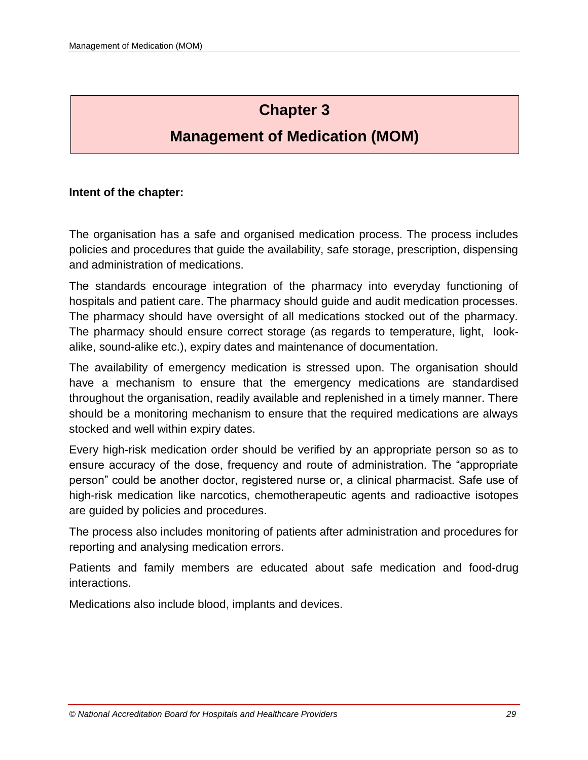# Chapter 3

# Management of Medication (MOM)

**Intent of the chapter:**

The organisation has a safe and organised medication process. The process includes policies and procedures that guide the availability, safe storage, prescription, dispensing and administration of medications.

The standards encourage integration of the pharmacy into everyday functioning of hospitals and patient care. The pharmacy should guide and audit medication processes. The pharmacy should have oversight of all medications stocked out of the pharmacy. The pharmacy should ensure correct storage (as regards to temperature, light, look-alike, sound-alike etc.), expiry dates and maintenance of documentation.

The availability of emergency medication is stressed upon. The organisation should have a mechanism to ensure that the emergency medications are standardised throughout the organisation, readily available and replenished in a timely manner. There should be a monitoring mechanism to ensure that the required medications are always stocked and well within expiry dates.

Every high-risk medication order should be verified by an appropriate person so as to ensure accuracy of the dose, frequency and route of administration. The "appropriate person" could be another doctor, registered nurse or, a clinical pharmacist. Safe use of high-risk medication like narcotics, chemotherapeutic agents and radioactive isotopes are guided by policies and procedures.

The process also includes monitoring of patients after administration and procedures for reporting and analysing medication errors.

Patients and family members are educated about safe medication and food-drug interactions.

Medications also include blood, implants and devices.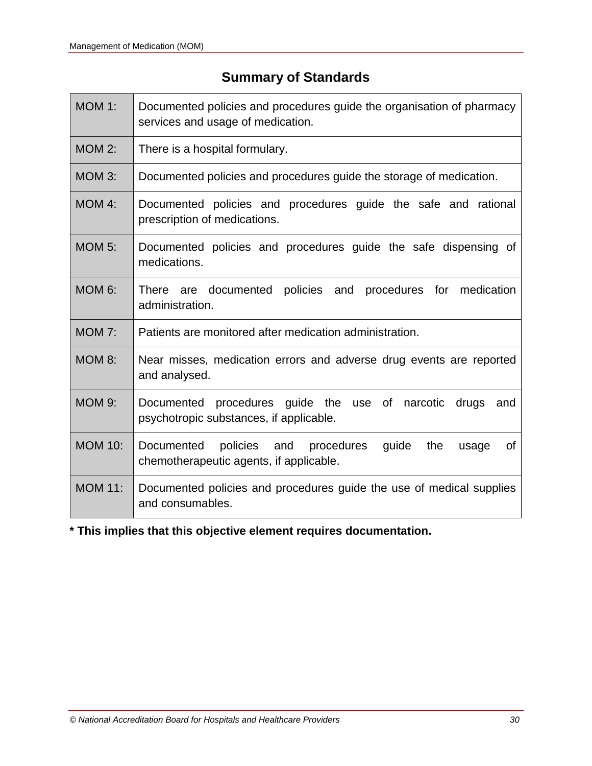## Summary of Standards

| | |
|---|---|
| MOM 1: | Documented policies and procedures guide the organisation of pharmacy services and usage of medication. |
| MOM 2: | There is a hospital formulary. |
| MOM 3: | Documented policies and procedures guide the storage of medication. |
| MOM 4: | Documented policies and procedures guide the safe and rational prescription of medications. |
| MOM 5: | Documented policies and procedures guide the safe dispensing of medications. |
| MOM 6: | There are documented policies and procedures for medication administration. |
| MOM 7: | Patients are monitored after medication administration. |
| MOM 8: | Near misses, medication errors and adverse drug events are reported and analysed. |
| MOM 9: | Documented procedures guide the use of narcotic drugs and psychotropic substances, if applicable. |
| MOM 10: | Documented policies and procedures guide the usage of chemotherapeutic agents, if applicable. |
| MOM 11: | Documented policies and procedures guide the use of medical supplies and consumables. |

**\* This implies that this objective element requires documentation.**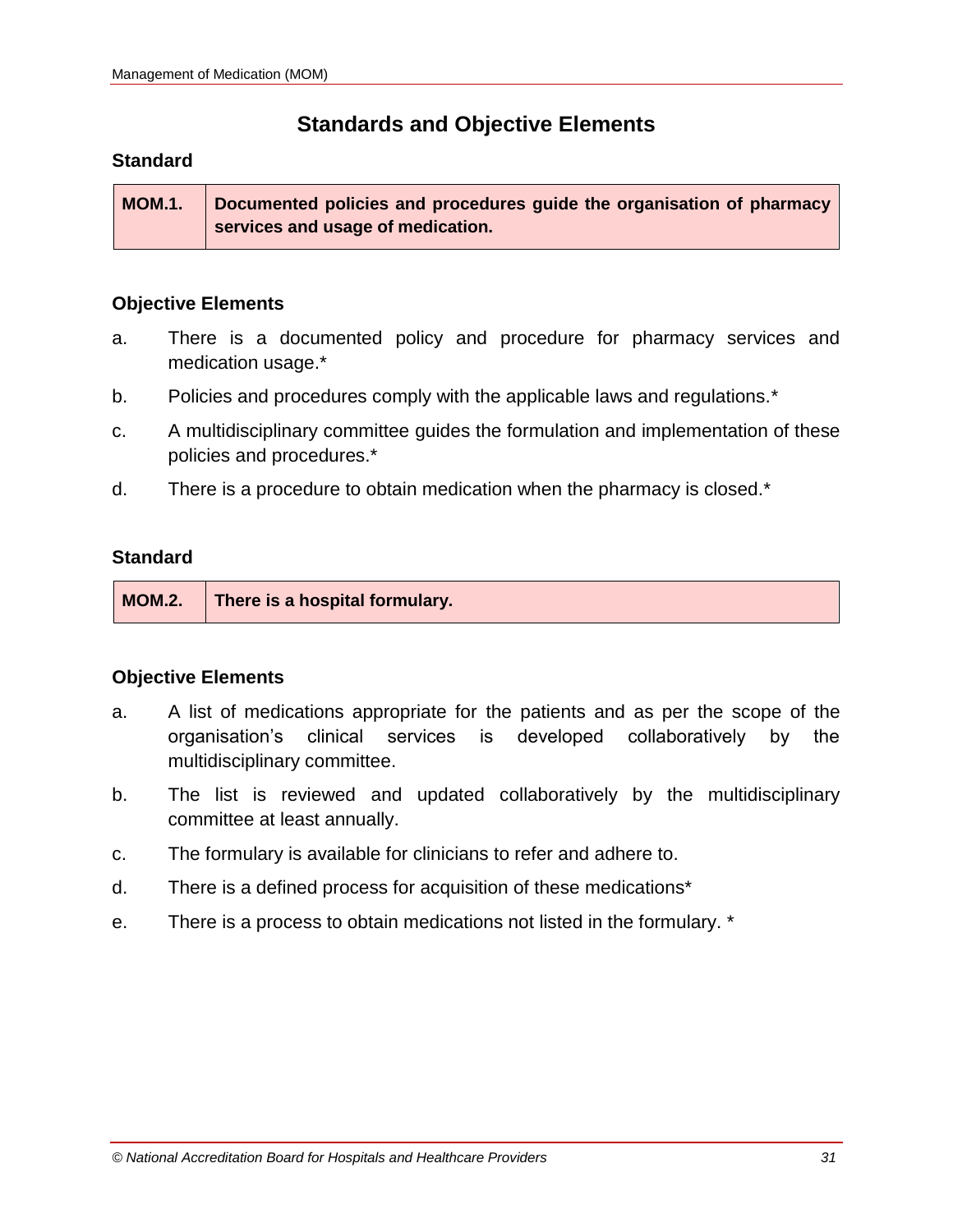## Standards and Objective Elements

### Standard

| MOM.1. | Documented policies and procedures guide the organisation of pharmacy services and usage of medication. |
| --- | --- |

### Objective Elements

a. There is a documented policy and procedure for pharmacy services and medication usage.*

b. Policies and procedures comply with the applicable laws and regulations.*

c. A multidisciplinary committee guides the formulation and implementation of these policies and procedures.*

d. There is a procedure to obtain medication when the pharmacy is closed.*

### Standard

| MOM.2. | There is a hospital formulary. |
| --- | --- |

### Objective Elements

a. A list of medications appropriate for the patients and as per the scope of the organisation's clinical services is developed collaboratively by the multidisciplinary committee.

b. The list is reviewed and updated collaboratively by the multidisciplinary committee at least annually.

c. The formulary is available for clinicians to refer and adhere to.

d. There is a defined process for acquisition of these medications*

e. There is a process to obtain medications not listed in the formulary. *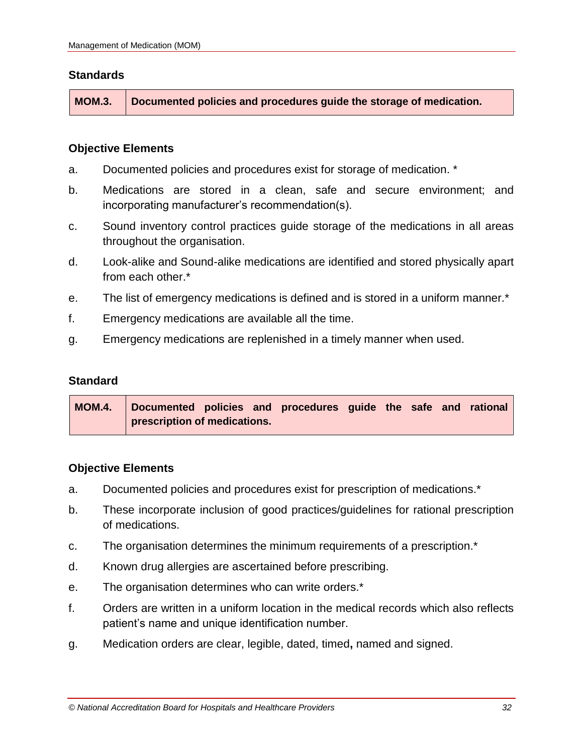### Standards

| MOM.3. | Documented policies and procedures guide the storage of medication. |
|---|---|

### Objective Elements

a. Documented policies and procedures exist for storage of medication. *

b. Medications are stored in a clean, safe and secure environment; and incorporating manufacturer's recommendation(s).

c. Sound inventory control practices guide storage of the medications in all areas throughout the organisation.

d. Look-alike and Sound-alike medications are identified and stored physically apart from each other.*

e. The list of emergency medications is defined and is stored in a uniform manner.*

f. Emergency medications are available all the time.

g. Emergency medications are replenished in a timely manner when used.

### Standard

| MOM.4. | Documented policies and procedures guide the safe and rational prescription of medications. |
|---|---|

### Objective Elements

a. Documented policies and procedures exist for prescription of medications.*

b. These incorporate inclusion of good practices/guidelines for rational prescription of medications.

c. The organisation determines the minimum requirements of a prescription.*

d. Known drug allergies are ascertained before prescribing.

e. The organisation determines who can write orders.*

f. Orders are written in a uniform location in the medical records which also reflects patient's name and unique identification number.

g. Medication orders are clear, legible, dated, timed**,** named and signed.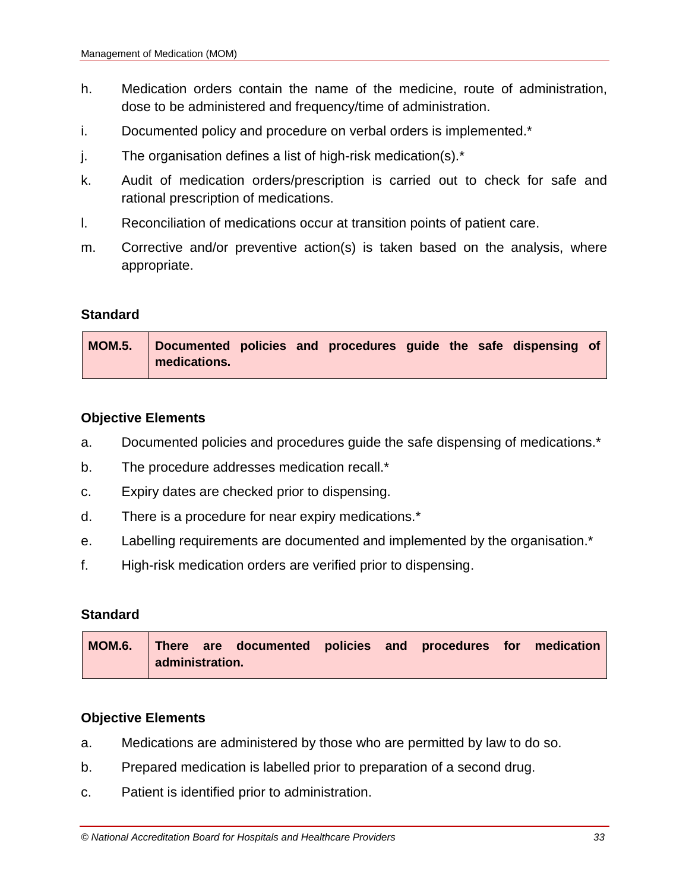h. Medication orders contain the name of the medicine, route of administration, dose to be administered and frequency/time of administration.

i. Documented policy and procedure on verbal orders is implemented.*

j. The organisation defines a list of high-risk medication(s).*

k. Audit of medication orders/prescription is carried out to check for safe and rational prescription of medications.

l. Reconciliation of medications occur at transition points of patient care.

m. Corrective and/or preventive action(s) is taken based on the analysis, where appropriate.

**Standard**

| **MOM.5.** | **Documented policies and procedures guide the safe dispensing of medications.** |
|---|---|

**Objective Elements**

a. Documented policies and procedures guide the safe dispensing of medications.*

b. The procedure addresses medication recall.*

c. Expiry dates are checked prior to dispensing.

d. There is a procedure for near expiry medications.*

e. Labelling requirements are documented and implemented by the organisation.*

f. High-risk medication orders are verified prior to dispensing.

**Standard**

| **MOM.6.** | **There are documented policies and procedures for medication administration.** |
|---|---|

**Objective Elements**

a. Medications are administered by those who are permitted by law to do so.

b. Prepared medication is labelled prior to preparation of a second drug.

c. Patient is identified prior to administration.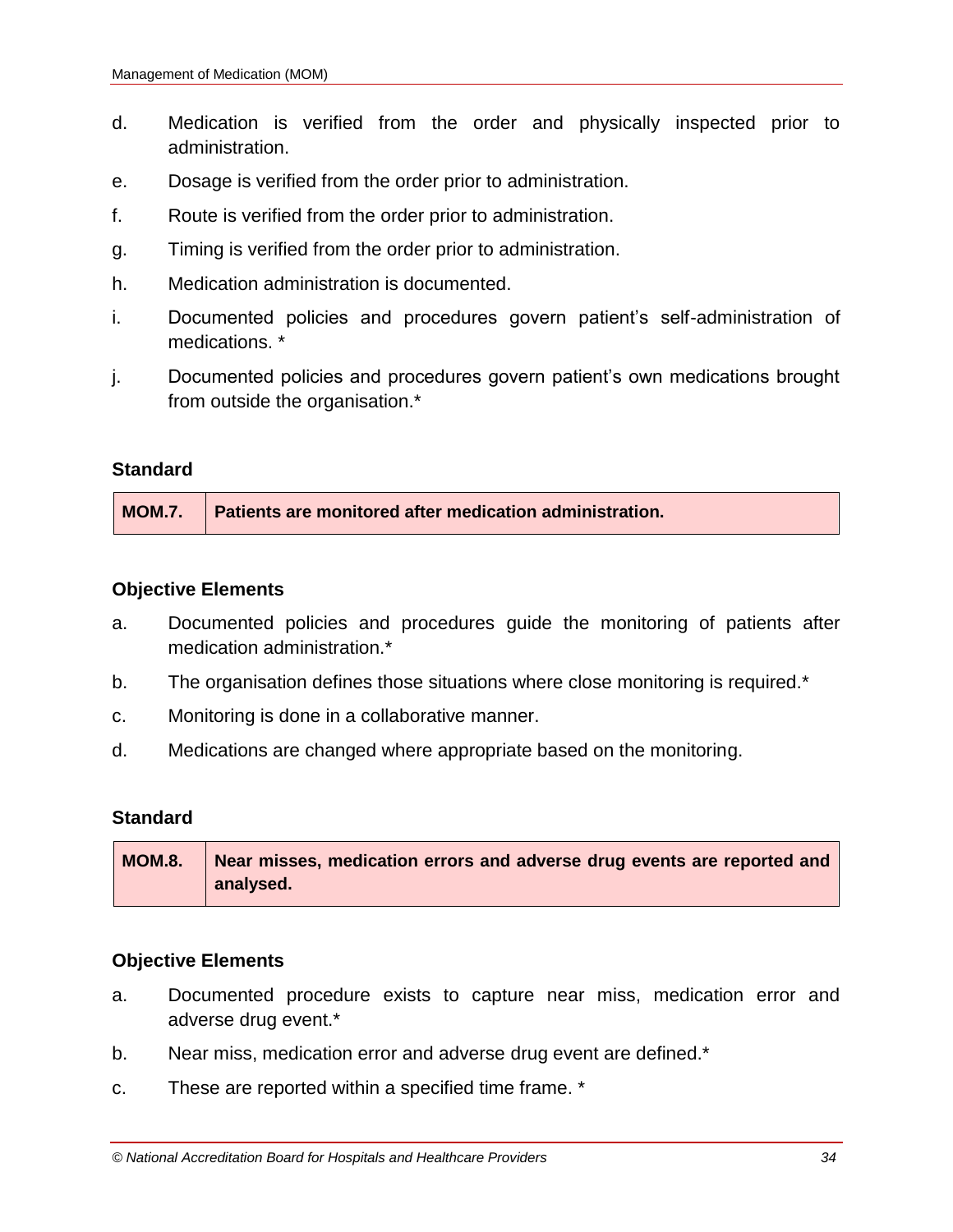d. Medication is verified from the order and physically inspected prior to administration.

e. Dosage is verified from the order prior to administration.

f. Route is verified from the order prior to administration.

g. Timing is verified from the order prior to administration.

h. Medication administration is documented.

i. Documented policies and procedures govern patient's self-administration of medications. *

j. Documented policies and procedures govern patient's own medications brought from outside the organisation.*

**Standard**

| **MOM.7.** | **Patients are monitored after medication administration.** |
|---|---|

**Objective Elements**

a. Documented policies and procedures guide the monitoring of patients after medication administration.*

b. The organisation defines those situations where close monitoring is required.*

c. Monitoring is done in a collaborative manner.

d. Medications are changed where appropriate based on the monitoring.

**Standard**

| **MOM.8.** | **Near misses, medication errors and adverse drug events are reported and analysed.** |
|---|---|

**Objective Elements**

a. Documented procedure exists to capture near miss, medication error and adverse drug event.*

b. Near miss, medication error and adverse drug event are defined.*

c. These are reported within a specified time frame. *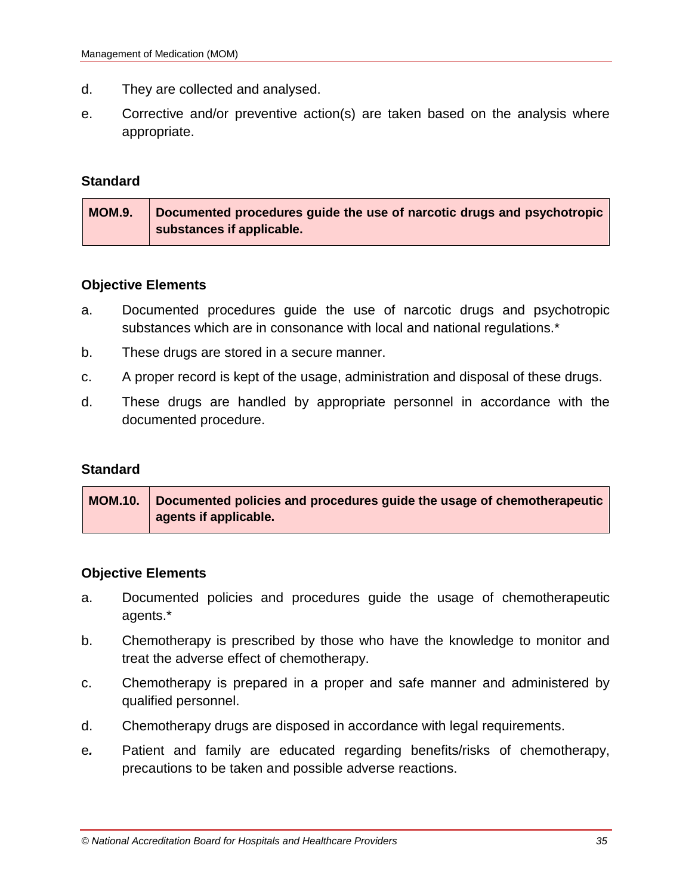d. They are collected and analysed.

e. Corrective and/or preventive action(s) are taken based on the analysis where appropriate.

**Standard**

| **MOM.9.** | **Documented procedures guide the use of narcotic drugs and psychotropic substances if applicable.** |
|---|---|

**Objective Elements**

a. Documented procedures guide the use of narcotic drugs and psychotropic substances which are in consonance with local and national regulations.*

b. These drugs are stored in a secure manner.

c. A proper record is kept of the usage, administration and disposal of these drugs.

d. These drugs are handled by appropriate personnel in accordance with the documented procedure.

**Standard**

| **MOM.10.** | **Documented policies and procedures guide the usage of chemotherapeutic agents if applicable.** |
|---|---|

**Objective Elements**

a. Documented policies and procedures guide the usage of chemotherapeutic agents.*

b. Chemotherapy is prescribed by those who have the knowledge to monitor and treat the adverse effect of chemotherapy.

c. Chemotherapy is prepared in a proper and safe manner and administered by qualified personnel.

d. Chemotherapy drugs are disposed in accordance with legal requirements.

e. Patient and family are educated regarding benefits/risks of chemotherapy, precautions to be taken and possible adverse reactions.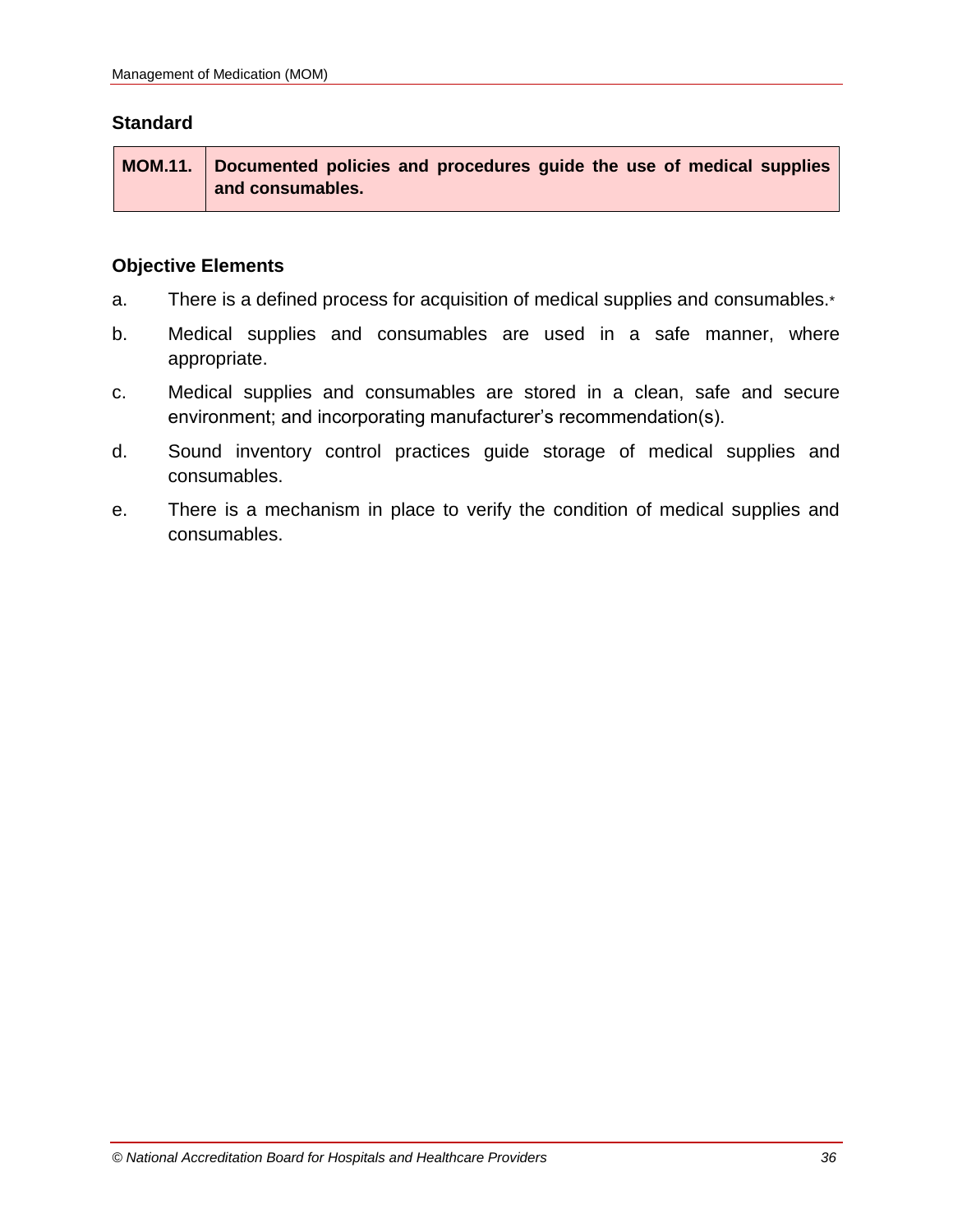### Standard

| MOM.11. | **Documented policies and procedures guide the use of medical supplies and consumables.** |
|---|---|

### Objective Elements

a. There is a defined process for acquisition of medical supplies and consumables.*

b. Medical supplies and consumables are used in a safe manner, where appropriate.

c. Medical supplies and consumables are stored in a clean, safe and secure environment; and incorporating manufacturer's recommendation(s).

d. Sound inventory control practices guide storage of medical supplies and consumables.

e. There is a mechanism in place to verify the condition of medical supplies and consumables.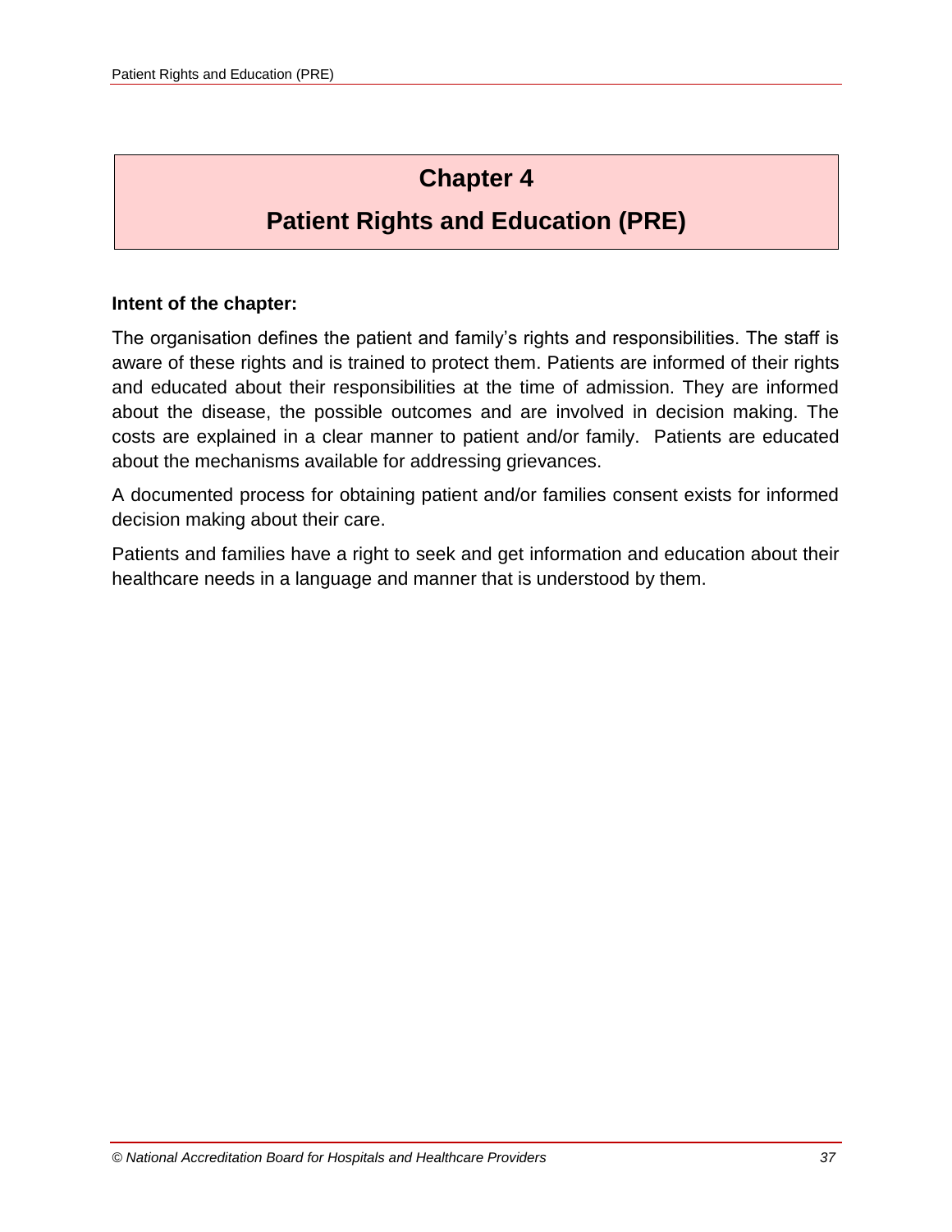# Chapter 4

# Patient Rights and Education (PRE)

**Intent of the chapter:**

The organisation defines the patient and family's rights and responsibilities. The staff is aware of these rights and is trained to protect them. Patients are informed of their rights and educated about their responsibilities at the time of admission. They are informed about the disease, the possible outcomes and are involved in decision making. The costs are explained in a clear manner to patient and/or family. Patients are educated about the mechanisms available for addressing grievances.

A documented process for obtaining patient and/or families consent exists for informed decision making about their care.

Patients and families have a right to seek and get information and education about their healthcare needs in a language and manner that is understood by them.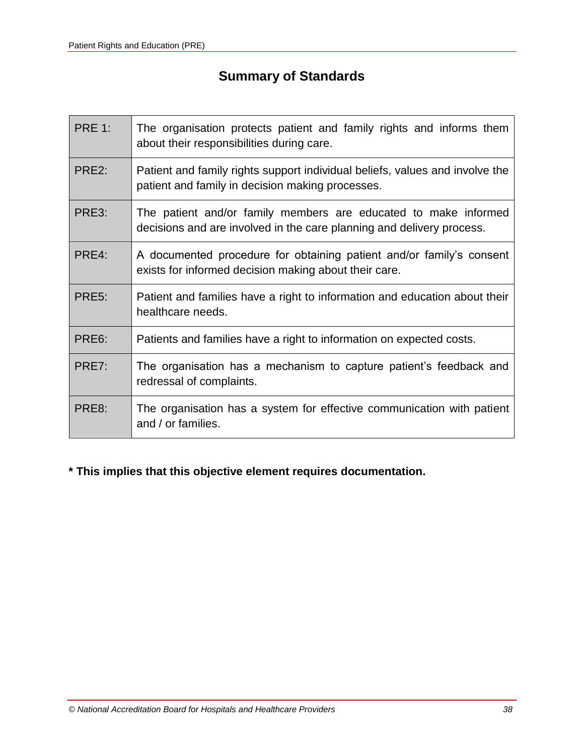## Summary of Standards

| | |
|---|---|
| PRE 1: | The organisation protects patient and family rights and informs them about their responsibilities during care. |
| PRE2: | Patient and family rights support individual beliefs, values and involve the patient and family in decision making processes. |
| PRE3: | The patient and/or family members are educated to make informed decisions and are involved in the care planning and delivery process. |
| PRE4: | A documented procedure for obtaining patient and/or family's consent exists for informed decision making about their care. |
| PRE5: | Patient and families have a right to information and education about their healthcare needs. |
| PRE6: | Patients and families have a right to information on expected costs. |
| PRE7: | The organisation has a mechanism to capture patient's feedback and redressal of complaints. |
| PRE8: | The organisation has a system for effective communication with patient and / or families. |

**\* This implies that this objective element requires documentation.**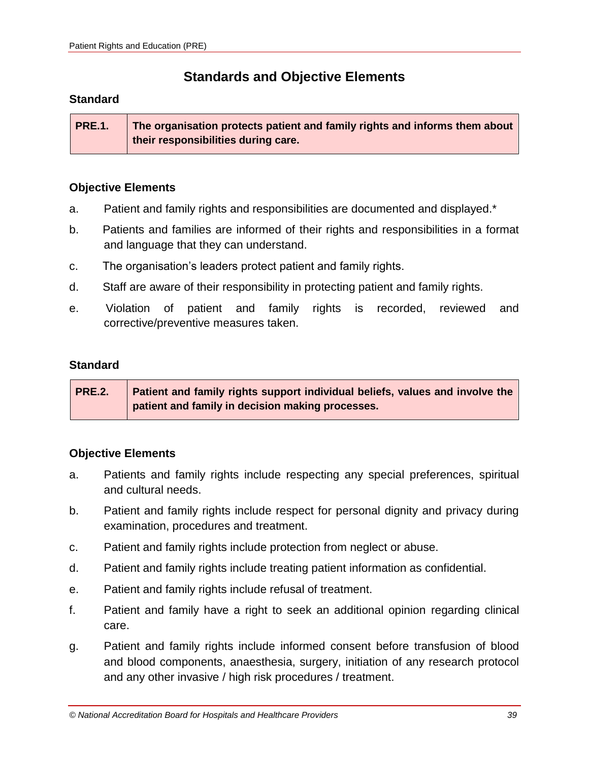## Standards and Objective Elements

### Standard

| PRE.1. | **The organisation protects patient and family rights and informs them about their responsibilities during care.** |
|---|---|

### Objective Elements

a. Patient and family rights and responsibilities are documented and displayed.*

b. Patients and families are informed of their rights and responsibilities in a format and language that they can understand.

c. The organisation's leaders protect patient and family rights.

d. Staff are aware of their responsibility in protecting patient and family rights.

e. Violation of patient and family rights is recorded, reviewed and corrective/preventive measures taken.

### Standard

| PRE.2. | **Patient and family rights support individual beliefs, values and involve the patient and family in decision making processes.** |
|---|---|

### Objective Elements

a. Patients and family rights include respecting any special preferences, spiritual and cultural needs.

b. Patient and family rights include respect for personal dignity and privacy during examination, procedures and treatment.

c. Patient and family rights include protection from neglect or abuse.

d. Patient and family rights include treating patient information as confidential.

e. Patient and family rights include refusal of treatment.

f. Patient and family have a right to seek an additional opinion regarding clinical care.

g. Patient and family rights include informed consent before transfusion of blood and blood components, anaesthesia, surgery, initiation of any research protocol and any other invasive / high risk procedures / treatment.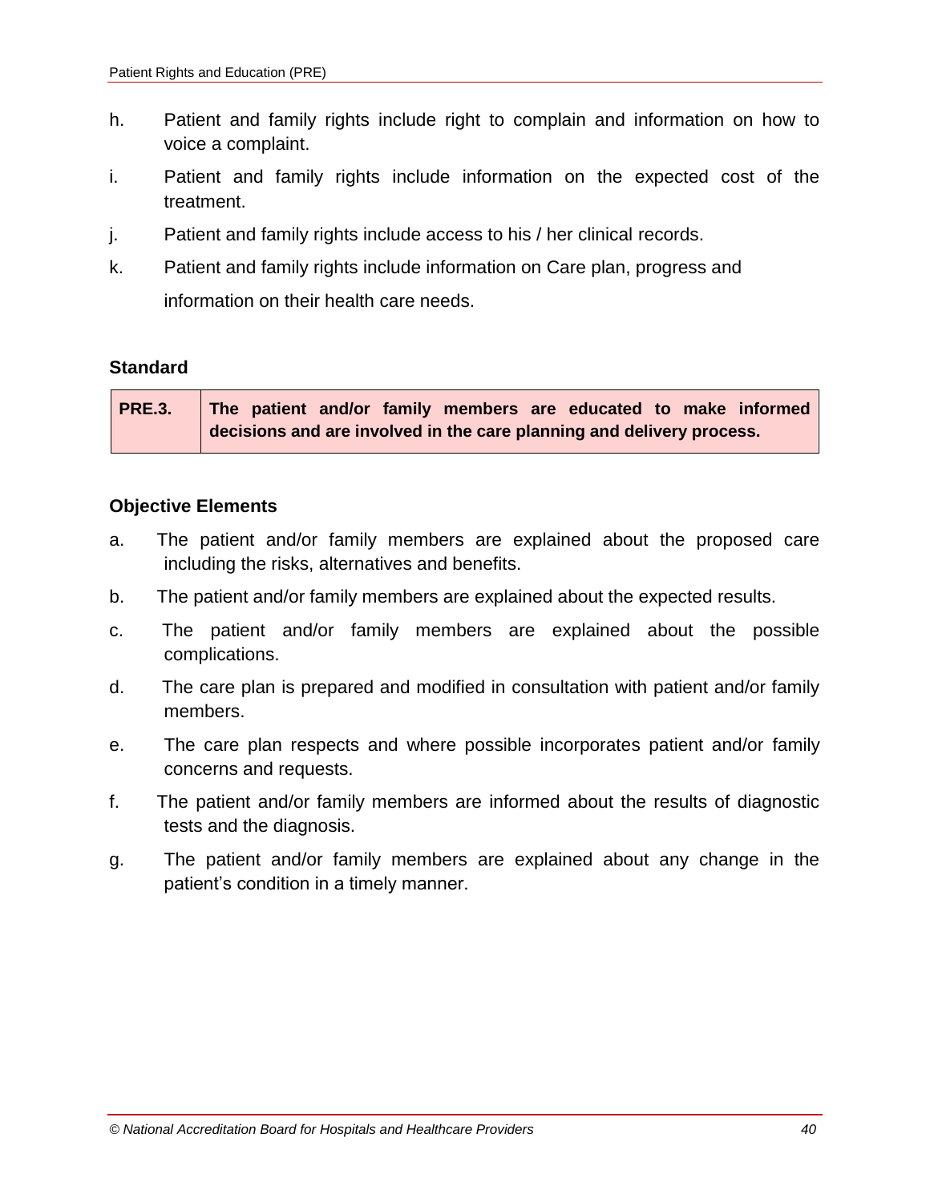h. Patient and family rights include right to complain and information on how to voice a complaint.

i. Patient and family rights include information on the expected cost of the treatment.

j. Patient and family rights include access to his / her clinical records.

k. Patient and family rights include information on Care plan, progress and information on their health care needs.

**Standard**

| PRE.3. | The patient and/or family members are educated to make informed decisions and are involved in the care planning and delivery process. |
|---|---|

**Objective Elements**

a. The patient and/or family members are explained about the proposed care including the risks, alternatives and benefits.

b. The patient and/or family members are explained about the expected results.

c. The patient and/or family members are explained about the possible complications.

d. The care plan is prepared and modified in consultation with patient and/or family members.

e. The care plan respects and where possible incorporates patient and/or family concerns and requests.

f. The patient and/or family members are informed about the results of diagnostic tests and the diagnosis.

g. The patient and/or family members are explained about any change in the patient's condition in a timely manner.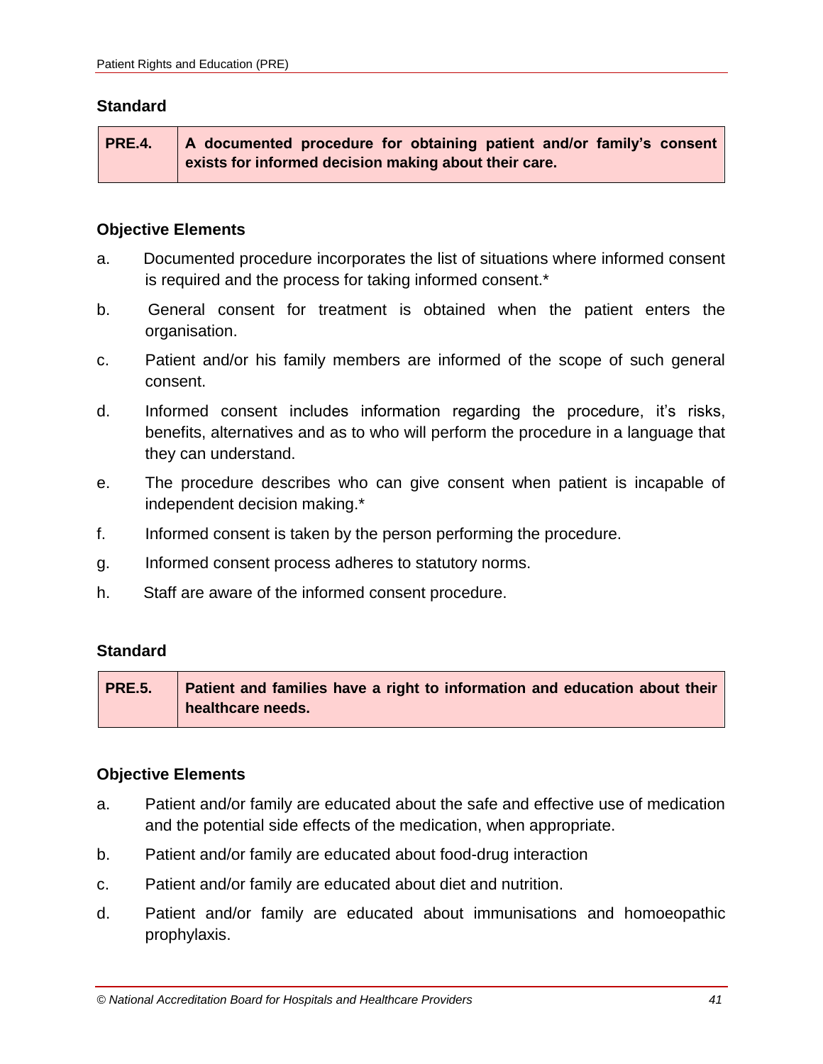### Standard

| PRE.4. | A documented procedure for obtaining patient and/or family's consent exists for informed decision making about their care. |
|---|---|

### Objective Elements

a. Documented procedure incorporates the list of situations where informed consent is required and the process for taking informed consent.*

b. General consent for treatment is obtained when the patient enters the organisation.

c. Patient and/or his family members are informed of the scope of such general consent.

d. Informed consent includes information regarding the procedure, it's risks, benefits, alternatives and as to who will perform the procedure in a language that they can understand.

e. The procedure describes who can give consent when patient is incapable of independent decision making.*

f. Informed consent is taken by the person performing the procedure.

g. Informed consent process adheres to statutory norms.

h. Staff are aware of the informed consent procedure.

### Standard

| PRE.5. | Patient and families have a right to information and education about their healthcare needs. |
|---|---|

### Objective Elements

a. Patient and/or family are educated about the safe and effective use of medication and the potential side effects of the medication, when appropriate.

b. Patient and/or family are educated about food-drug interaction

c. Patient and/or family are educated about diet and nutrition.

d. Patient and/or family are educated about immunisations and homoeopathic prophylaxis.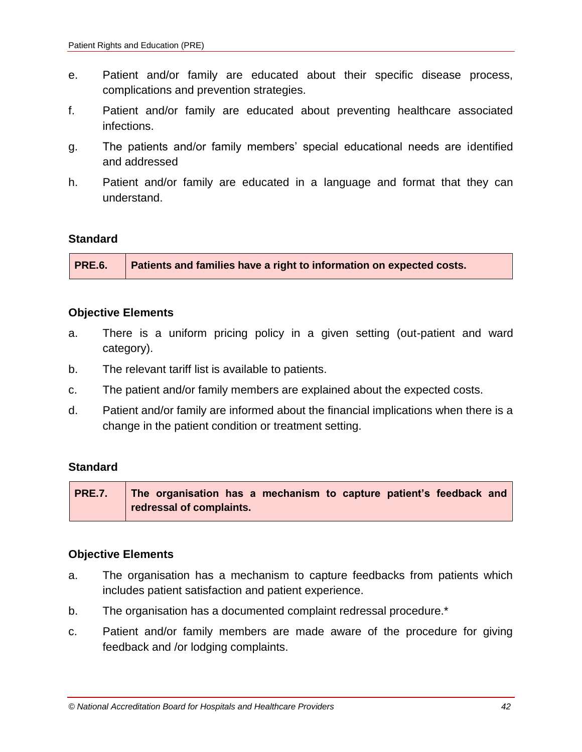e. Patient and/or family are educated about their specific disease process, complications and prevention strategies.

f. Patient and/or family are educated about preventing healthcare associated infections.

g. The patients and/or family members' special educational needs are identified and addressed

h. Patient and/or family are educated in a language and format that they can understand.

**Standard**

| PRE.6. | Patients and families have a right to information on expected costs. |
|---|---|

**Objective Elements**

a. There is a uniform pricing policy in a given setting (out-patient and ward category).

b. The relevant tariff list is available to patients.

c. The patient and/or family members are explained about the expected costs.

d. Patient and/or family are informed about the financial implications when there is a change in the patient condition or treatment setting.

**Standard**

| PRE.7. | The organisation has a mechanism to capture patient's feedback and redressal of complaints. |
|---|---|

**Objective Elements**

a. The organisation has a mechanism to capture feedbacks from patients which includes patient satisfaction and patient experience.

b. The organisation has a documented complaint redressal procedure.*

c. Patient and/or family members are made aware of the procedure for giving feedback and /or lodging complaints.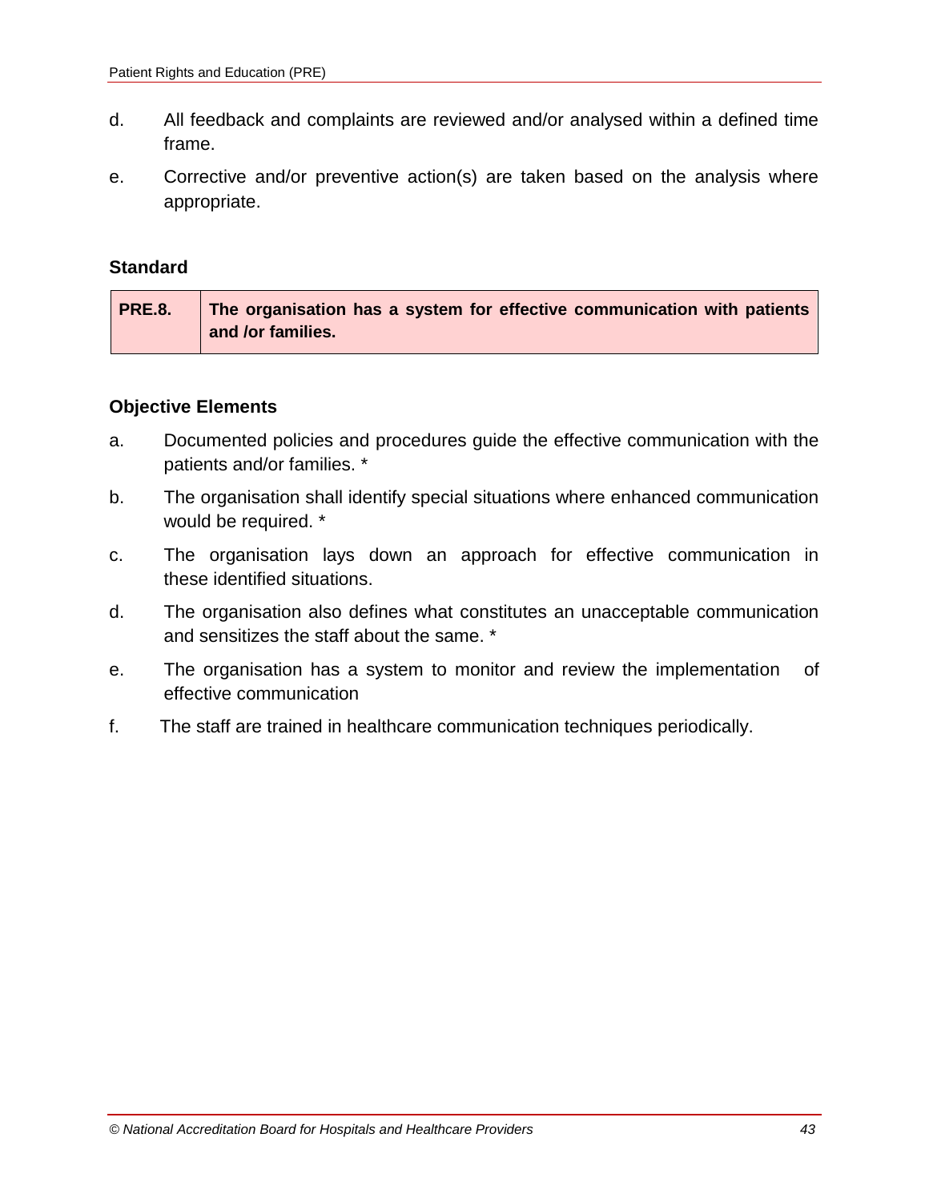d. All feedback and complaints are reviewed and/or analysed within a defined time frame.

e. Corrective and/or preventive action(s) are taken based on the analysis where appropriate.

**Standard**

| PRE.8. | The organisation has a system for effective communication with patients and /or families. |
|---|---|

**Objective Elements**

a. Documented policies and procedures guide the effective communication with the patients and/or families. *

b. The organisation shall identify special situations where enhanced communication would be required. *

c. The organisation lays down an approach for effective communication in these identified situations.

d. The organisation also defines what constitutes an unacceptable communication and sensitizes the staff about the same. *

e. The organisation has a system to monitor and review the implementation of effective communication

f. The staff are trained in healthcare communication techniques periodically.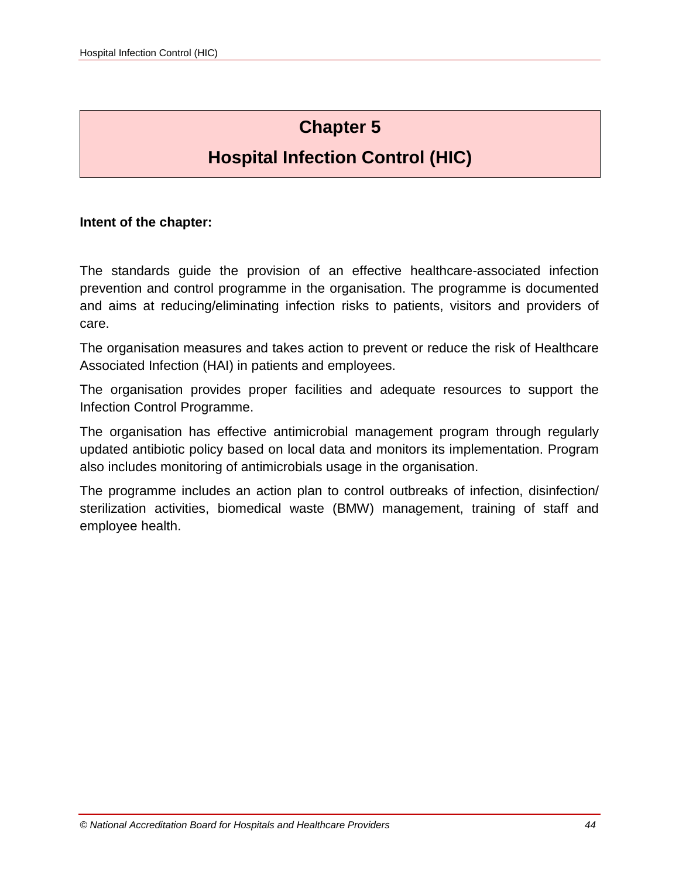# Chapter 5

# Hospital Infection Control (HIC)

**Intent of the chapter:**

The standards guide the provision of an effective healthcare-associated infection prevention and control programme in the organisation. The programme is documented and aims at reducing/eliminating infection risks to patients, visitors and providers of care.

The organisation measures and takes action to prevent or reduce the risk of Healthcare Associated Infection (HAI) in patients and employees.

The organisation provides proper facilities and adequate resources to support the Infection Control Programme.

The organisation has effective antimicrobial management program through regularly updated antibiotic policy based on local data and monitors its implementation. Program also includes monitoring of antimicrobials usage in the organisation.

The programme includes an action plan to control outbreaks of infection, disinfection/ sterilization activities, biomedical waste (BMW) management, training of staff and employee health.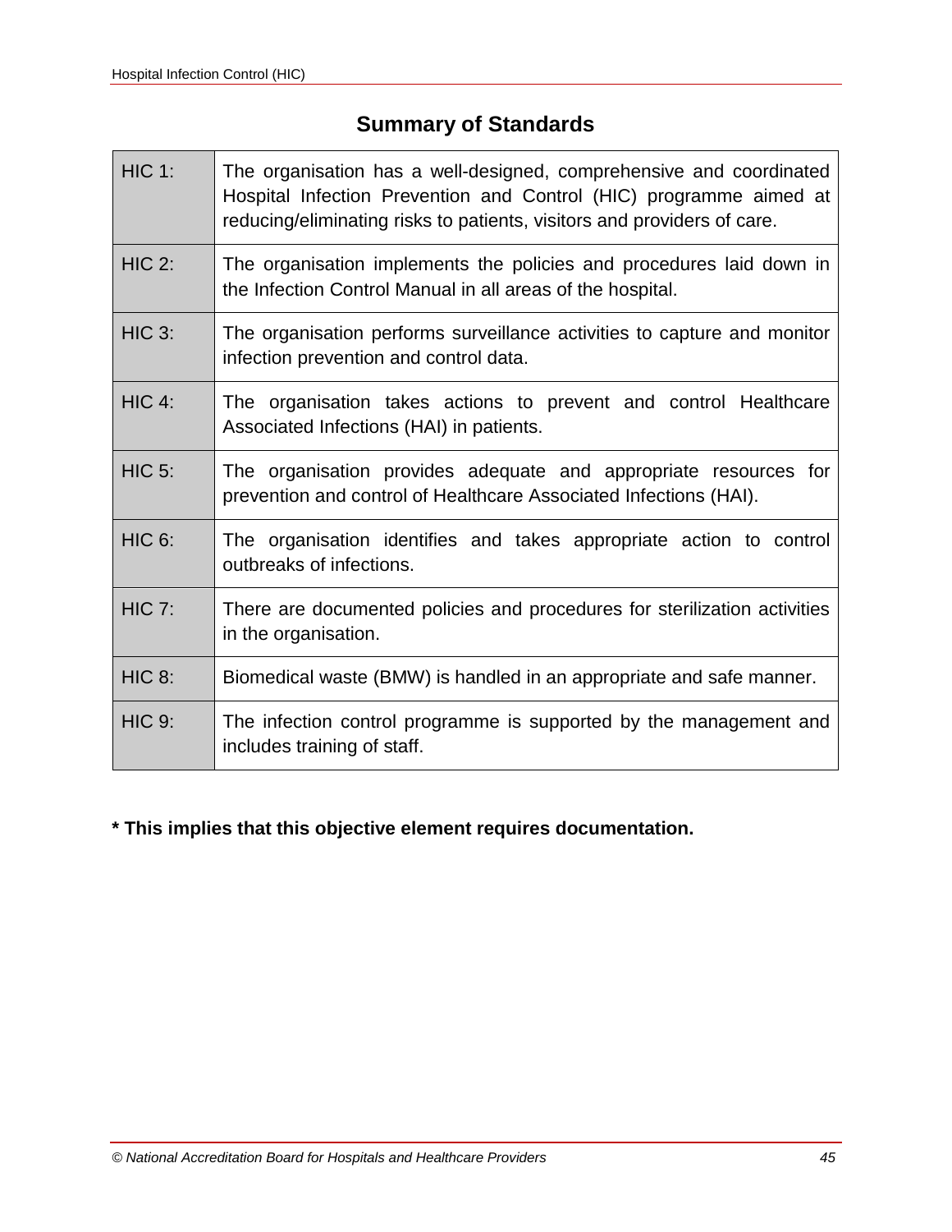## Summary of Standards

| | |
|---|---|
| HIC 1: | The organisation has a well-designed, comprehensive and coordinated Hospital Infection Prevention and Control (HIC) programme aimed at reducing/eliminating risks to patients, visitors and providers of care. |
| HIC 2: | The organisation implements the policies and procedures laid down in the Infection Control Manual in all areas of the hospital. |
| HIC 3: | The organisation performs surveillance activities to capture and monitor infection prevention and control data. |
| HIC 4: | The organisation takes actions to prevent and control Healthcare Associated Infections (HAI) in patients. |
| HIC 5: | The organisation provides adequate and appropriate resources for prevention and control of Healthcare Associated Infections (HAI). |
| HIC 6: | The organisation identifies and takes appropriate action to control outbreaks of infections. |
| HIC 7: | There are documented policies and procedures for sterilization activities in the organisation. |
| HIC 8: | Biomedical waste (BMW) is handled in an appropriate and safe manner. |
| HIC 9: | The infection control programme is supported by the management and includes training of staff. |

**\* This implies that this objective element requires documentation.**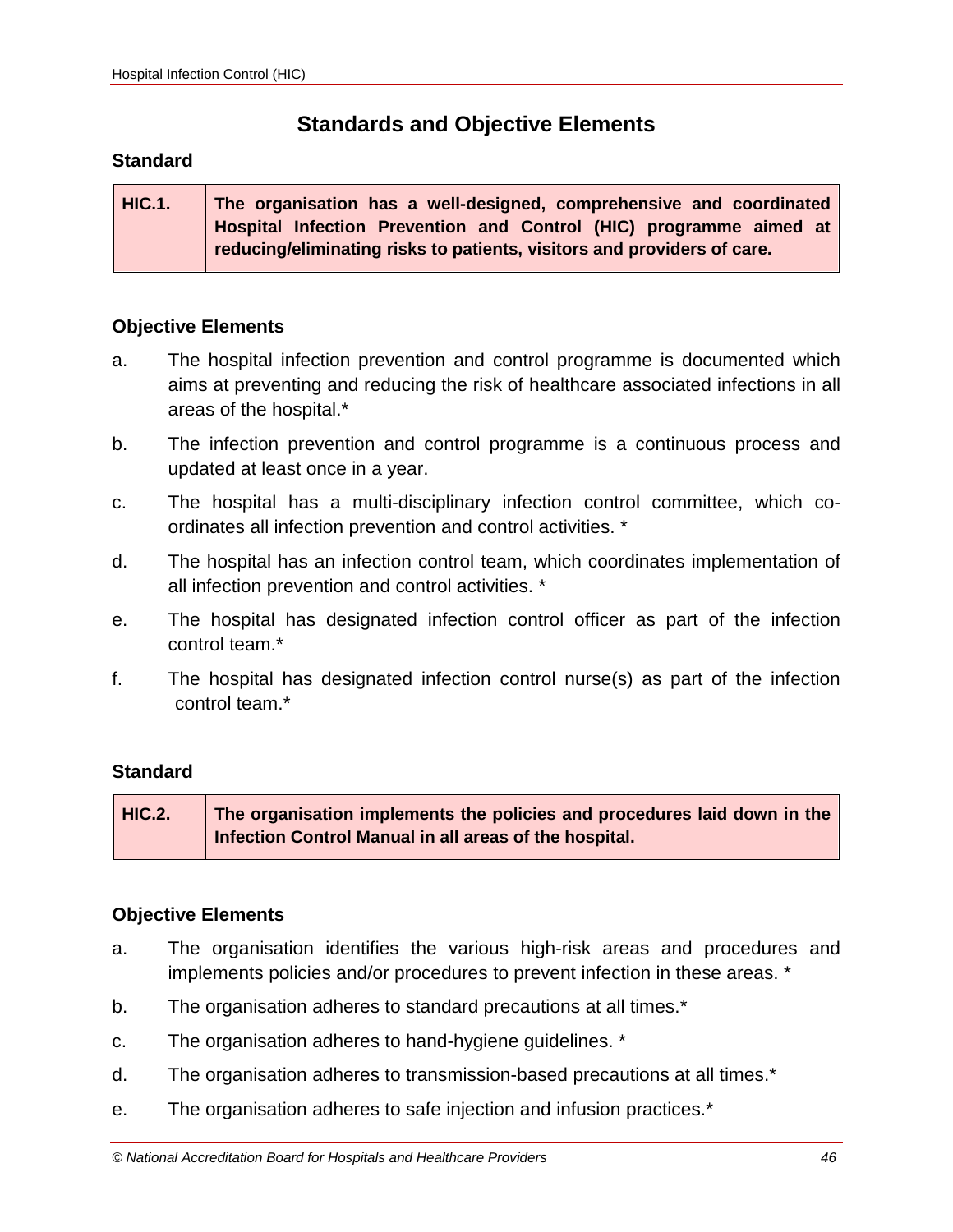## Standards and Objective Elements

### Standard

| HIC.1. | **The organisation has a well-designed, comprehensive and coordinated Hospital Infection Prevention and Control (HIC) programme aimed at reducing/eliminating risks to patients, visitors and providers of care.** |
|---|---|

### Objective Elements

a. The hospital infection prevention and control programme is documented which aims at preventing and reducing the risk of healthcare associated infections in all areas of the hospital.*

b. The infection prevention and control programme is a continuous process and updated at least once in a year.

c. The hospital has a multi-disciplinary infection control committee, which co-ordinates all infection prevention and control activities. *

d. The hospital has an infection control team, which coordinates implementation of all infection prevention and control activities. *

e. The hospital has designated infection control officer as part of the infection control team.*

f. The hospital has designated infection control nurse(s) as part of the infection control team.*

### Standard

| HIC.2. | **The organisation implements the policies and procedures laid down in the Infection Control Manual in all areas of the hospital.** |
|---|---|

### Objective Elements

a. The organisation identifies the various high-risk areas and procedures and implements policies and/or procedures to prevent infection in these areas. *

b. The organisation adheres to standard precautions at all times.*

c. The organisation adheres to hand-hygiene guidelines. *

d. The organisation adheres to transmission-based precautions at all times.*

e. The organisation adheres to safe injection and infusion practices.*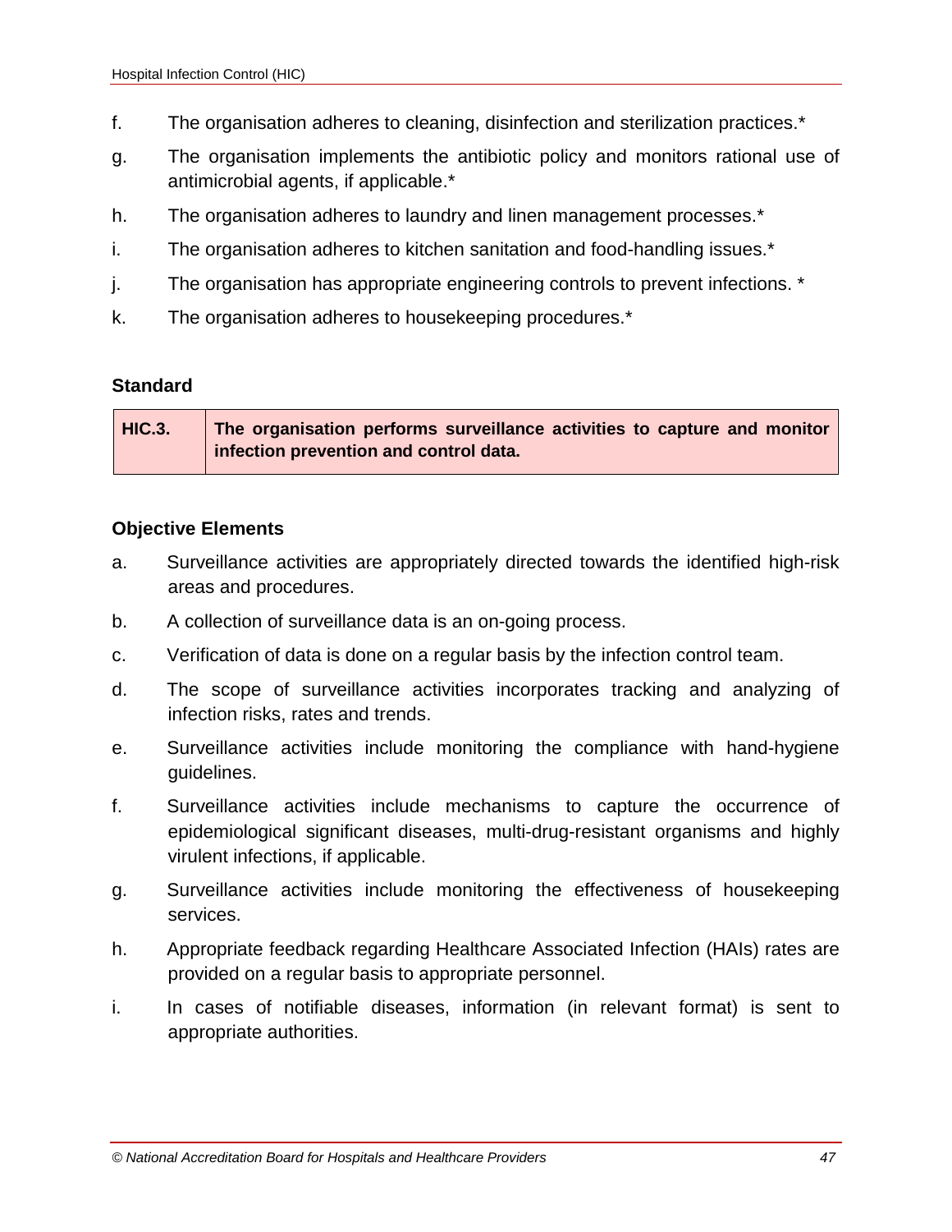f. The organisation adheres to cleaning, disinfection and sterilization practices.*

g. The organisation implements the antibiotic policy and monitors rational use of antimicrobial agents, if applicable.*

h. The organisation adheres to laundry and linen management processes.*

i. The organisation adheres to kitchen sanitation and food-handling issues.*

j. The organisation has appropriate engineering controls to prevent infections. *

k. The organisation adheres to housekeeping procedures.*

**Standard**

| HIC.3. | The organisation performs surveillance activities to capture and monitor infection prevention and control data. |
|---|---|

**Objective Elements**

a. Surveillance activities are appropriately directed towards the identified high-risk areas and procedures.

b. A collection of surveillance data is an on-going process.

c. Verification of data is done on a regular basis by the infection control team.

d. The scope of surveillance activities incorporates tracking and analyzing of infection risks, rates and trends.

e. Surveillance activities include monitoring the compliance with hand-hygiene guidelines.

f. Surveillance activities include mechanisms to capture the occurrence of epidemiological significant diseases, multi-drug-resistant organisms and highly virulent infections, if applicable.

g. Surveillance activities include monitoring the effectiveness of housekeeping services.

h. Appropriate feedback regarding Healthcare Associated Infection (HAIs) rates are provided on a regular basis to appropriate personnel.

i. In cases of notifiable diseases, information (in relevant format) is sent to appropriate authorities.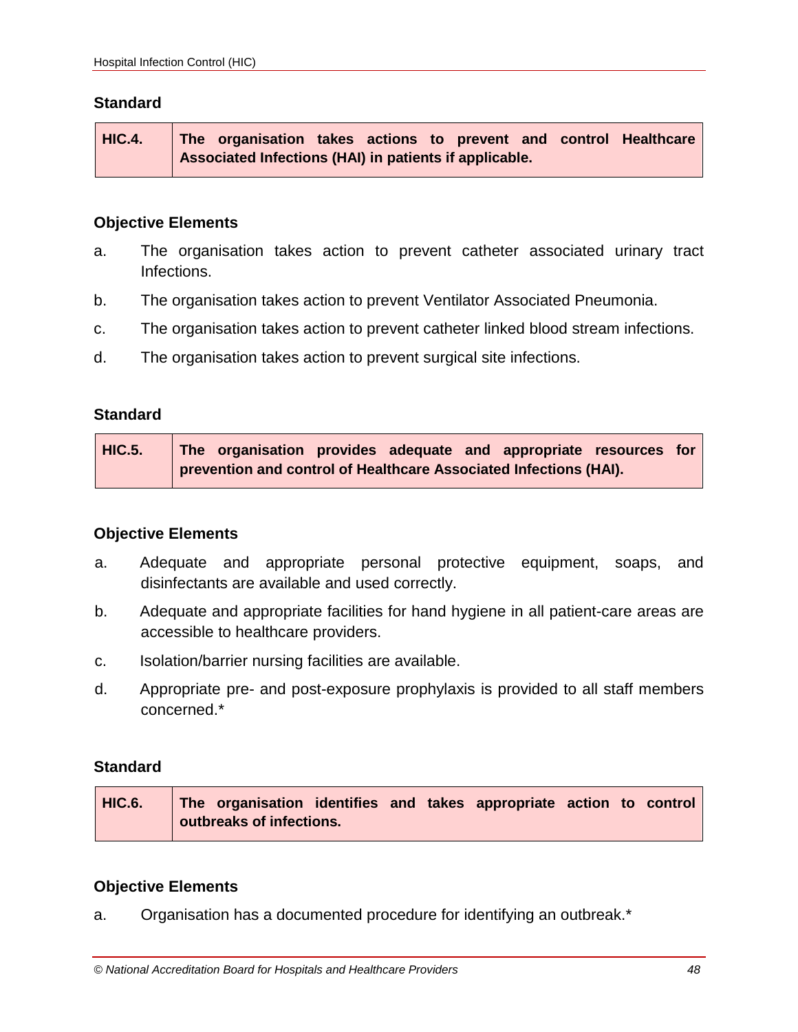### Standard

| HIC.4. | The organisation takes actions to prevent and control Healthcare Associated Infections (HAI) in patients if applicable. |
|---|---|

### Objective Elements

a. The organisation takes action to prevent catheter associated urinary tract Infections.

b. The organisation takes action to prevent Ventilator Associated Pneumonia.

c. The organisation takes action to prevent catheter linked blood stream infections.

d. The organisation takes action to prevent surgical site infections.

### Standard

| HIC.5. | The organisation provides adequate and appropriate resources for prevention and control of Healthcare Associated Infections (HAI). |
|---|---|

### Objective Elements

a. Adequate and appropriate personal protective equipment, soaps, and disinfectants are available and used correctly.

b. Adequate and appropriate facilities for hand hygiene in all patient-care areas are accessible to healthcare providers.

c. Isolation/barrier nursing facilities are available.

d. Appropriate pre- and post-exposure prophylaxis is provided to all staff members concerned.*

### Standard

| HIC.6. | The organisation identifies and takes appropriate action to control outbreaks of infections. |
|---|---|

### Objective Elements

a. Organisation has a documented procedure for identifying an outbreak.*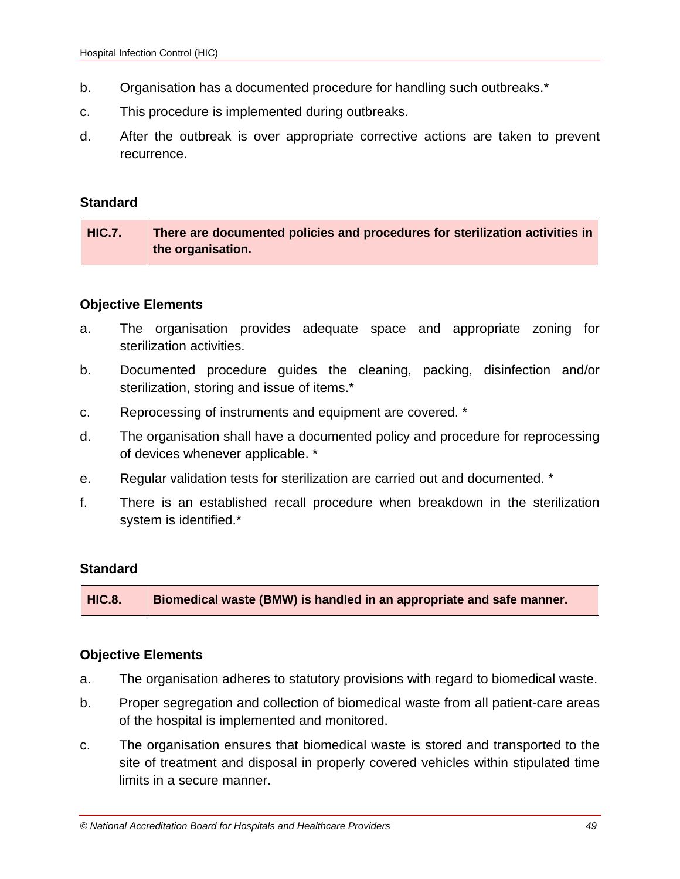b. Organisation has a documented procedure for handling such outbreaks.*

c. This procedure is implemented during outbreaks.

d. After the outbreak is over appropriate corrective actions are taken to prevent recurrence.

**Standard**

| HIC.7. | There are documented policies and procedures for sterilization activities in the organisation. |
|---|---|

**Objective Elements**

a. The organisation provides adequate space and appropriate zoning for sterilization activities.

b. Documented procedure guides the cleaning, packing, disinfection and/or sterilization, storing and issue of items.*

c. Reprocessing of instruments and equipment are covered. *

d. The organisation shall have a documented policy and procedure for reprocessing of devices whenever applicable. *

e. Regular validation tests for sterilization are carried out and documented. *

f. There is an established recall procedure when breakdown in the sterilization system is identified.*

**Standard**

| HIC.8. | Biomedical waste (BMW) is handled in an appropriate and safe manner. |
|---|---|

**Objective Elements**

a. The organisation adheres to statutory provisions with regard to biomedical waste.

b. Proper segregation and collection of biomedical waste from all patient-care areas of the hospital is implemented and monitored.

c. The organisation ensures that biomedical waste is stored and transported to the site of treatment and disposal in properly covered vehicles within stipulated time limits in a secure manner.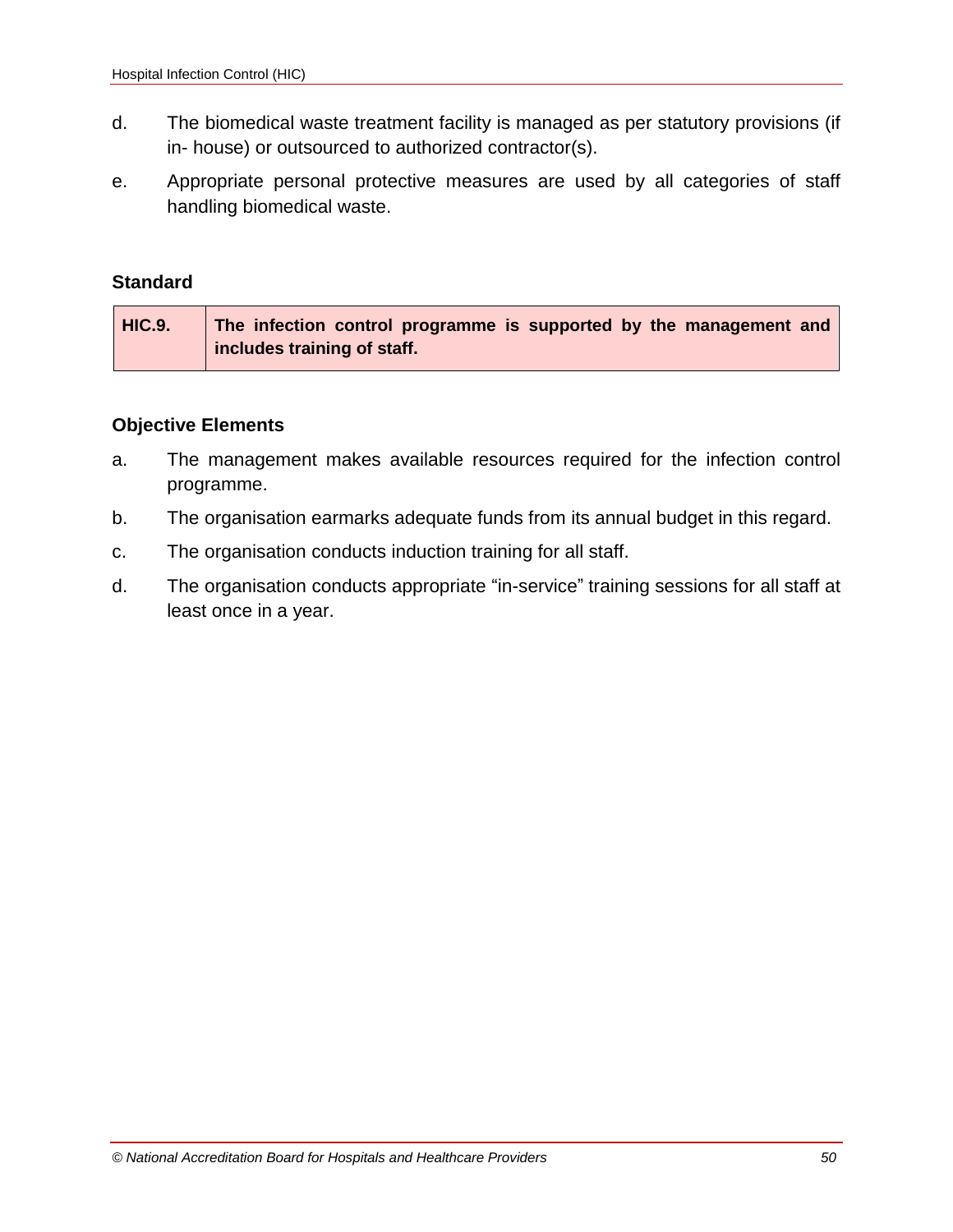d. The biomedical waste treatment facility is managed as per statutory provisions (if in- house) or outsourced to authorized contractor(s).

e. Appropriate personal protective measures are used by all categories of staff handling biomedical waste.

**Standard**

| HIC.9. | The infection control programme is supported by the management and includes training of staff. |
|---|---|

**Objective Elements**

a. The management makes available resources required for the infection control programme.

b. The organisation earmarks adequate funds from its annual budget in this regard.

c. The organisation conducts induction training for all staff.

d. The organisation conducts appropriate "in-service" training sessions for all staff at least once in a year.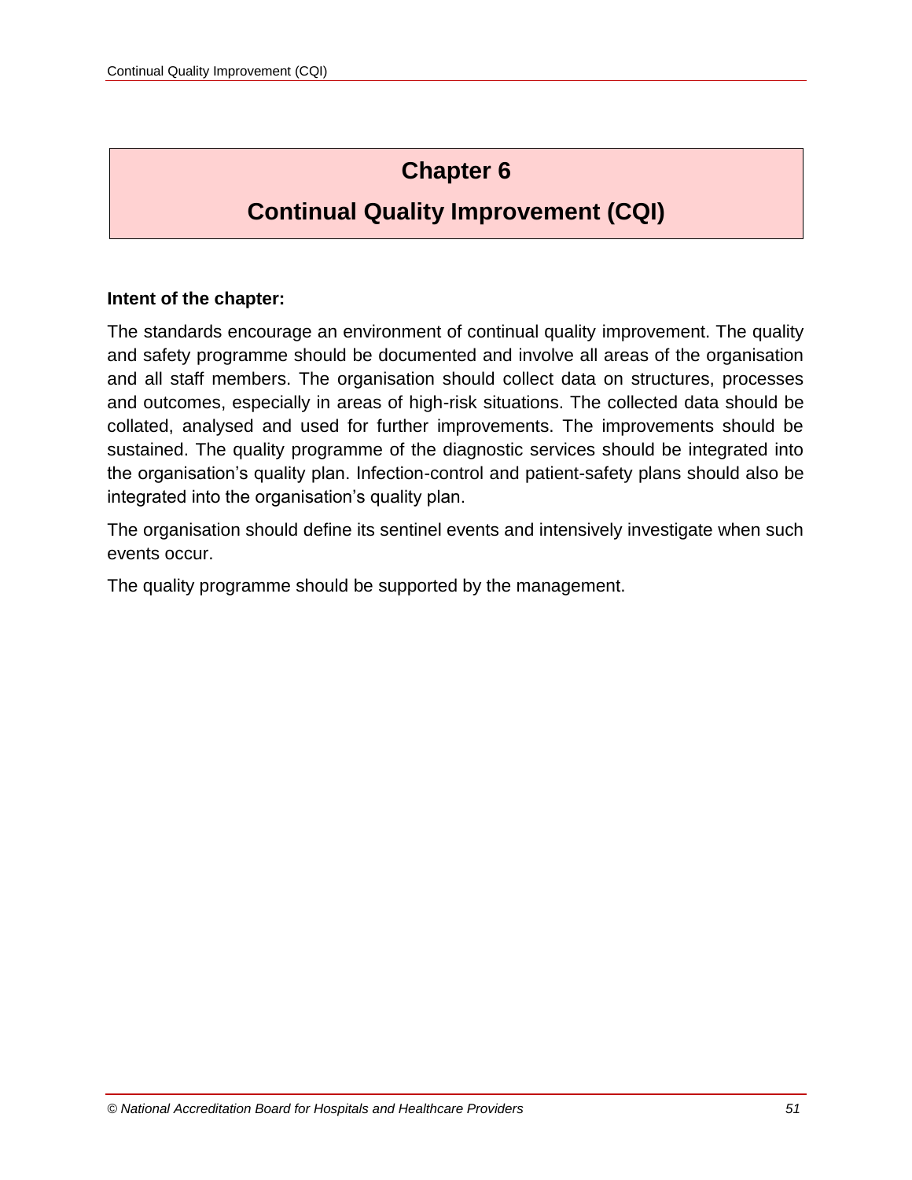# Chapter 6

# Continual Quality Improvement (CQI)

**Intent of the chapter:**

The standards encourage an environment of continual quality improvement. The quality and safety programme should be documented and involve all areas of the organisation and all staff members. The organisation should collect data on structures, processes and outcomes, especially in areas of high-risk situations. The collected data should be collated, analysed and used for further improvements. The improvements should be sustained. The quality programme of the diagnostic services should be integrated into the organisation's quality plan. Infection-control and patient-safety plans should also be integrated into the organisation's quality plan.

The organisation should define its sentinel events and intensively investigate when such events occur.

The quality programme should be supported by the management.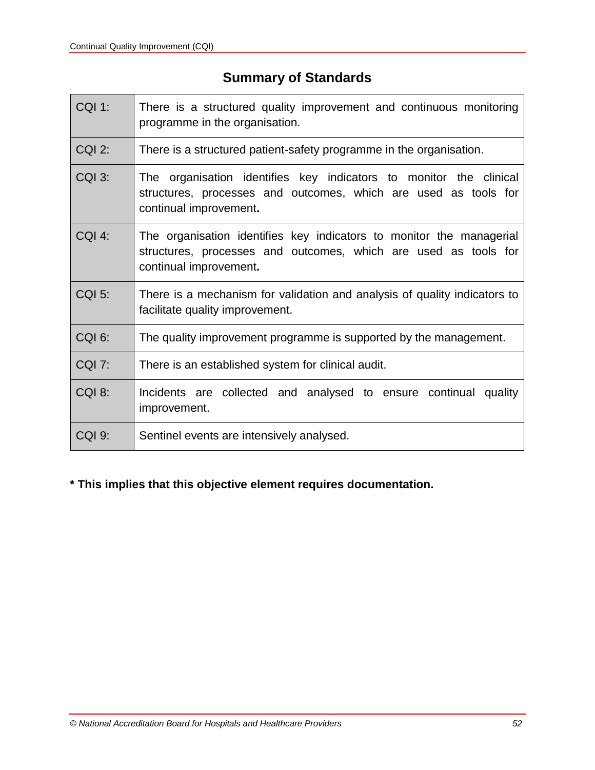## Summary of Standards

| | |
|---|---|
| CQI 1: | There is a structured quality improvement and continuous monitoring programme in the organisation. |
| CQI 2: | There is a structured patient-safety programme in the organisation. |
| CQI 3: | The organisation identifies key indicators to monitor the clinical structures, processes and outcomes, which are used as tools for continual improvement**.** |
| CQI 4: | The organisation identifies key indicators to monitor the managerial structures, processes and outcomes, which are used as tools for continual improvement**.** |
| CQI 5: | There is a mechanism for validation and analysis of quality indicators to facilitate quality improvement. |
| CQI 6: | The quality improvement programme is supported by the management. |
| CQI 7: | There is an established system for clinical audit. |
| CQI 8: | Incidents are collected and analysed to ensure continual quality improvement. |
| CQI 9: | Sentinel events are intensively analysed. |

**\* This implies that this objective element requires documentation.**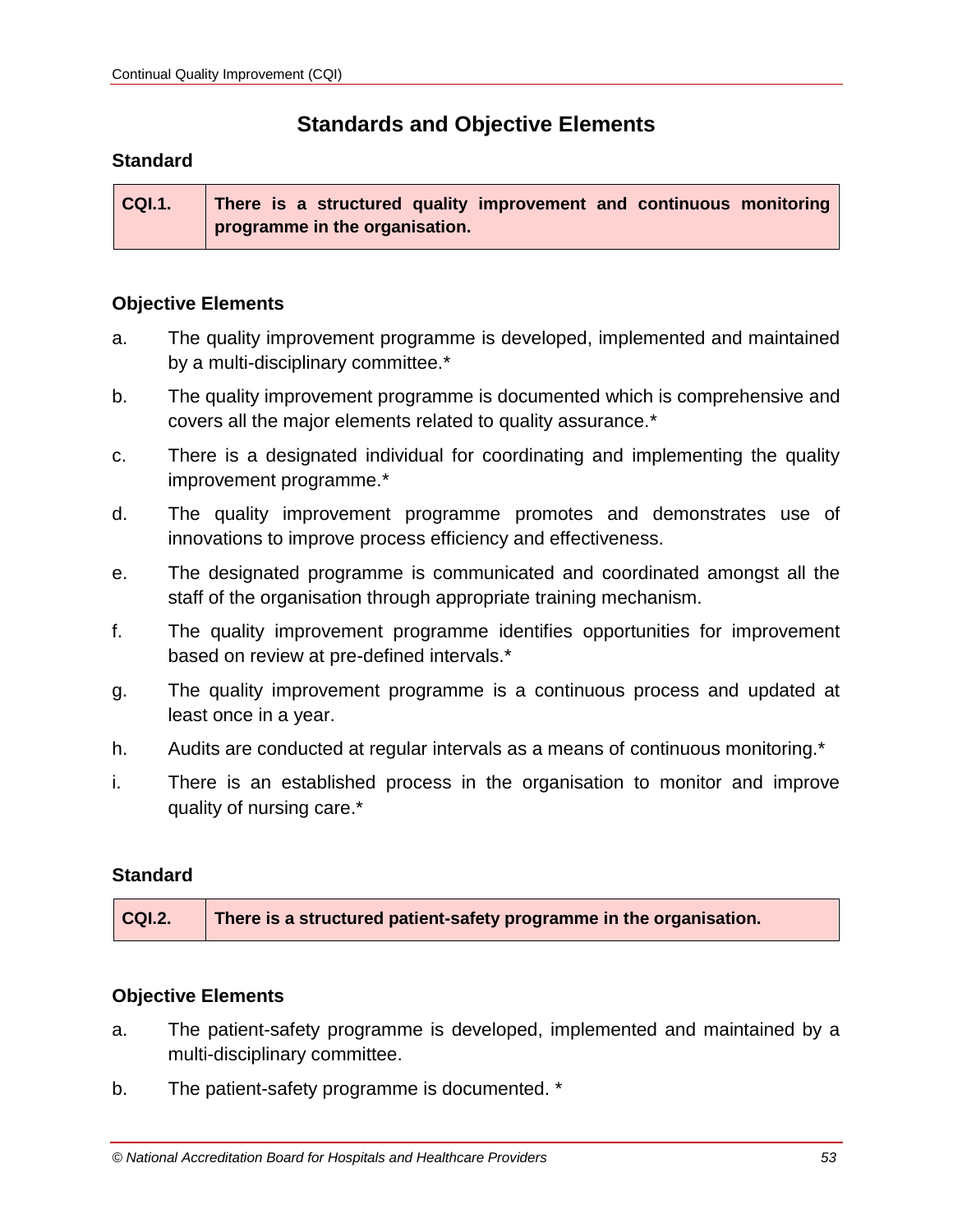## Standards and Objective Elements

### Standard

| CQI.1. | There is a structured quality improvement and continuous monitoring programme in the organisation. |
| --- | --- |

### Objective Elements

a. The quality improvement programme is developed, implemented and maintained by a multi-disciplinary committee.*

b. The quality improvement programme is documented which is comprehensive and covers all the major elements related to quality assurance.*

c. There is a designated individual for coordinating and implementing the quality improvement programme.*

d. The quality improvement programme promotes and demonstrates use of innovations to improve process efficiency and effectiveness.

e. The designated programme is communicated and coordinated amongst all the staff of the organisation through appropriate training mechanism.

f. The quality improvement programme identifies opportunities for improvement based on review at pre-defined intervals.*

g. The quality improvement programme is a continuous process and updated at least once in a year.

h. Audits are conducted at regular intervals as a means of continuous monitoring.*

i. There is an established process in the organisation to monitor and improve quality of nursing care.*

### Standard

| CQI.2. | There is a structured patient-safety programme in the organisation. |
| --- | --- |

### Objective Elements

a. The patient-safety programme is developed, implemented and maintained by a multi-disciplinary committee.

b. The patient-safety programme is documented. *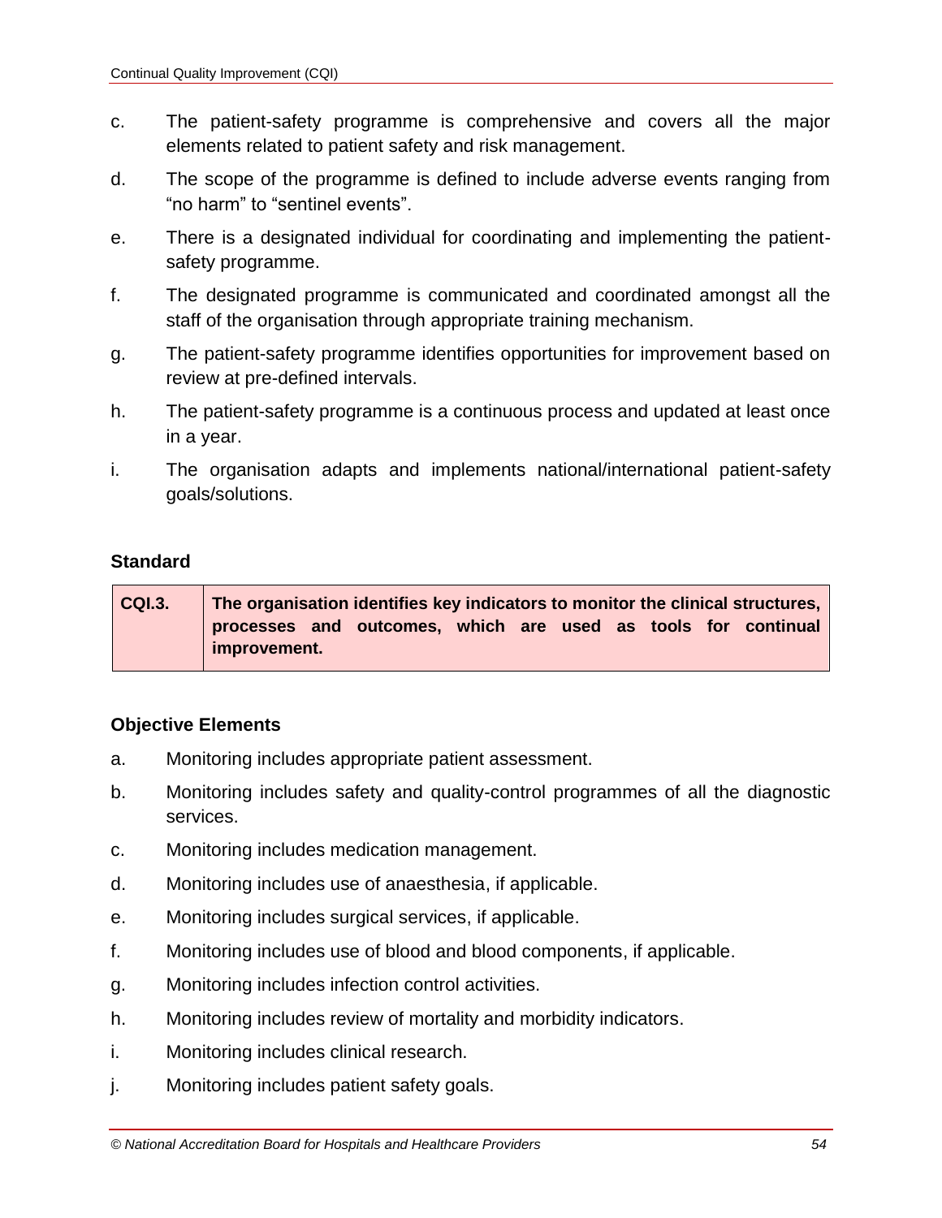c. The patient-safety programme is comprehensive and covers all the major elements related to patient safety and risk management.

d. The scope of the programme is defined to include adverse events ranging from “no harm” to “sentinel events”.

e. There is a designated individual for coordinating and implementing the patient-safety programme.

f. The designated programme is communicated and coordinated amongst all the staff of the organisation through appropriate training mechanism.

g. The patient-safety programme identifies opportunities for improvement based on review at pre-defined intervals.

h. The patient-safety programme is a continuous process and updated at least once in a year.

i. The organisation adapts and implements national/international patient-safety goals/solutions.

**Standard**

| CQI.3. | The organisation identifies key indicators to monitor the clinical structures, processes and outcomes, which are used as tools for continual improvement. |
|---|---|

**Objective Elements**

a. Monitoring includes appropriate patient assessment.

b. Monitoring includes safety and quality-control programmes of all the diagnostic services.

c. Monitoring includes medication management.

d. Monitoring includes use of anaesthesia, if applicable.

e. Monitoring includes surgical services, if applicable.

f. Monitoring includes use of blood and blood components, if applicable.

g. Monitoring includes infection control activities.

h. Monitoring includes review of mortality and morbidity indicators.

i. Monitoring includes clinical research.

j. Monitoring includes patient safety goals.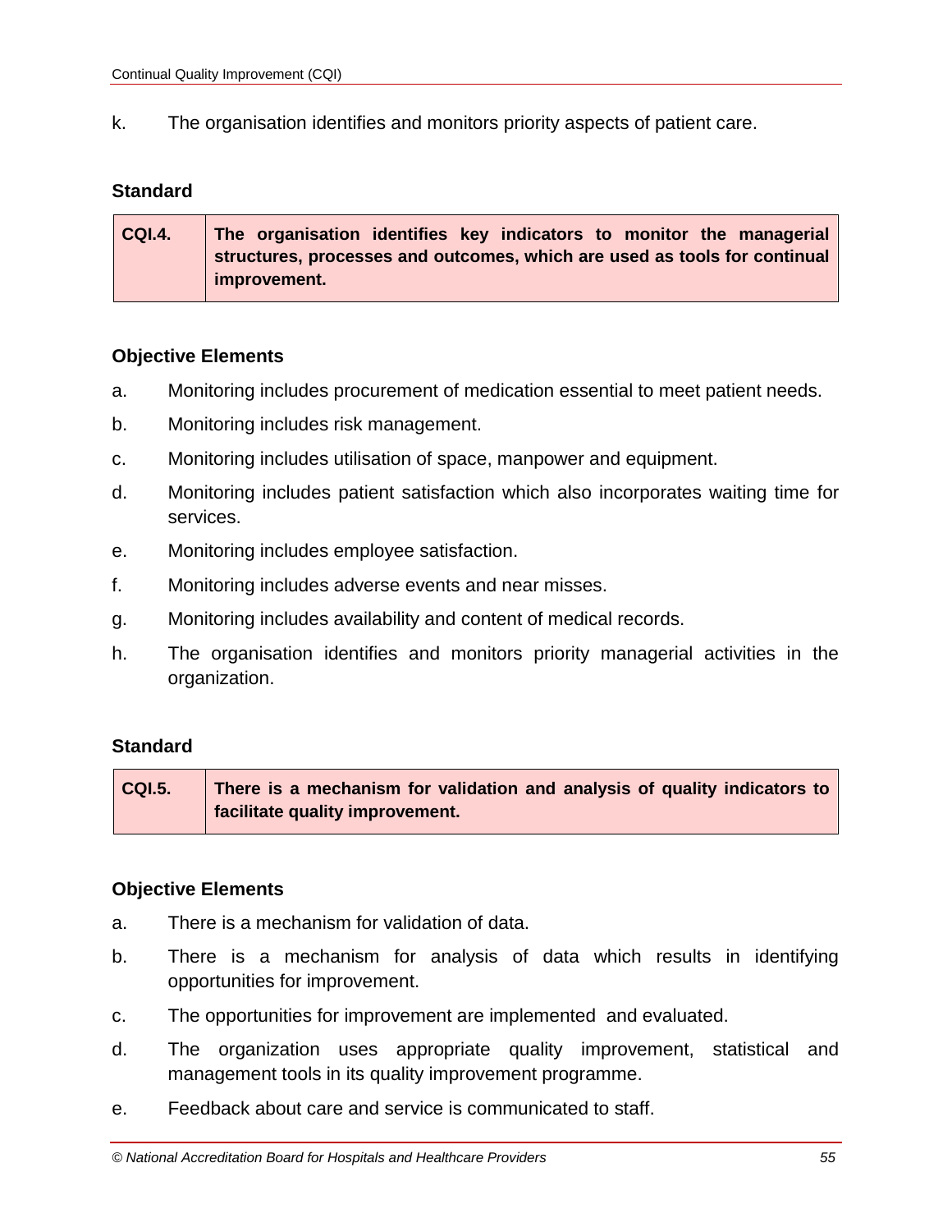k. The organisation identifies and monitors priority aspects of patient care.

**Standard**

| CQI.4. | The organisation identifies key indicators to monitor the managerial structures, processes and outcomes, which are used as tools for continual improvement. |
|---|---|

**Objective Elements**

a. Monitoring includes procurement of medication essential to meet patient needs.

b. Monitoring includes risk management.

c. Monitoring includes utilisation of space, manpower and equipment.

d. Monitoring includes patient satisfaction which also incorporates waiting time for services.

e. Monitoring includes employee satisfaction.

f. Monitoring includes adverse events and near misses.

g. Monitoring includes availability and content of medical records.

h. The organisation identifies and monitors priority managerial activities in the organization.

**Standard**

| CQI.5. | There is a mechanism for validation and analysis of quality indicators to facilitate quality improvement. |
|---|---|

**Objective Elements**

a. There is a mechanism for validation of data.

b. There is a mechanism for analysis of data which results in identifying opportunities for improvement.

c. The opportunities for improvement are implemented and evaluated.

d. The organization uses appropriate quality improvement, statistical and management tools in its quality improvement programme.

e. Feedback about care and service is communicated to staff.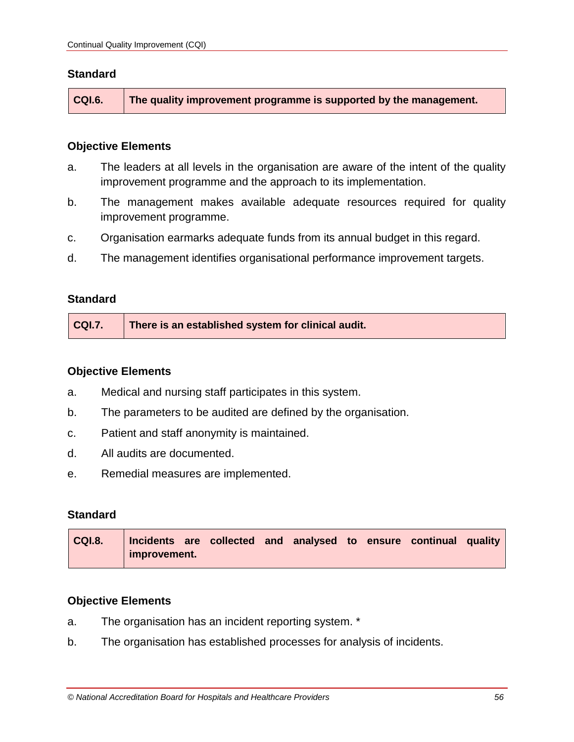**Standard**

| CQI.6. | The quality improvement programme is supported by the management. |
|---|---|

**Objective Elements**

a. The leaders at all levels in the organisation are aware of the intent of the quality improvement programme and the approach to its implementation.

b. The management makes available adequate resources required for quality improvement programme.

c. Organisation earmarks adequate funds from its annual budget in this regard.

d. The management identifies organisational performance improvement targets.

**Standard**

| CQI.7. | There is an established system for clinical audit. |
|---|---|

**Objective Elements**

a. Medical and nursing staff participates in this system.

b. The parameters to be audited are defined by the organisation.

c. Patient and staff anonymity is maintained.

d. All audits are documented.

e. Remedial measures are implemented.

**Standard**

| CQI.8. | Incidents are collected and analysed to ensure continual quality improvement. |
|---|---|

**Objective Elements**

a. The organisation has an incident reporting system. *

b. The organisation has established processes for analysis of incidents.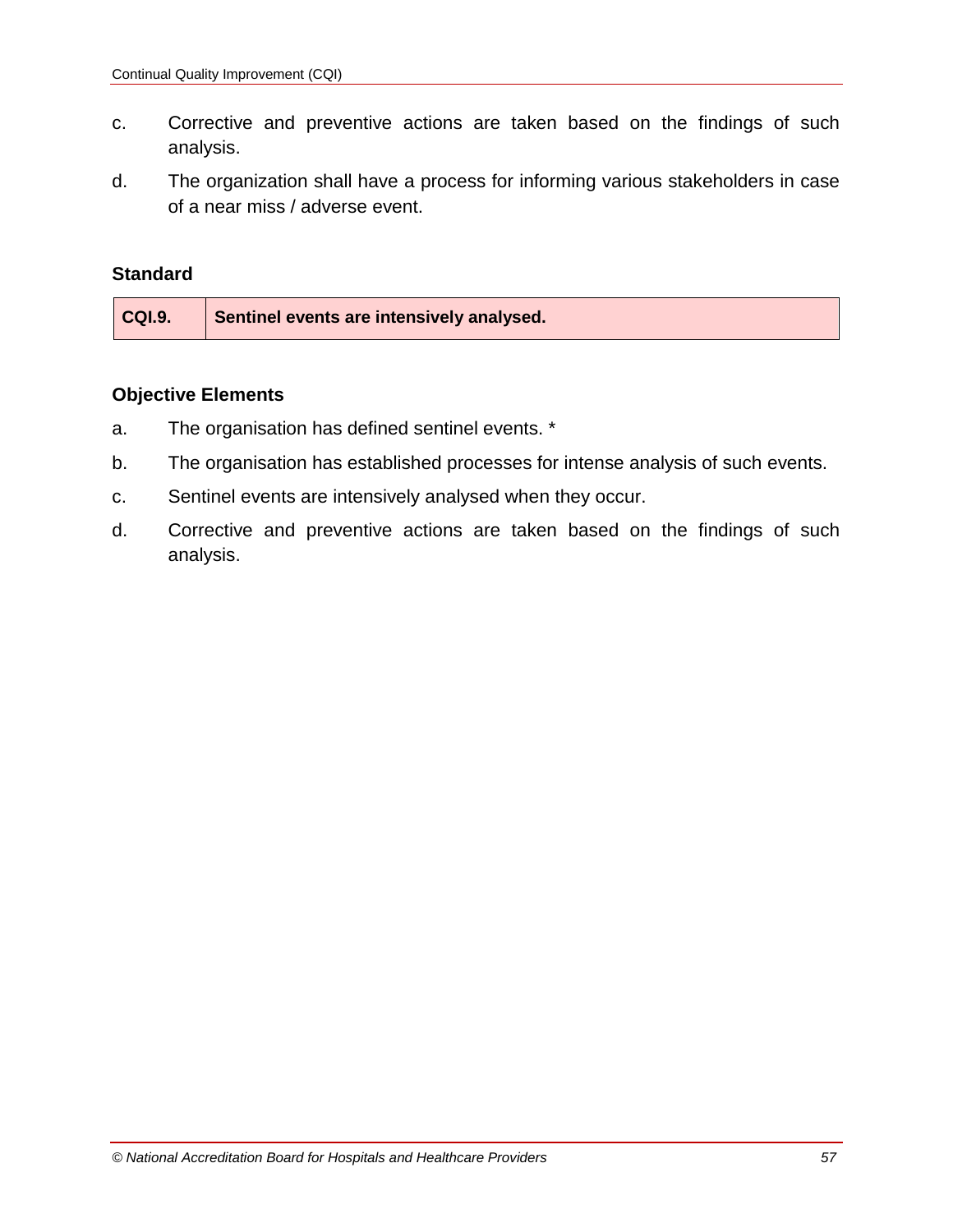c. Corrective and preventive actions are taken based on the findings of such analysis.

d. The organization shall have a process for informing various stakeholders in case of a near miss / adverse event.

**Standard**

| CQI.9. | Sentinel events are intensively analysed. |
|---|---|

**Objective Elements**

a. The organisation has defined sentinel events. *

b. The organisation has established processes for intense analysis of such events.

c. Sentinel events are intensively analysed when they occur.

d. Corrective and preventive actions are taken based on the findings of such analysis.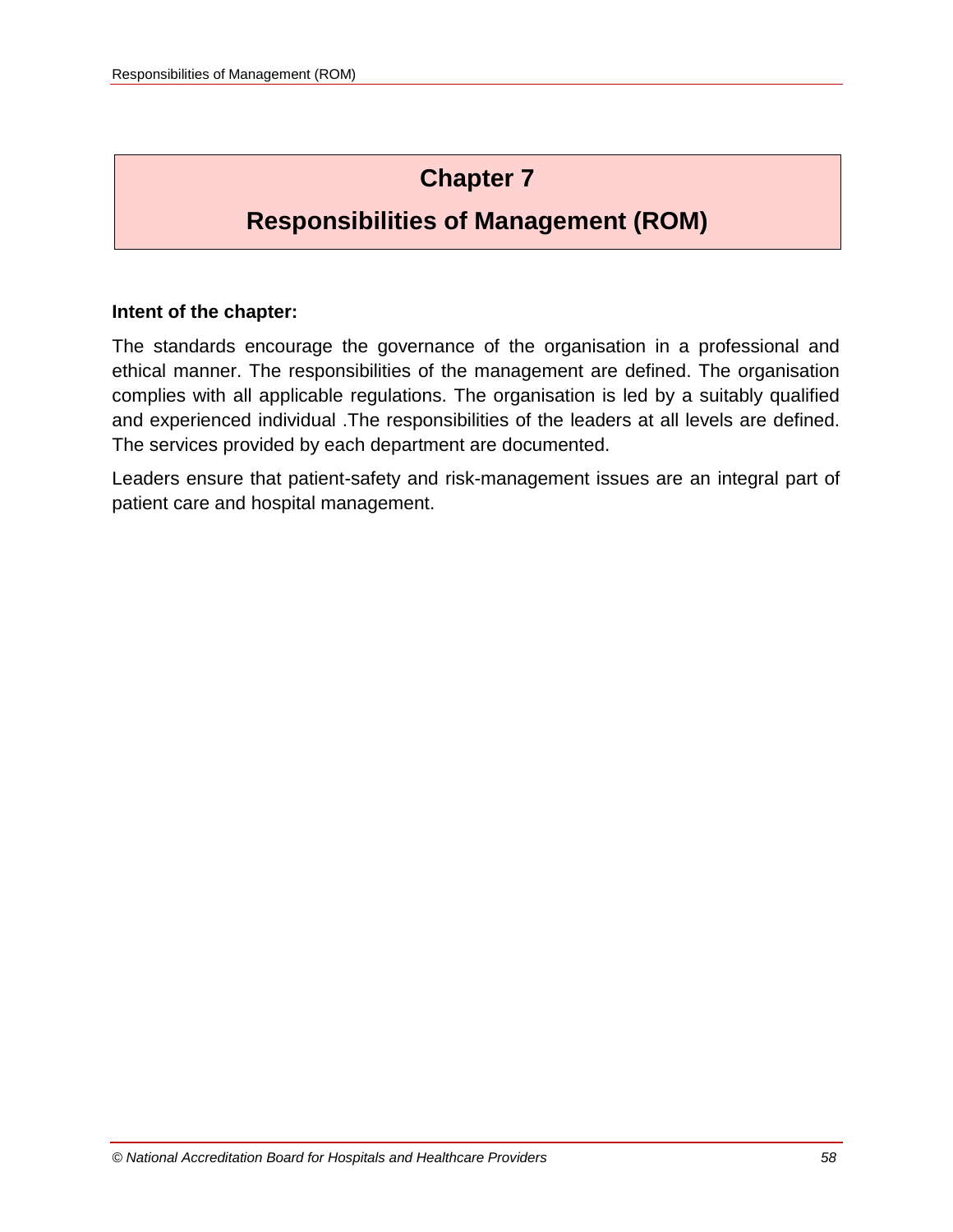# Chapter 7

# Responsibilities of Management (ROM)

**Intent of the chapter:**

The standards encourage the governance of the organisation in a professional and ethical manner. The responsibilities of the management are defined. The organisation complies with all applicable regulations. The organisation is led by a suitably qualified and experienced individual .The responsibilities of the leaders at all levels are defined. The services provided by each department are documented.

Leaders ensure that patient-safety and risk-management issues are an integral part of patient care and hospital management.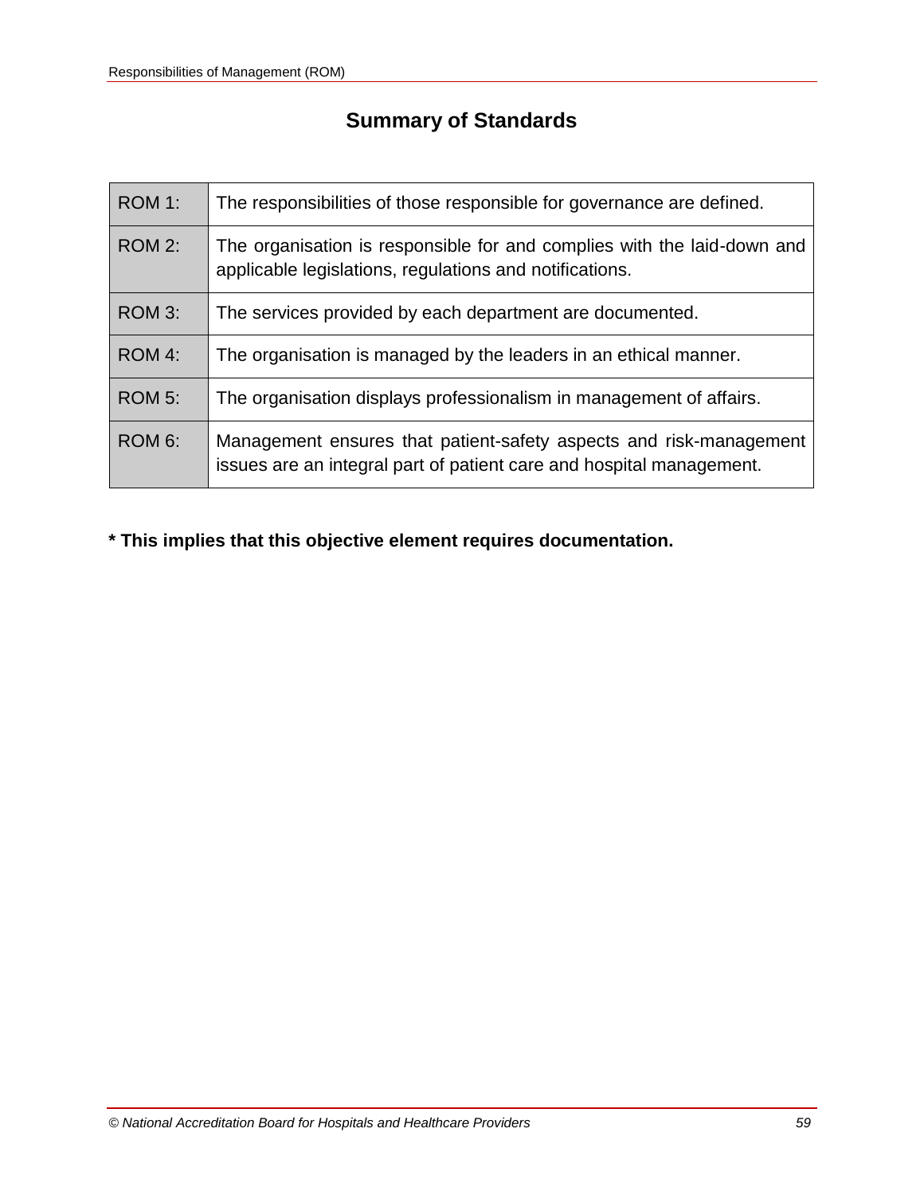## Summary of Standards

| | |
|---|---|
| ROM 1: | The responsibilities of those responsible for governance are defined. |
| ROM 2: | The organisation is responsible for and complies with the laid-down and applicable legislations, regulations and notifications. |
| ROM 3: | The services provided by each department are documented. |
| ROM 4: | The organisation is managed by the leaders in an ethical manner. |
| ROM 5: | The organisation displays professionalism in management of affairs. |
| ROM 6: | Management ensures that patient-safety aspects and risk-management issues are an integral part of patient care and hospital management. |

**\* This implies that this objective element requires documentation.**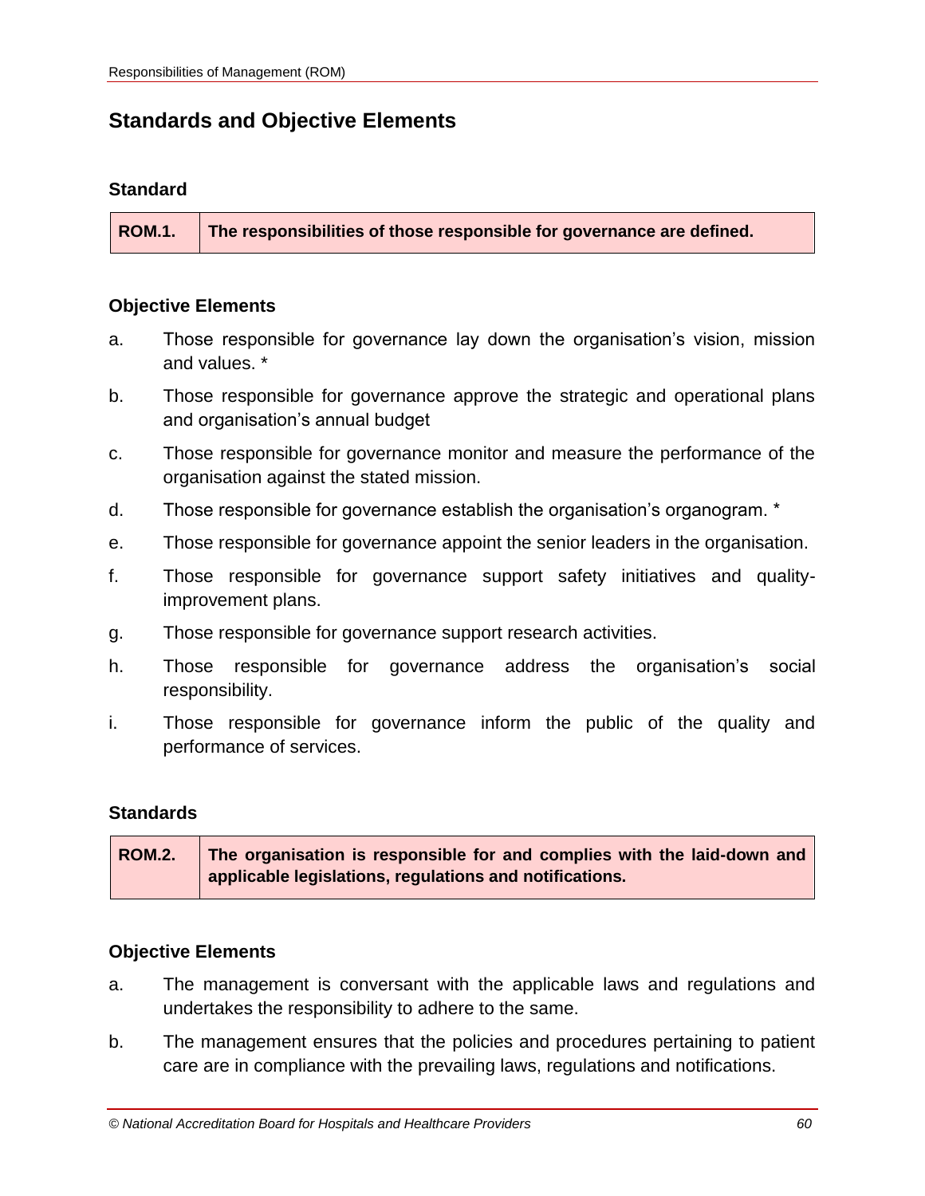## Standards and Objective Elements

### Standard

| ROM.1. | The responsibilities of those responsible for governance are defined. |
|---|---|

### Objective Elements

a. Those responsible for governance lay down the organisation's vision, mission and values. *

b. Those responsible for governance approve the strategic and operational plans and organisation's annual budget

c. Those responsible for governance monitor and measure the performance of the organisation against the stated mission.

d. Those responsible for governance establish the organisation's organogram. *

e. Those responsible for governance appoint the senior leaders in the organisation.

f. Those responsible for governance support safety initiatives and quality-improvement plans.

g. Those responsible for governance support research activities.

h. Those responsible for governance address the organisation's social responsibility.

i. Those responsible for governance inform the public of the quality and performance of services.

### Standards

| ROM.2. | The organisation is responsible for and complies with the laid-down and applicable legislations, regulations and notifications. |
|---|---|

### Objective Elements

a. The management is conversant with the applicable laws and regulations and undertakes the responsibility to adhere to the same.

b. The management ensures that the policies and procedures pertaining to patient care are in compliance with the prevailing laws, regulations and notifications.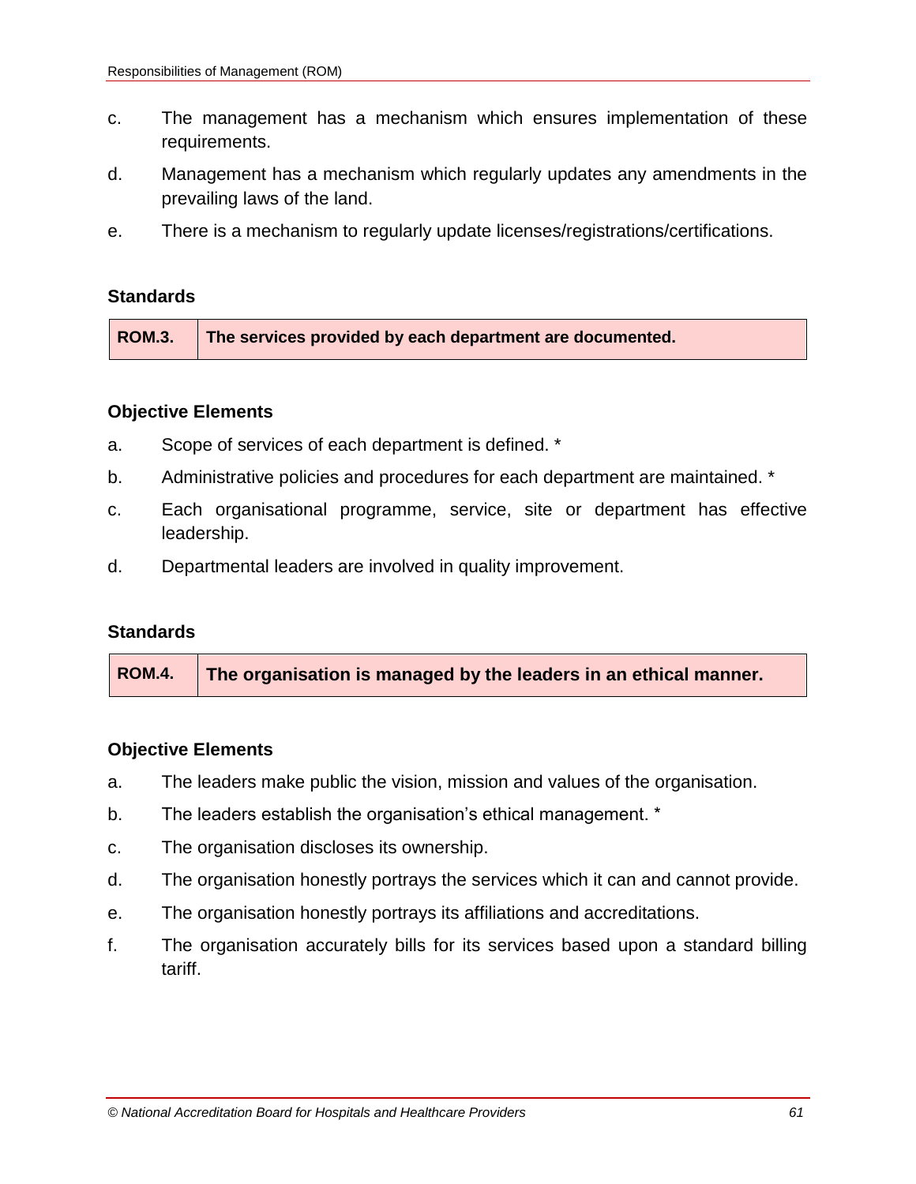c. The management has a mechanism which ensures implementation of these requirements.

d. Management has a mechanism which regularly updates any amendments in the prevailing laws of the land.

e. There is a mechanism to regularly update licenses/registrations/certifications.

### Standards

| ROM.3. | The services provided by each department are documented. |
|---|---|

### Objective Elements

a. Scope of services of each department is defined. *

b. Administrative policies and procedures for each department are maintained. *

c. Each organisational programme, service, site or department has effective leadership.

d. Departmental leaders are involved in quality improvement.

### Standards

| ROM.4. | The organisation is managed by the leaders in an ethical manner. |
|---|---|

### Objective Elements

a. The leaders make public the vision, mission and values of the organisation.

b. The leaders establish the organisation's ethical management. *

c. The organisation discloses its ownership.

d. The organisation honestly portrays the services which it can and cannot provide.

e. The organisation honestly portrays its affiliations and accreditations.

f. The organisation accurately bills for its services based upon a standard billing tariff.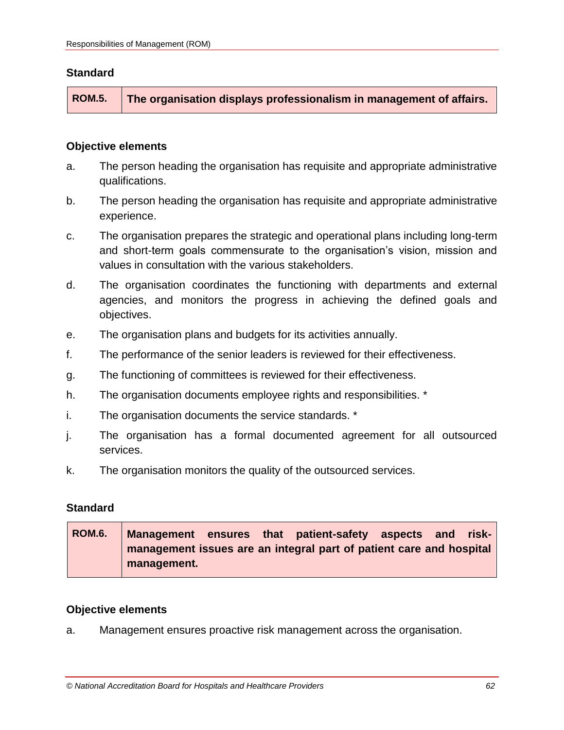### Standard

| ROM.5. | **The organisation displays professionalism in management of affairs.** |
|---|---|

### Objective elements

a. The person heading the organisation has requisite and appropriate administrative qualifications.

b. The person heading the organisation has requisite and appropriate administrative experience.

c. The organisation prepares the strategic and operational plans including long-term and short-term goals commensurate to the organisation's vision, mission and values in consultation with the various stakeholders.

d. The organisation coordinates the functioning with departments and external agencies, and monitors the progress in achieving the defined goals and objectives.

e. The organisation plans and budgets for its activities annually.

f. The performance of the senior leaders is reviewed for their effectiveness.

g. The functioning of committees is reviewed for their effectiveness.

h. The organisation documents employee rights and responsibilities. *

i. The organisation documents the service standards. *

j. The organisation has a formal documented agreement for all outsourced services.

k. The organisation monitors the quality of the outsourced services.

### Standard

| ROM.6. | **Management ensures that patient-safety aspects and risk-management issues are an integral part of patient care and hospital management.** |
|---|---|

### Objective elements

a. Management ensures proactive risk management across the organisation.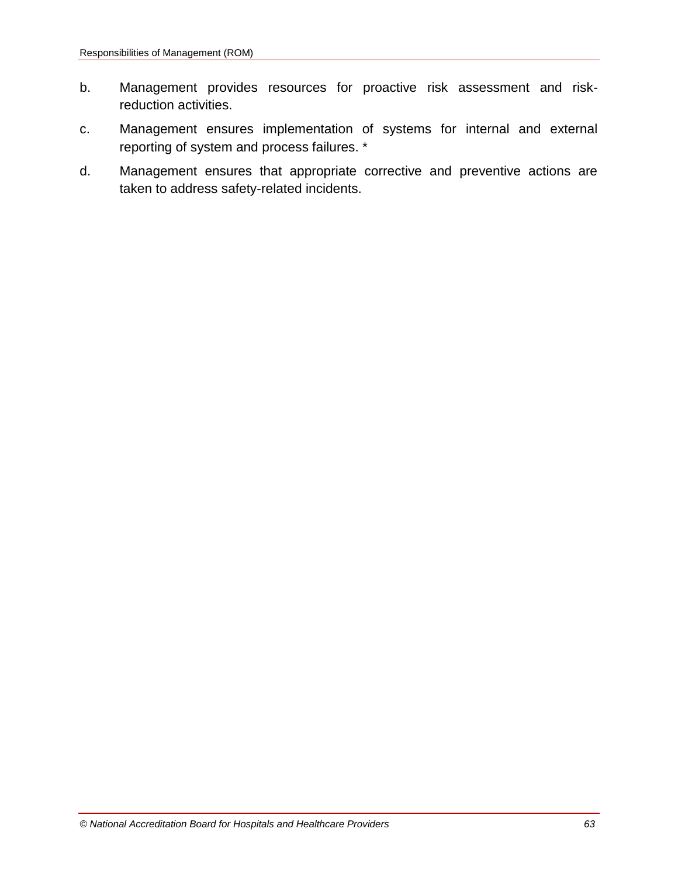b. Management provides resources for proactive risk assessment and risk-reduction activities.

c. Management ensures implementation of systems for internal and external reporting of system and process failures. *

d. Management ensures that appropriate corrective and preventive actions are taken to address safety-related incidents.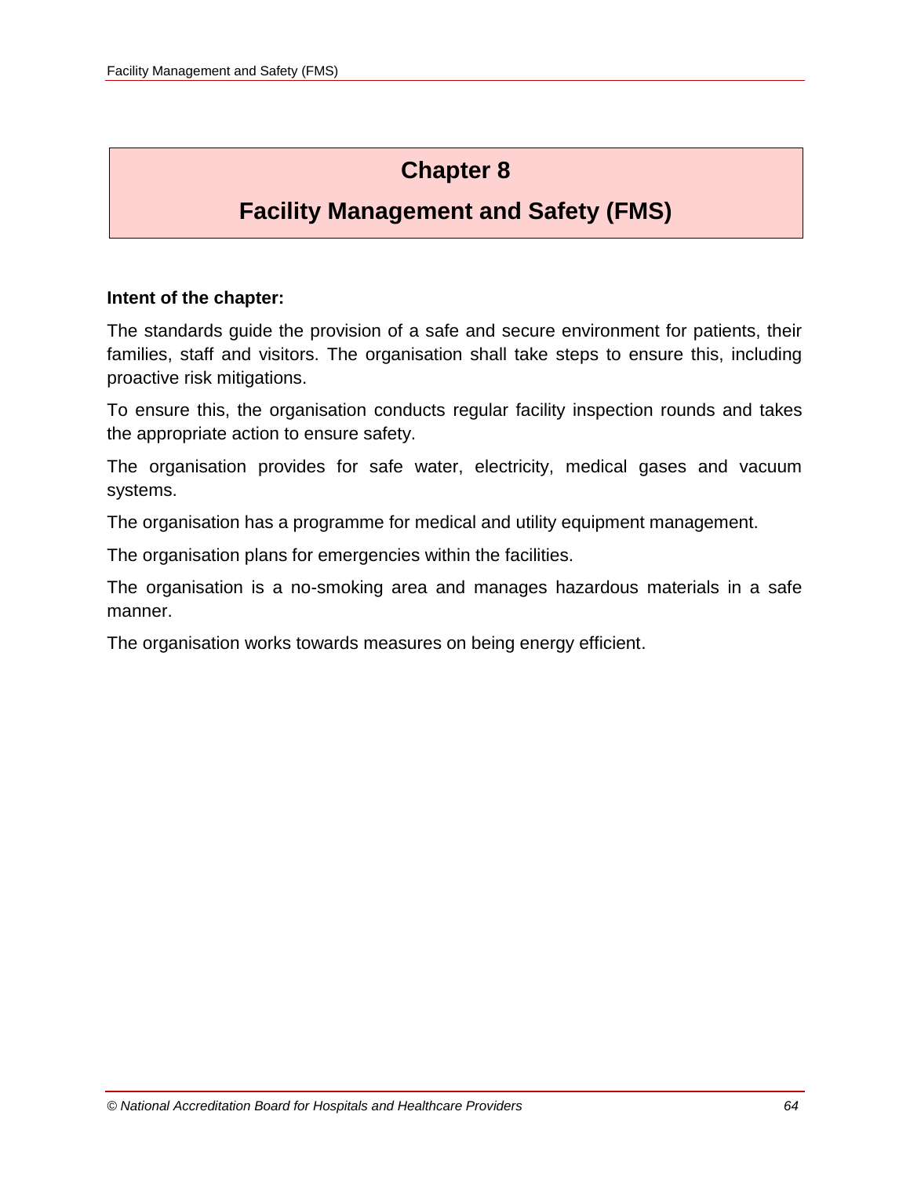# Chapter 8

# Facility Management and Safety (FMS)

**Intent of the chapter:**

The standards guide the provision of a safe and secure environment for patients, their families, staff and visitors. The organisation shall take steps to ensure this, including proactive risk mitigations.

To ensure this, the organisation conducts regular facility inspection rounds and takes the appropriate action to ensure safety.

The organisation provides for safe water, electricity, medical gases and vacuum systems.

The organisation has a programme for medical and utility equipment management.

The organisation plans for emergencies within the facilities.

The organisation is a no-smoking area and manages hazardous materials in a safe manner.

The organisation works towards measures on being energy efficient.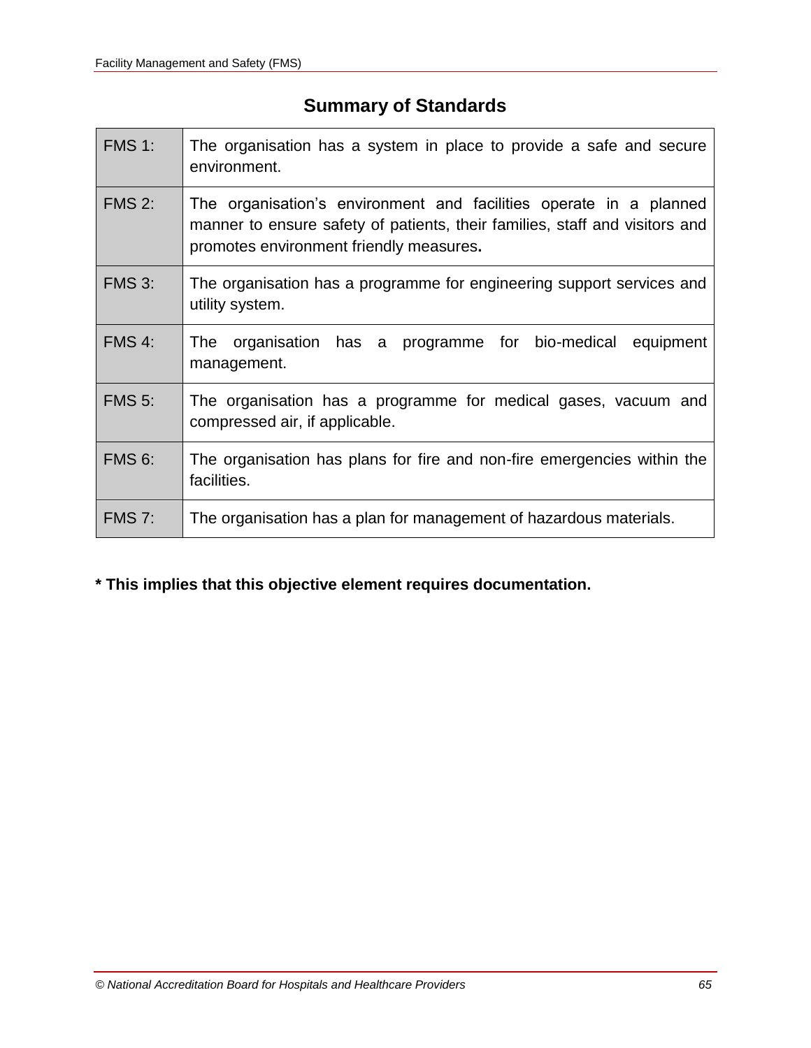## Summary of Standards

| | |
|---|---|
| FMS 1: | The organisation has a system in place to provide a safe and secure environment. |
| FMS 2: | The organisation's environment and facilities operate in a planned manner to ensure safety of patients, their families, staff and visitors and promotes environment friendly measures**.** |
| FMS 3: | The organisation has a programme for engineering support services and utility system. |
| FMS 4: | The organisation has a programme for bio-medical equipment management. |
| FMS 5: | The organisation has a programme for medical gases, vacuum and compressed air, if applicable. |
| FMS 6: | The organisation has plans for fire and non-fire emergencies within the facilities. |
| FMS 7: | The organisation has a plan for management of hazardous materials. |

**\* This implies that this objective element requires documentation.**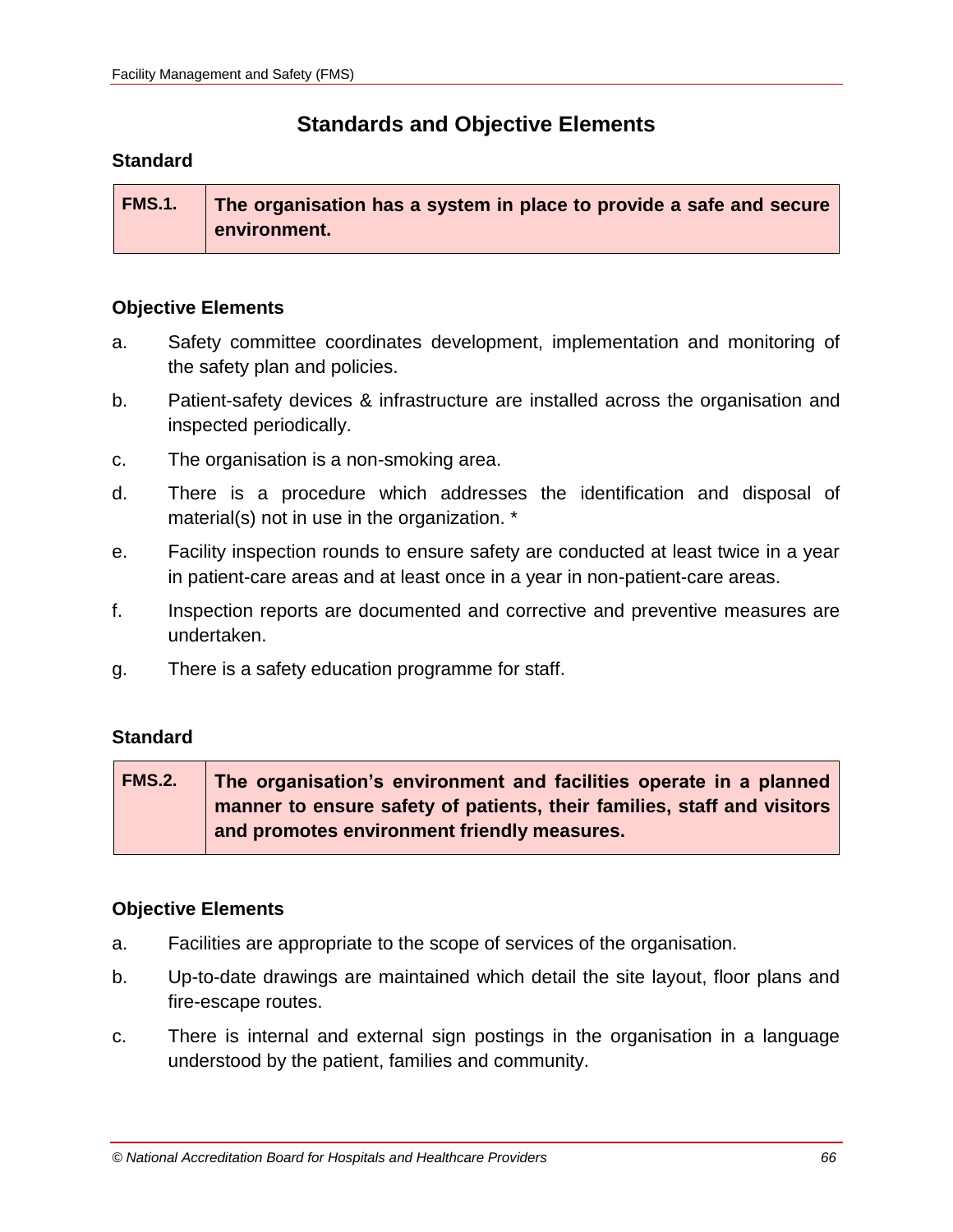## Standards and Objective Elements

### Standard

| FMS.1. | **The organisation has a system in place to provide a safe and secure environment.** |
|---|---|

### Objective Elements

a. Safety committee coordinates development, implementation and monitoring of the safety plan and policies.

b. Patient-safety devices & infrastructure are installed across the organisation and inspected periodically.

c. The organisation is a non-smoking area.

d. There is a procedure which addresses the identification and disposal of material(s) not in use in the organization. *

e. Facility inspection rounds to ensure safety are conducted at least twice in a year in patient-care areas and at least once in a year in non-patient-care areas.

f. Inspection reports are documented and corrective and preventive measures are undertaken.

g. There is a safety education programme for staff.

### Standard

| FMS.2. | **The organisation's environment and facilities operate in a planned manner to ensure safety of patients, their families, staff and visitors and promotes environment friendly measures.** |
|---|---|

### Objective Elements

a. Facilities are appropriate to the scope of services of the organisation.

b. Up-to-date drawings are maintained which detail the site layout, floor plans and fire-escape routes.

c. There is internal and external sign postings in the organisation in a language understood by the patient, families and community.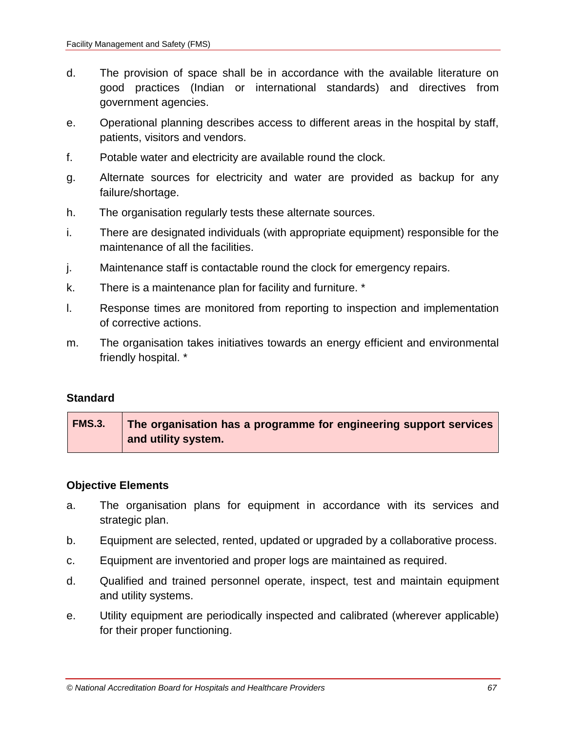d. The provision of space shall be in accordance with the available literature on good practices (Indian or international standards) and directives from government agencies.

e. Operational planning describes access to different areas in the hospital by staff, patients, visitors and vendors.

f. Potable water and electricity are available round the clock.

g. Alternate sources for electricity and water are provided as backup for any failure/shortage.

h. The organisation regularly tests these alternate sources.

i. There are designated individuals (with appropriate equipment) responsible for the maintenance of all the facilities.

j. Maintenance staff is contactable round the clock for emergency repairs.

k. There is a maintenance plan for facility and furniture. *

l. Response times are monitored from reporting to inspection and implementation of corrective actions.

m. The organisation takes initiatives towards an energy efficient and environmental friendly hospital. *

**Standard**

| FMS.3. | **The organisation has a programme for engineering support services and utility system.** |
|---|---|

**Objective Elements**

a. The organisation plans for equipment in accordance with its services and strategic plan.

b. Equipment are selected, rented, updated or upgraded by a collaborative process.

c. Equipment are inventoried and proper logs are maintained as required.

d. Qualified and trained personnel operate, inspect, test and maintain equipment and utility systems.

e. Utility equipment are periodically inspected and calibrated (wherever applicable) for their proper functioning.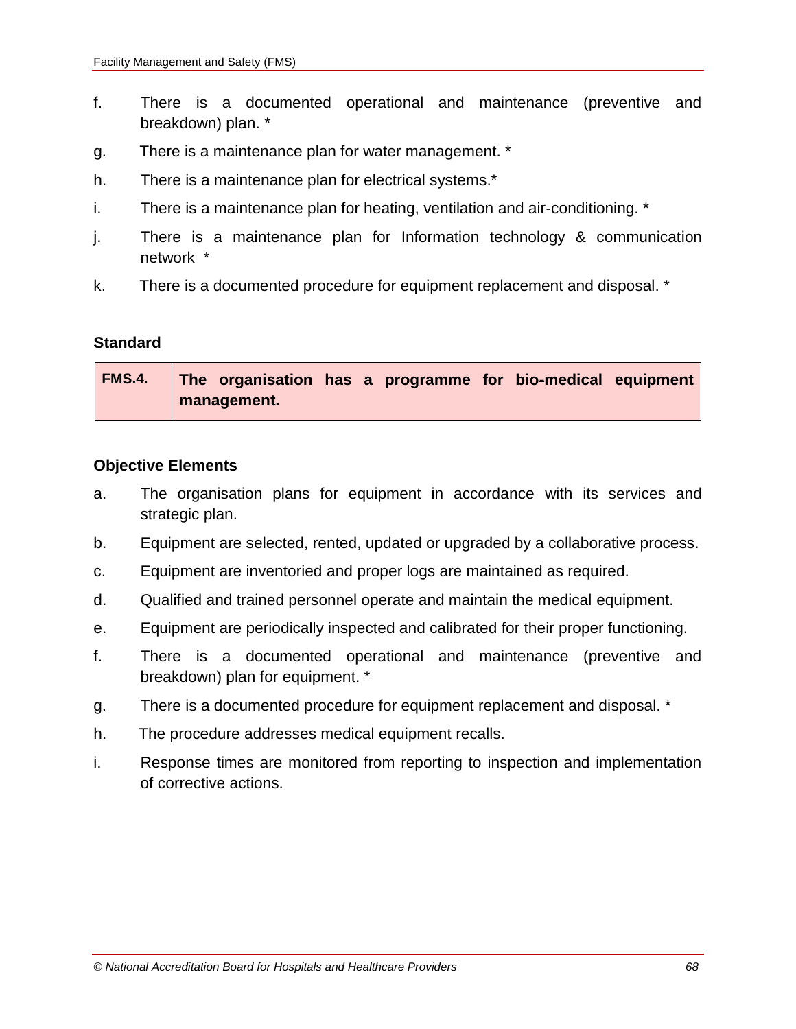f. There is a documented operational and maintenance (preventive and breakdown) plan. *

g. There is a maintenance plan for water management. *

h. There is a maintenance plan for electrical systems.*

i. There is a maintenance plan for heating, ventilation and air-conditioning. *

j. There is a maintenance plan for Information technology & communication network *

k. There is a documented procedure for equipment replacement and disposal. *

**Standard**

| FMS.4. | **The organisation has a programme for bio-medical equipment management.** |
|---|---|

**Objective Elements**

a. The organisation plans for equipment in accordance with its services and strategic plan.

b. Equipment are selected, rented, updated or upgraded by a collaborative process.

c. Equipment are inventoried and proper logs are maintained as required.

d. Qualified and trained personnel operate and maintain the medical equipment.

e. Equipment are periodically inspected and calibrated for their proper functioning.

f. There is a documented operational and maintenance (preventive and breakdown) plan for equipment. *

g. There is a documented procedure for equipment replacement and disposal. *

h. The procedure addresses medical equipment recalls.

i. Response times are monitored from reporting to inspection and implementation of corrective actions.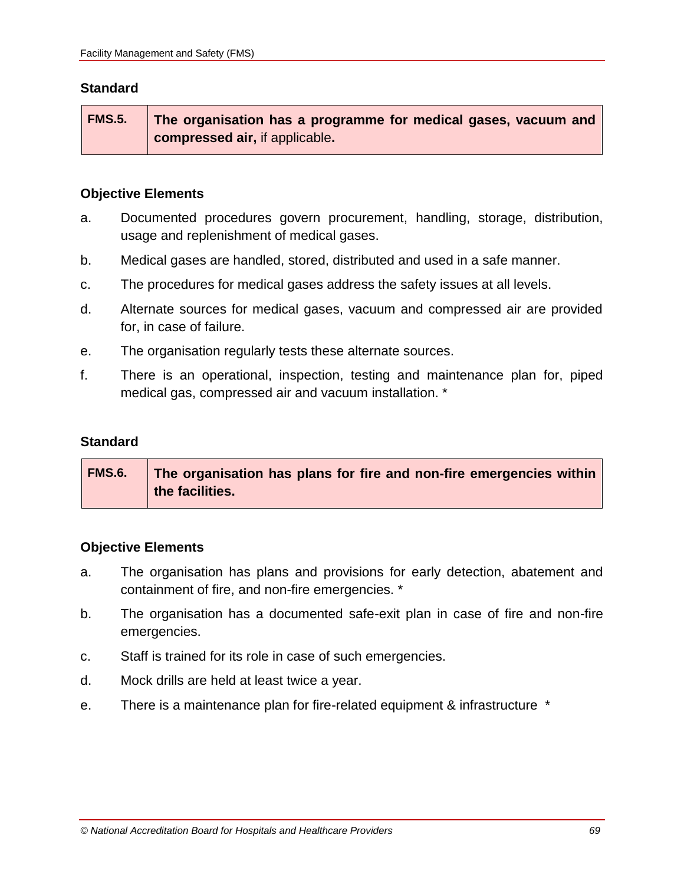### Standard

| FMS.5. | **The organisation has a programme for medical gases, vacuum and compressed air,** if applicable**.** |
|---|---|

### Objective Elements

a. Documented procedures govern procurement, handling, storage, distribution, usage and replenishment of medical gases.

b. Medical gases are handled, stored, distributed and used in a safe manner.

c. The procedures for medical gases address the safety issues at all levels.

d. Alternate sources for medical gases, vacuum and compressed air are provided for, in case of failure.

e. The organisation regularly tests these alternate sources.

f. There is an operational, inspection, testing and maintenance plan for, piped medical gas, compressed air and vacuum installation. *

### Standard

| FMS.6. | **The organisation has plans for fire and non-fire emergencies within the facilities.** |
|---|---|

### Objective Elements

a. The organisation has plans and provisions for early detection, abatement and containment of fire, and non-fire emergencies. *

b. The organisation has a documented safe-exit plan in case of fire and non-fire emergencies.

c. Staff is trained for its role in case of such emergencies.

d. Mock drills are held at least twice a year.

e. There is a maintenance plan for fire-related equipment & infrastructure *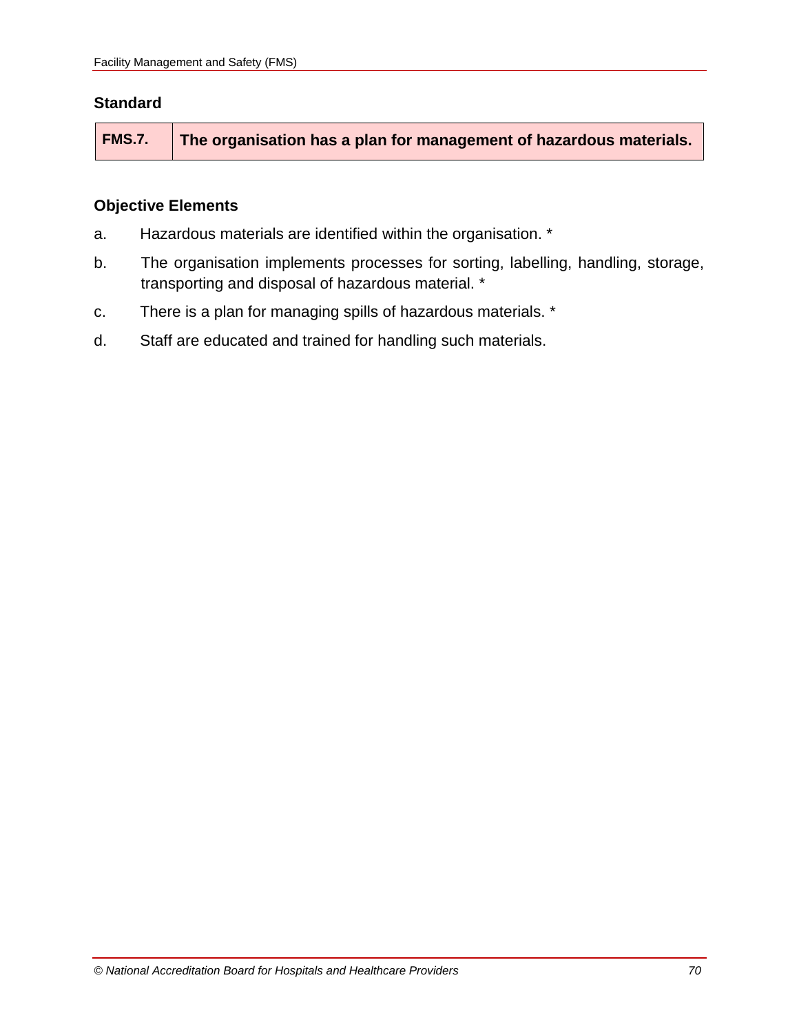### Standard

| FMS.7. | The organisation has a plan for management of hazardous materials. |
|---|---|

### Objective Elements

a. Hazardous materials are identified within the organisation. *

b. The organisation implements processes for sorting, labelling, handling, storage, transporting and disposal of hazardous material. *

c. There is a plan for managing spills of hazardous materials. *

d. Staff are educated and trained for handling such materials.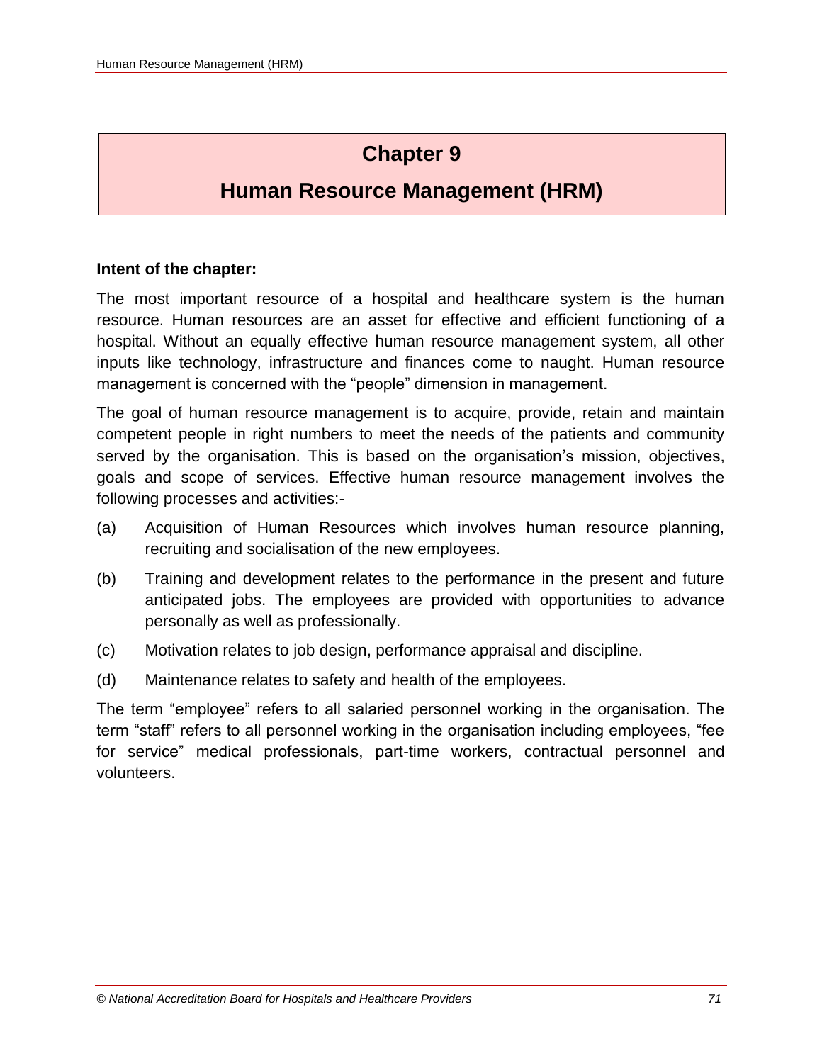# Chapter 9

# Human Resource Management (HRM)

**Intent of the chapter:**

The most important resource of a hospital and healthcare system is the human resource. Human resources are an asset for effective and efficient functioning of a hospital. Without an equally effective human resource management system, all other inputs like technology, infrastructure and finances come to naught. Human resource management is concerned with the "people" dimension in management.

The goal of human resource management is to acquire, provide, retain and maintain competent people in right numbers to meet the needs of the patients and community served by the organisation. This is based on the organisation's mission, objectives, goals and scope of services. Effective human resource management involves the following processes and activities:-

(a) Acquisition of Human Resources which involves human resource planning, recruiting and socialisation of the new employees.

(b) Training and development relates to the performance in the present and future anticipated jobs. The employees are provided with opportunities to advance personally as well as professionally.

(c) Motivation relates to job design, performance appraisal and discipline.

(d) Maintenance relates to safety and health of the employees.

The term "employee" refers to all salaried personnel working in the organisation. The term "staff" refers to all personnel working in the organisation including employees, "fee for service" medical professionals, part-time workers, contractual personnel and volunteers.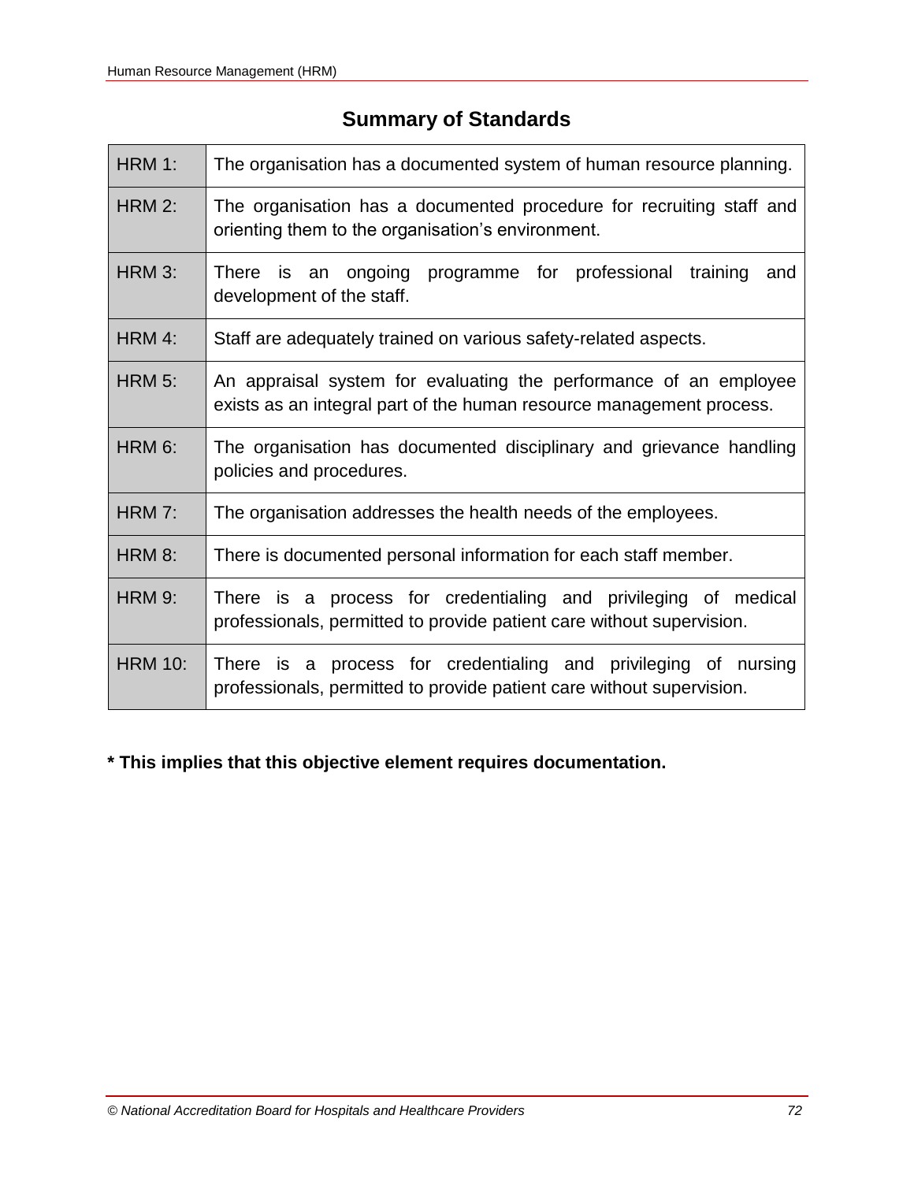## Summary of Standards

| | |
|---|---|
| HRM 1: | The organisation has a documented system of human resource planning. |
| HRM 2: | The organisation has a documented procedure for recruiting staff and orienting them to the organisation's environment. |
| HRM 3: | There is an ongoing programme for professional training and development of the staff. |
| HRM 4: | Staff are adequately trained on various safety-related aspects. |
| HRM 5: | An appraisal system for evaluating the performance of an employee exists as an integral part of the human resource management process. |
| HRM 6: | The organisation has documented disciplinary and grievance handling policies and procedures. |
| HRM 7: | The organisation addresses the health needs of the employees. |
| HRM 8: | There is documented personal information for each staff member. |
| HRM 9: | There is a process for credentialing and privileging of medical professionals, permitted to provide patient care without supervision. |
| HRM 10: | There is a process for credentialing and privileging of nursing professionals, permitted to provide patient care without supervision. |

**\* This implies that this objective element requires documentation.**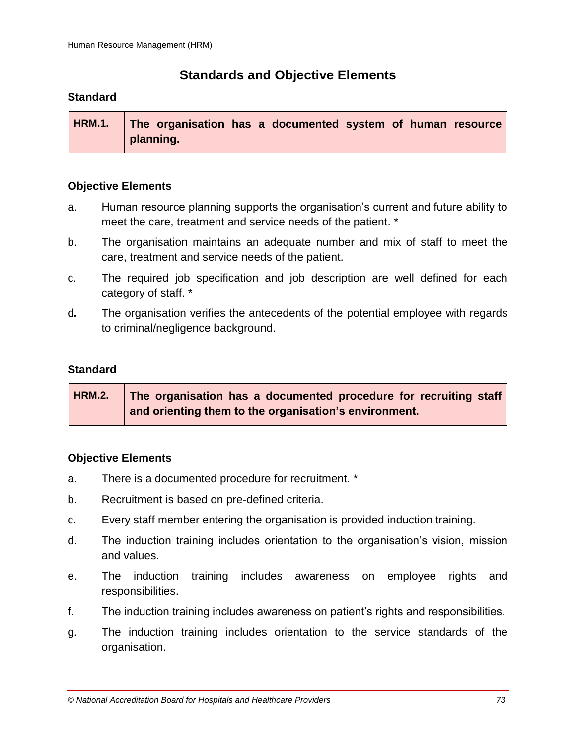## Standards and Objective Elements

### Standard

| HRM.1. | **The organisation has a documented system of human resource planning.** |
|---|---|

### Objective Elements

a. Human resource planning supports the organisation's current and future ability to meet the care, treatment and service needs of the patient. *

b. The organisation maintains an adequate number and mix of staff to meet the care, treatment and service needs of the patient.

c. The required job specification and job description are well defined for each category of staff. *

d. The organisation verifies the antecedents of the potential employee with regards to criminal/negligence background.

### Standard

| HRM.2. | **The organisation has a documented procedure for recruiting staff and orienting them to the organisation's environment.** |
|---|---|

### Objective Elements

a. There is a documented procedure for recruitment. *

b. Recruitment is based on pre-defined criteria.

c. Every staff member entering the organisation is provided induction training.

d. The induction training includes orientation to the organisation's vision, mission and values.

e. The induction training includes awareness on employee rights and responsibilities.

f. The induction training includes awareness on patient's rights and responsibilities.

g. The induction training includes orientation to the service standards of the organisation.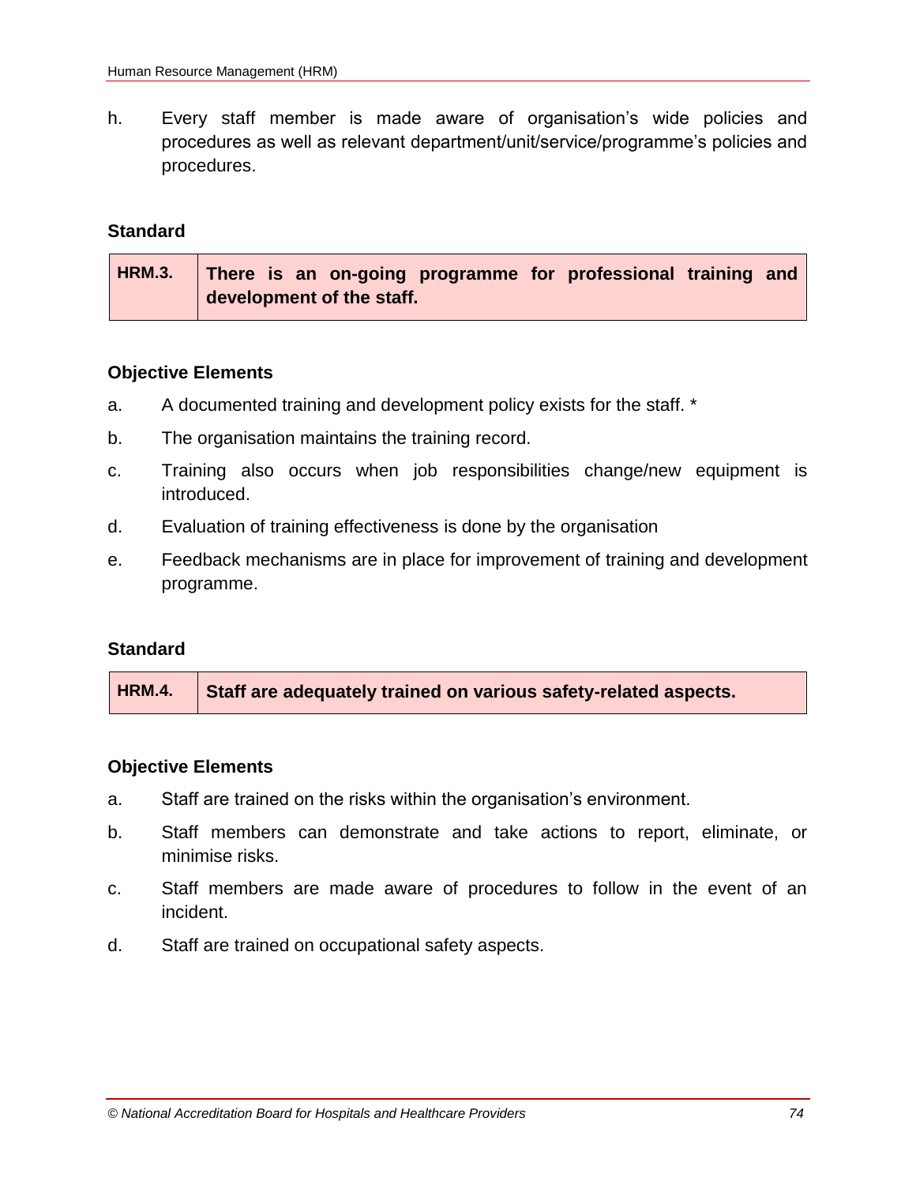h. Every staff member is made aware of organisation's wide policies and procedures as well as relevant department/unit/service/programme's policies and procedures.

**Standard**

| HRM.3. | **There is an on-going programme for professional training and development of the staff.** |
|---|---|

**Objective Elements**

a. A documented training and development policy exists for the staff. *

b. The organisation maintains the training record.

c. Training also occurs when job responsibilities change/new equipment is introduced.

d. Evaluation of training effectiveness is done by the organisation

e. Feedback mechanisms are in place for improvement of training and development programme.

**Standard**

| HRM.4. | **Staff are adequately trained on various safety-related aspects.** |
|---|---|

**Objective Elements**

a. Staff are trained on the risks within the organisation's environment.

b. Staff members can demonstrate and take actions to report, eliminate, or minimise risks.

c. Staff members are made aware of procedures to follow in the event of an incident.

d. Staff are trained on occupational safety aspects.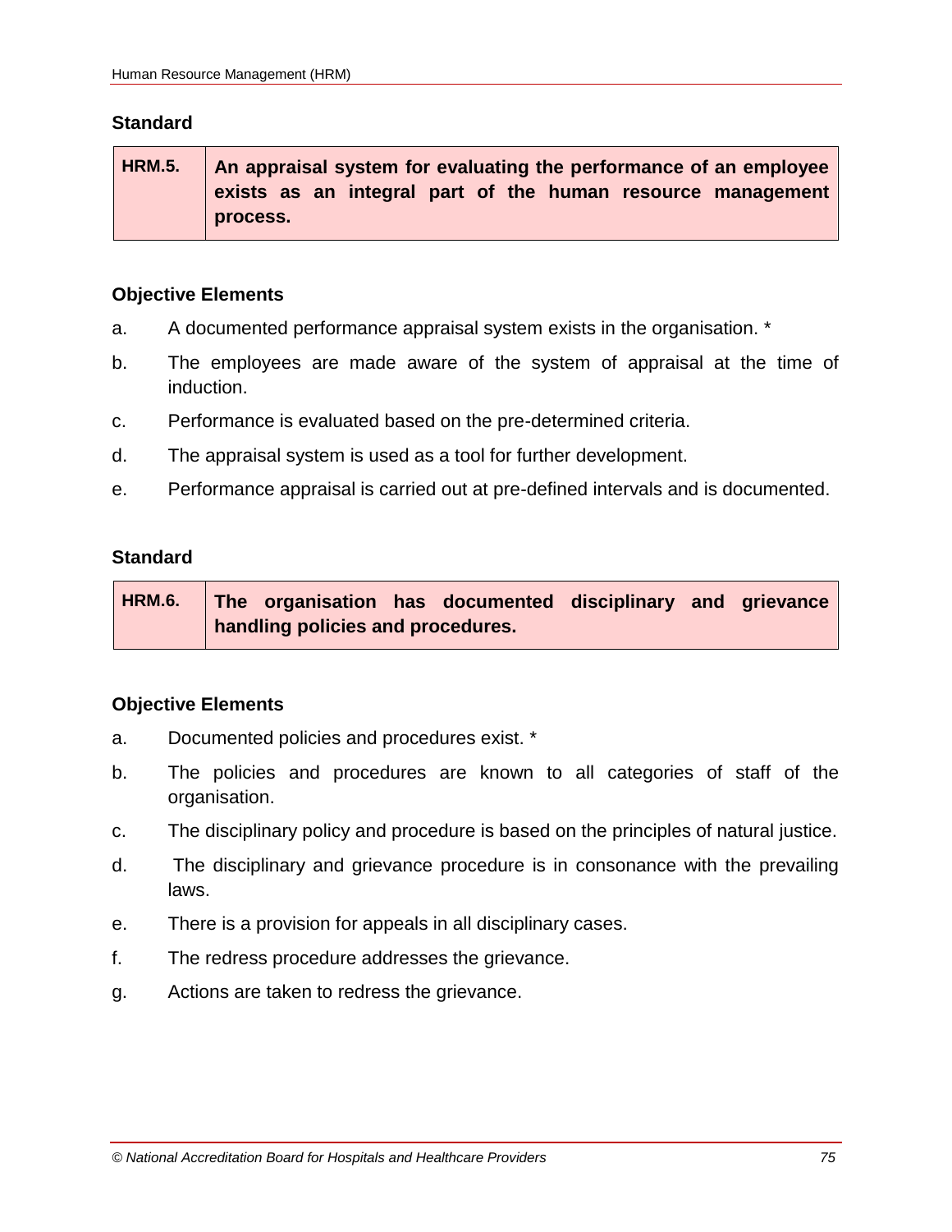**Standard**

| HRM.5. | **An appraisal system for evaluating the performance of an employee exists as an integral part of the human resource management process.** |
|---|---|

**Objective Elements**

a. A documented performance appraisal system exists in the organisation. *

b. The employees are made aware of the system of appraisal at the time of induction.

c. Performance is evaluated based on the pre-determined criteria.

d. The appraisal system is used as a tool for further development.

e. Performance appraisal is carried out at pre-defined intervals and is documented.

**Standard**

| HRM.6. | **The organisation has documented disciplinary and grievance handling policies and procedures.** |
|---|---|

**Objective Elements**

a. Documented policies and procedures exist. *

b. The policies and procedures are known to all categories of staff of the organisation.

c. The disciplinary policy and procedure is based on the principles of natural justice.

d. The disciplinary and grievance procedure is in consonance with the prevailing laws.

e. There is a provision for appeals in all disciplinary cases.

f. The redress procedure addresses the grievance.

g. Actions are taken to redress the grievance.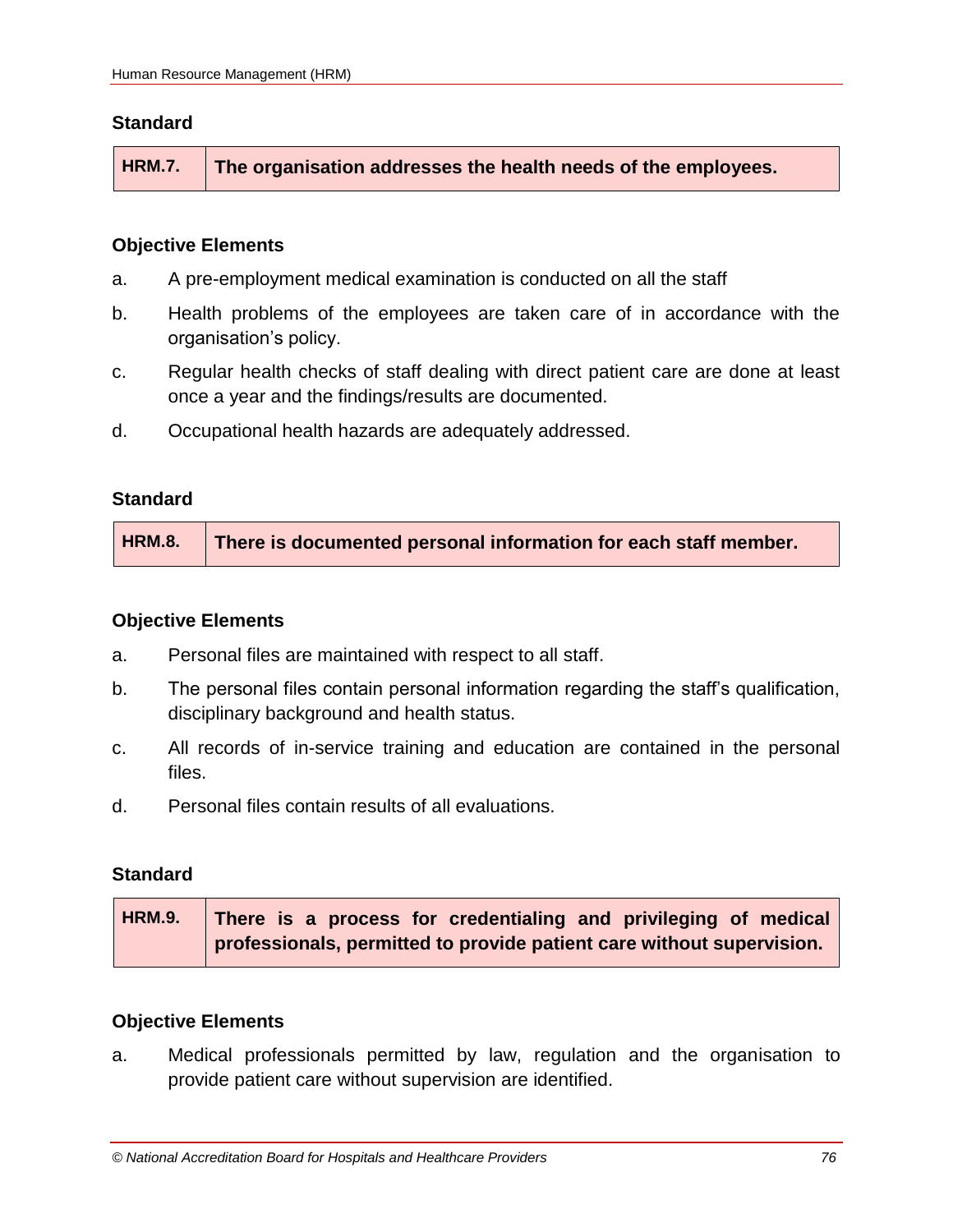### Standard

| HRM.7. | The organisation addresses the health needs of the employees. |
|---|---|

### Objective Elements

a. A pre-employment medical examination is conducted on all the staff

b. Health problems of the employees are taken care of in accordance with the organisation's policy.

c. Regular health checks of staff dealing with direct patient care are done at least once a year and the findings/results are documented.

d. Occupational health hazards are adequately addressed.

### Standard

| HRM.8. | There is documented personal information for each staff member. |
|---|---|

### Objective Elements

a. Personal files are maintained with respect to all staff.

b. The personal files contain personal information regarding the staff's qualification, disciplinary background and health status.

c. All records of in-service training and education are contained in the personal files.

d. Personal files contain results of all evaluations.

### Standard

| HRM.9. | There is a process for credentialing and privileging of medical professionals, permitted to provide patient care without supervision. |
|---|---|

### Objective Elements

a. Medical professionals permitted by law, regulation and the organisation to provide patient care without supervision are identified.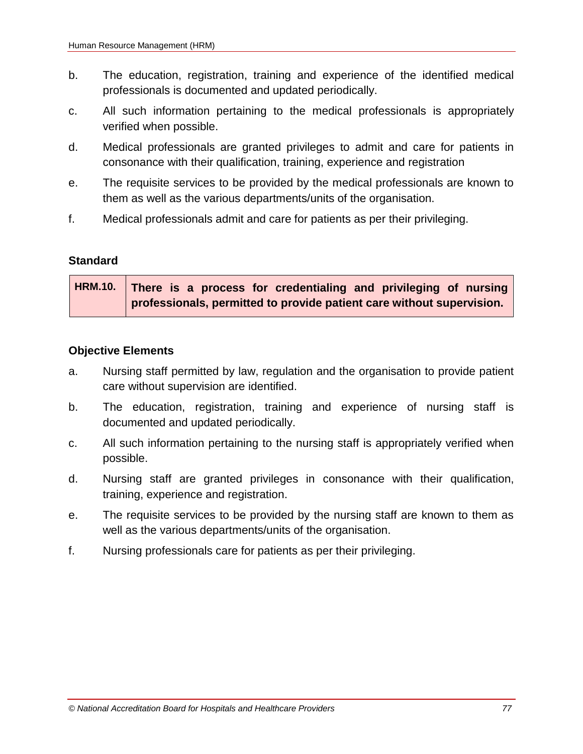b. The education, registration, training and experience of the identified medical professionals is documented and updated periodically.

c. All such information pertaining to the medical professionals is appropriately verified when possible.

d. Medical professionals are granted privileges to admit and care for patients in consonance with their qualification, training, experience and registration

e. The requisite services to be provided by the medical professionals are known to them as well as the various departments/units of the organisation.

f. Medical professionals admit and care for patients as per their privileging.

**Standard**

| HRM.10. | **There is a process for credentialing and privileging of nursing professionals, permitted to provide patient care without supervision.** |
|---|---|

**Objective Elements**

a. Nursing staff permitted by law, regulation and the organisation to provide patient care without supervision are identified.

b. The education, registration, training and experience of nursing staff is documented and updated periodically.

c. All such information pertaining to the nursing staff is appropriately verified when possible.

d. Nursing staff are granted privileges in consonance with their qualification, training, experience and registration.

e. The requisite services to be provided by the nursing staff are known to them as well as the various departments/units of the organisation.

f. Nursing professionals care for patients as per their privileging.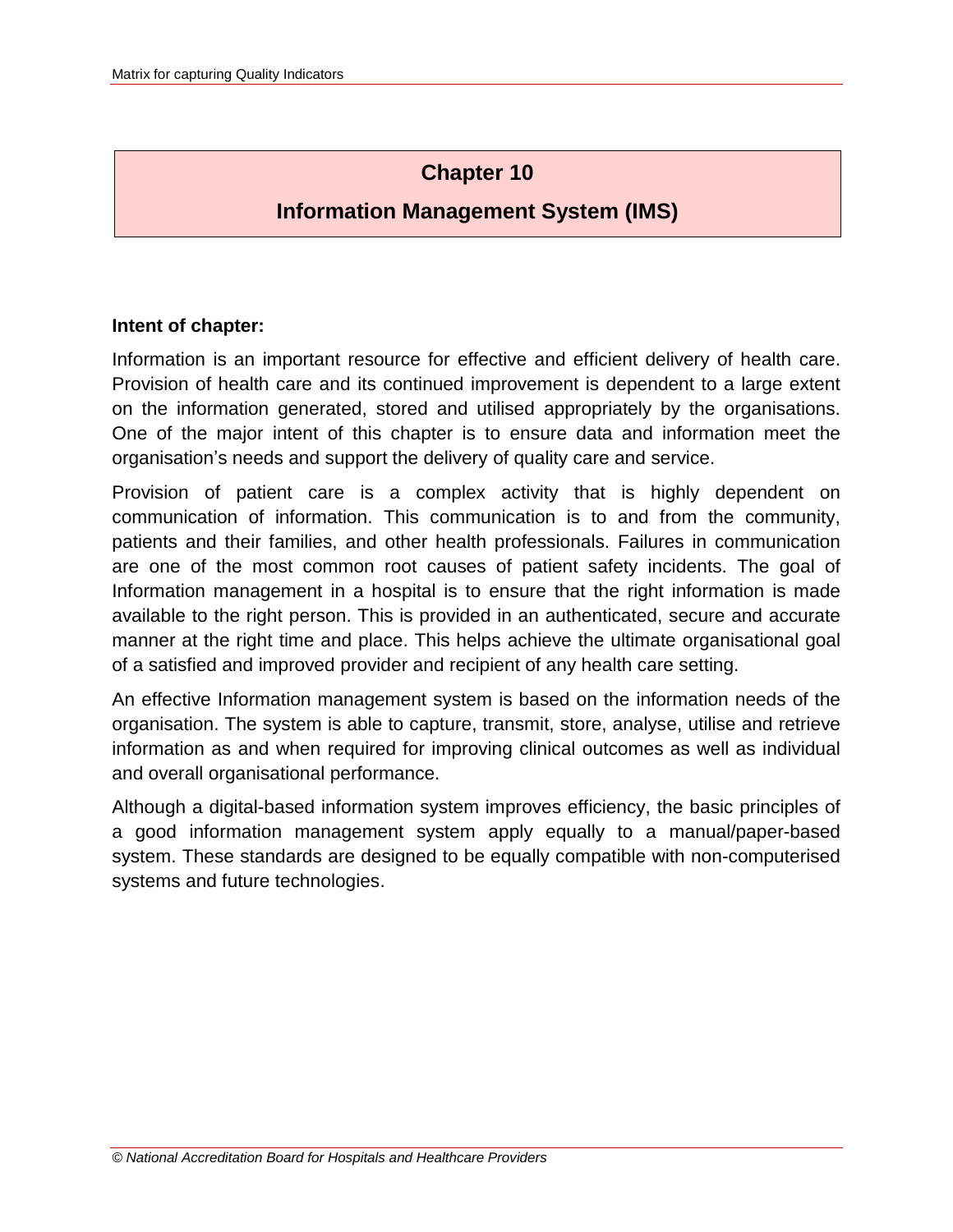# Chapter 10

# Information Management System (IMS)

**Intent of chapter:**

Information is an important resource for effective and efficient delivery of health care. Provision of health care and its continued improvement is dependent to a large extent on the information generated, stored and utilised appropriately by the organisations. One of the major intent of this chapter is to ensure data and information meet the organisation's needs and support the delivery of quality care and service.

Provision of patient care is a complex activity that is highly dependent on communication of information. This communication is to and from the community, patients and their families, and other health professionals. Failures in communication are one of the most common root causes of patient safety incidents. The goal of Information management in a hospital is to ensure that the right information is made available to the right person. This is provided in an authenticated, secure and accurate manner at the right time and place. This helps achieve the ultimate organisational goal of a satisfied and improved provider and recipient of any health care setting.

An effective Information management system is based on the information needs of the organisation. The system is able to capture, transmit, store, analyse, utilise and retrieve information as and when required for improving clinical outcomes as well as individual and overall organisational performance.

Although a digital-based information system improves efficiency, the basic principles of a good information management system apply equally to a manual/paper-based system. These standards are designed to be equally compatible with non-computerised systems and future technologies.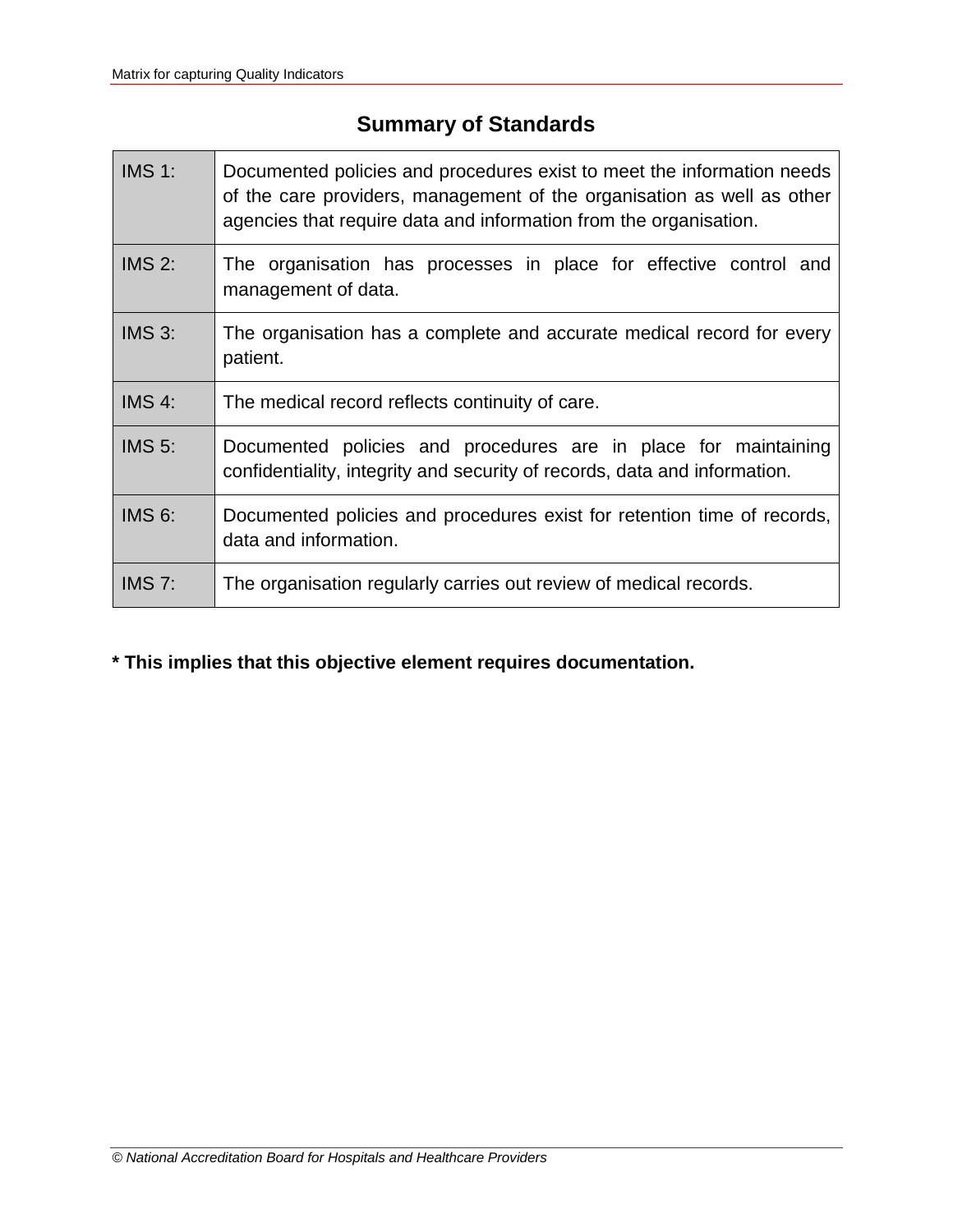## Summary of Standards

| | |
|---|---|
| IMS 1: | Documented policies and procedures exist to meet the information needs of the care providers, management of the organisation as well as other agencies that require data and information from the organisation. |
| IMS 2: | The organisation has processes in place for effective control and management of data. |
| IMS 3: | The organisation has a complete and accurate medical record for every patient. |
| IMS 4: | The medical record reflects continuity of care. |
| IMS 5: | Documented policies and procedures are in place for maintaining confidentiality, integrity and security of records, data and information. |
| IMS 6: | Documented policies and procedures exist for retention time of records, data and information. |
| IMS 7: | The organisation regularly carries out review of medical records. |

**\* This implies that this objective element requires documentation.**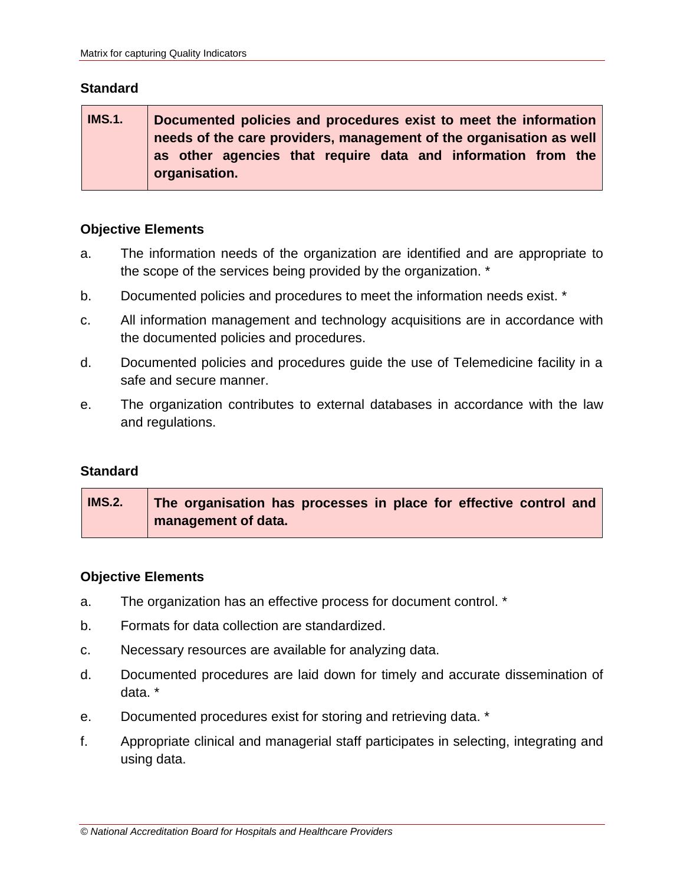### Standard

| IMS.1. | **Documented policies and procedures exist to meet the information needs of the care providers, management of the organisation as well as other agencies that require data and information from the organisation.** |
|---|---|

### Objective Elements

a. The information needs of the organization are identified and are appropriate to the scope of the services being provided by the organization. *

b. Documented policies and procedures to meet the information needs exist. *

c. All information management and technology acquisitions are in accordance with the documented policies and procedures.

d. Documented policies and procedures guide the use of Telemedicine facility in a safe and secure manner.

e. The organization contributes to external databases in accordance with the law and regulations.

### Standard

| IMS.2. | **The organisation has processes in place for effective control and management of data.** |
|---|---|

### Objective Elements

a. The organization has an effective process for document control. *

b. Formats for data collection are standardized.

c. Necessary resources are available for analyzing data.

d. Documented procedures are laid down for timely and accurate dissemination of data. *

e. Documented procedures exist for storing and retrieving data. *

f. Appropriate clinical and managerial staff participates in selecting, integrating and using data.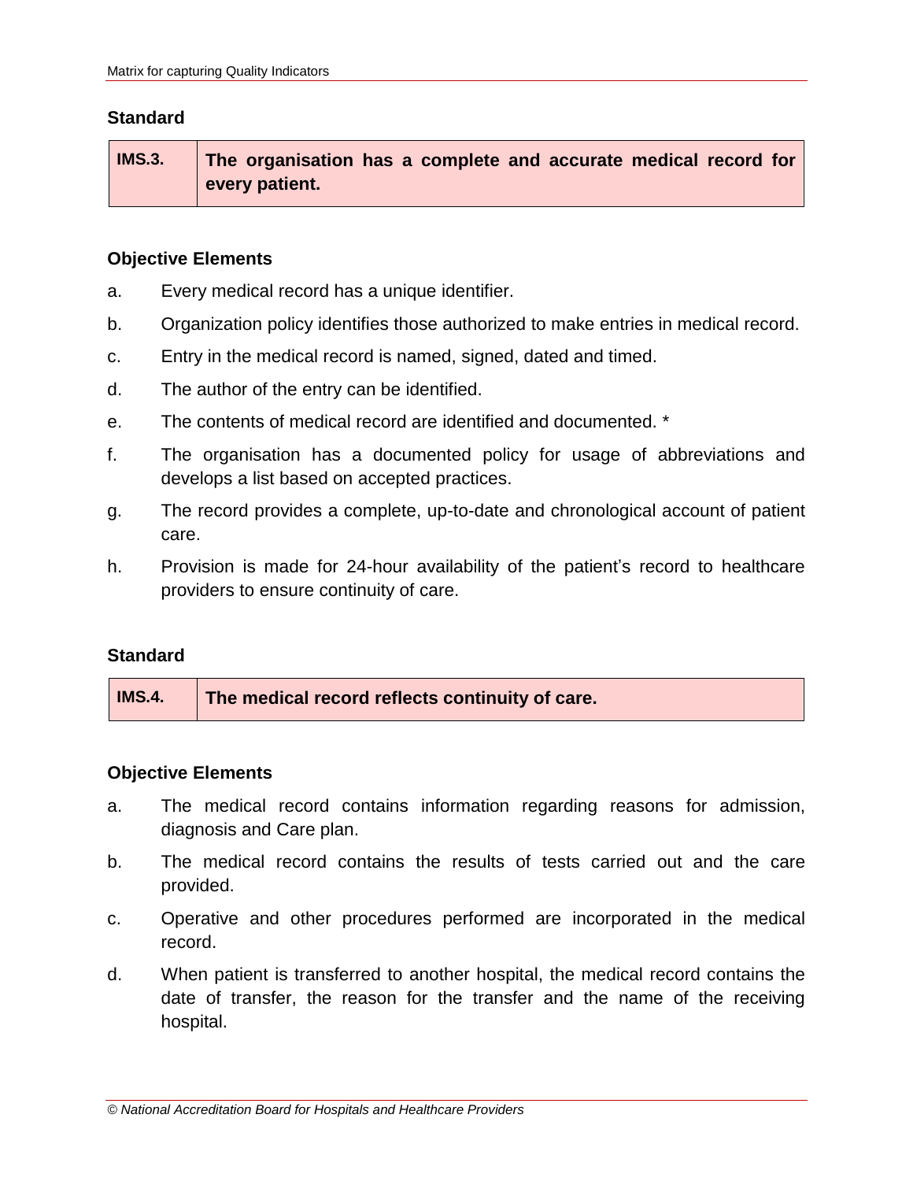### Standard

| IMS.3. | The organisation has a complete and accurate medical record for every patient. |
|---|---|

### Objective Elements

a. Every medical record has a unique identifier.

b. Organization policy identifies those authorized to make entries in medical record.

c. Entry in the medical record is named, signed, dated and timed.

d. The author of the entry can be identified.

e. The contents of medical record are identified and documented. *

f. The organisation has a documented policy for usage of abbreviations and develops a list based on accepted practices.

g. The record provides a complete, up-to-date and chronological account of patient care.

h. Provision is made for 24-hour availability of the patient's record to healthcare providers to ensure continuity of care.

### Standard

| IMS.4. | The medical record reflects continuity of care. |
|---|---|

### Objective Elements

a. The medical record contains information regarding reasons for admission, diagnosis and Care plan.

b. The medical record contains the results of tests carried out and the care provided.

c. Operative and other procedures performed are incorporated in the medical record.

d. When patient is transferred to another hospital, the medical record contains the date of transfer, the reason for the transfer and the name of the receiving hospital.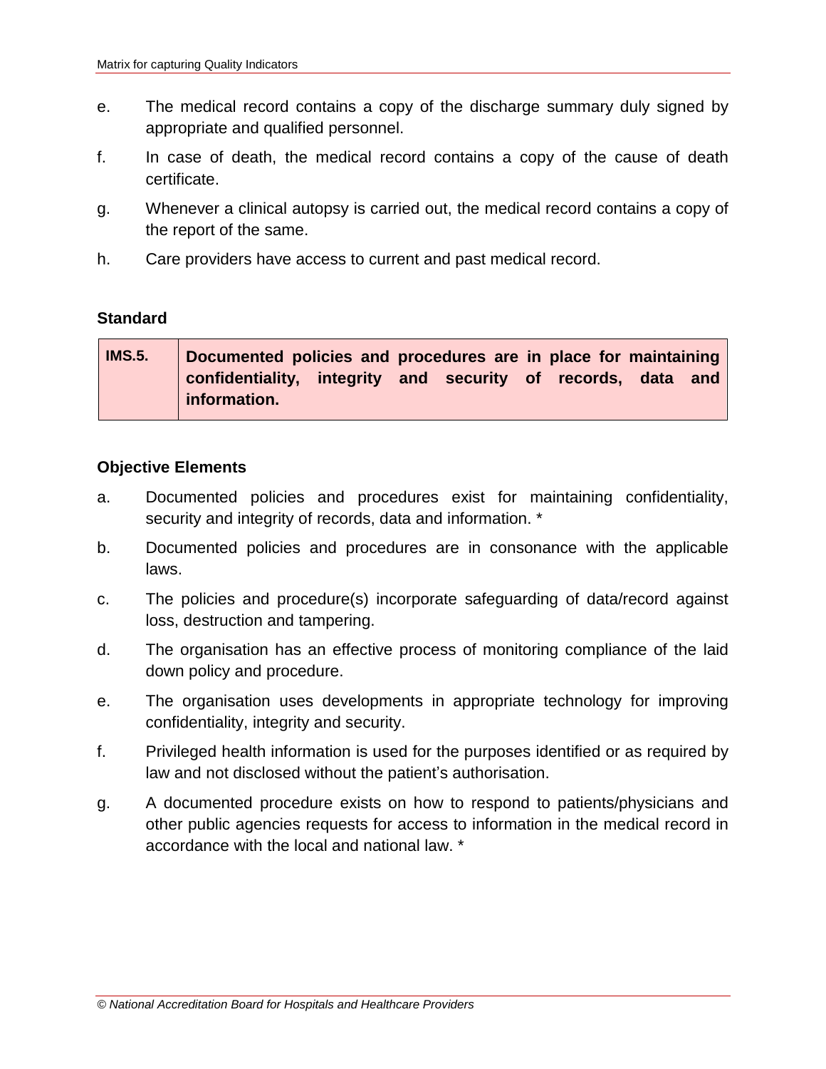e. The medical record contains a copy of the discharge summary duly signed by appropriate and qualified personnel.

f. In case of death, the medical record contains a copy of the cause of death certificate.

g. Whenever a clinical autopsy is carried out, the medical record contains a copy of the report of the same.

h. Care providers have access to current and past medical record.

### Standard

| IMS.5. | **Documented policies and procedures are in place for maintaining confidentiality, integrity and security of records, data and information.** |
|---|---|

### Objective Elements

a. Documented policies and procedures exist for maintaining confidentiality, security and integrity of records, data and information. *

b. Documented policies and procedures are in consonance with the applicable laws.

c. The policies and procedure(s) incorporate safeguarding of data/record against loss, destruction and tampering.

d. The organisation has an effective process of monitoring compliance of the laid down policy and procedure.

e. The organisation uses developments in appropriate technology for improving confidentiality, integrity and security.

f. Privileged health information is used for the purposes identified or as required by law and not disclosed without the patient's authorisation.

g. A documented procedure exists on how to respond to patients/physicians and other public agencies requests for access to information in the medical record in accordance with the local and national law. *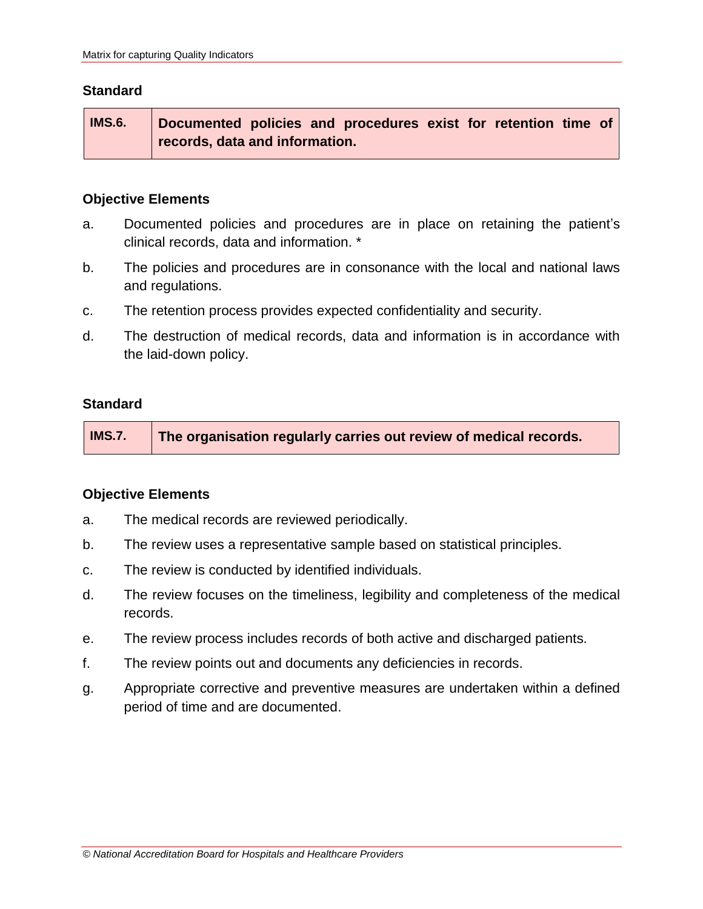### Standard

| IMS.6. | Documented policies and procedures exist for retention time of records, data and information. |
|---|---|

### Objective Elements

a. Documented policies and procedures are in place on retaining the patient's clinical records, data and information. *

b. The policies and procedures are in consonance with the local and national laws and regulations.

c. The retention process provides expected confidentiality and security.

d. The destruction of medical records, data and information is in accordance with the laid-down policy.

### Standard

| IMS.7. | The organisation regularly carries out review of medical records. |
|---|---|

### Objective Elements

a. The medical records are reviewed periodically.

b. The review uses a representative sample based on statistical principles.

c. The review is conducted by identified individuals.

d. The review focuses on the timeliness, legibility and completeness of the medical records.

e. The review process includes records of both active and discharged patients.

f. The review points out and documents any deficiencies in records.

g. Appropriate corrective and preventive measures are undertaken within a defined period of time and are documented.